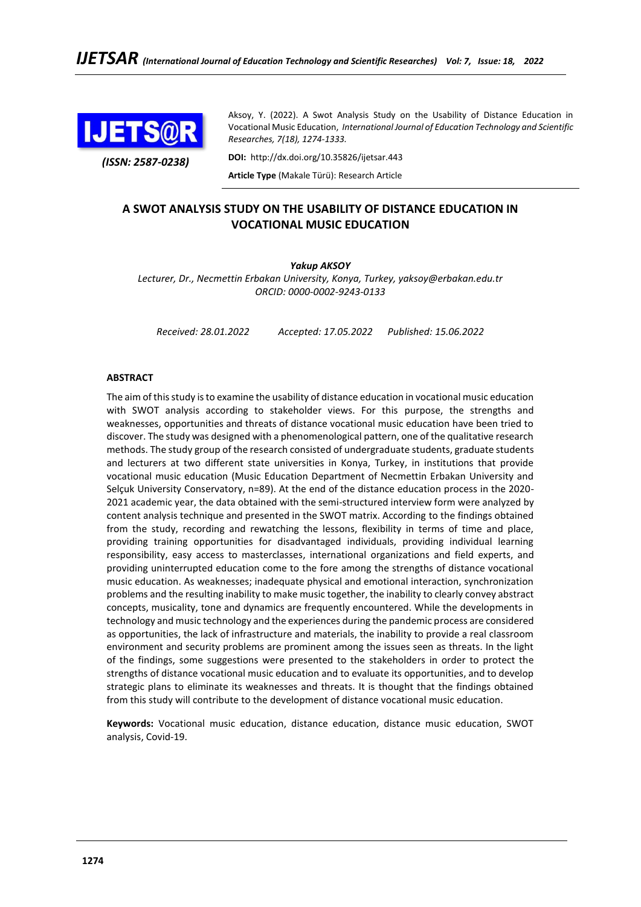Aksoy, Y. (2022). A Swot Analysis Study on the Usability of Distance Education in Vocational Music Education, *International Journal of Education Technology and Scientific Researches, 7(18), 1274-1333.*

*(ISSN: 2587-0238)*

**DOI:** http://dx.doi.org/10.35826/ijetsar.443

**Article Type** (Makale Türü): Research Article

# A SWOT ANALYSIS STUDY ON THE USABILITY OF DISTANCE EDUCATION IN VOCATIONAL MUSIC EDUCATION

***Yakup AKSOY***

*Lecturer, Dr., Necmettin Erbakan University, Konya, Turkey, yaksoy@erbakan.edu.tr*
*ORCID: 0000-0002-9243-0133*

*Received: 28.01.2022 Accepted: 17.05.2022 Published: 15.06.2022*

## ABSTRACT

The aim of this study is to examine the usability of distance education in vocational music education with SWOT analysis according to stakeholder views. For this purpose, the strengths and weaknesses, opportunities and threats of distance vocational music education have been tried to discover. The study was designed with a phenomenological pattern, one of the qualitative research methods. The study group of the research consisted of undergraduate students, graduate students and lecturers at two different state universities in Konya, Turkey, in institutions that provide vocational music education (Music Education Department of Necmettin Erbakan University and Selçuk University Conservatory, n=89). At the end of the distance education process in the 2020-2021 academic year, the data obtained with the semi-structured interview form were analyzed by content analysis technique and presented in the SWOT matrix. According to the findings obtained from the study, recording and rewatching the lessons, flexibility in terms of time and place, providing training opportunities for disadvantaged individuals, providing individual learning responsibility, easy access to masterclasses, international organizations and field experts, and providing uninterrupted education come to the fore among the strengths of distance vocational music education. As weaknesses; inadequate physical and emotional interaction, synchronization problems and the resulting inability to make music together, the inability to clearly convey abstract concepts, musicality, tone and dynamics are frequently encountered. While the developments in technology and music technology and the experiences during the pandemic process are considered as opportunities, the lack of infrastructure and materials, the inability to provide a real classroom environment and security problems are prominent among the issues seen as threats. In the light of the findings, some suggestions were presented to the stakeholders in order to protect the strengths of distance vocational music education and to evaluate its opportunities, and to develop strategic plans to eliminate its weaknesses and threats. It is thought that the findings obtained from this study will contribute to the development of distance vocational music education.

**Keywords:** Vocational music education, distance education, distance music education, SWOT analysis, Covid-19.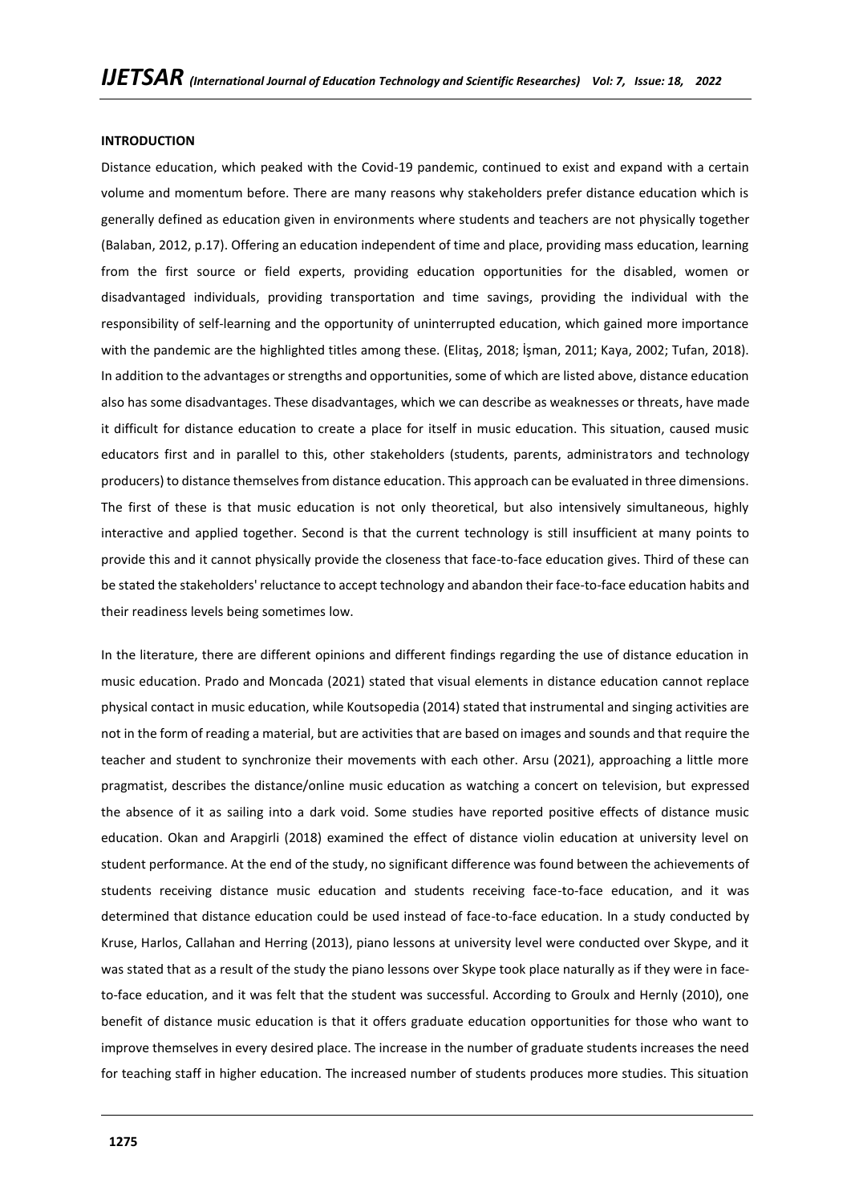## INTRODUCTION

Distance education, which peaked with the Covid-19 pandemic, continued to exist and expand with a certain volume and momentum before. There are many reasons why stakeholders prefer distance education which is generally defined as education given in environments where students and teachers are not physically together (Balaban, 2012, p.17). Offering an education independent of time and place, providing mass education, learning from the first source or field experts, providing education opportunities for the disabled, women or disadvantaged individuals, providing transportation and time savings, providing the individual with the responsibility of self-learning and the opportunity of uninterrupted education, which gained more importance with the pandemic are the highlighted titles among these. (Elitaş, 2018; İşman, 2011; Kaya, 2002; Tufan, 2018). In addition to the advantages or strengths and opportunities, some of which are listed above, distance education also has some disadvantages. These disadvantages, which we can describe as weaknesses or threats, have made it difficult for distance education to create a place for itself in music education. This situation, caused music educators first and in parallel to this, other stakeholders (students, parents, administrators and technology producers) to distance themselves from distance education. This approach can be evaluated in three dimensions. The first of these is that music education is not only theoretical, but also intensively simultaneous, highly interactive and applied together. Second is that the current technology is still insufficient at many points to provide this and it cannot physically provide the closeness that face-to-face education gives. Third of these can be stated the stakeholders' reluctance to accept technology and abandon their face-to-face education habits and their readiness levels being sometimes low.

In the literature, there are different opinions and different findings regarding the use of distance education in music education. Prado and Moncada (2021) stated that visual elements in distance education cannot replace physical contact in music education, while Koutsopedia (2014) stated that instrumental and singing activities are not in the form of reading a material, but are activities that are based on images and sounds and that require the teacher and student to synchronize their movements with each other. Arsu (2021), approaching a little more pragmatist, describes the distance/online music education as watching a concert on television, but expressed the absence of it as sailing into a dark void. Some studies have reported positive effects of distance music education. Okan and Arapgirli (2018) examined the effect of distance violin education at university level on student performance. At the end of the study, no significant difference was found between the achievements of students receiving distance music education and students receiving face-to-face education, and it was determined that distance education could be used instead of face-to-face education. In a study conducted by Kruse, Harlos, Callahan and Herring (2013), piano lessons at university level were conducted over Skype, and it was stated that as a result of the study the piano lessons over Skype took place naturally as if they were in face-to-face education, and it was felt that the student was successful. According to Groulx and Hernly (2010), one benefit of distance music education is that it offers graduate education opportunities for those who want to improve themselves in every desired place. The increase in the number of graduate students increases the need for teaching staff in higher education. The increased number of students produces more studies. This situation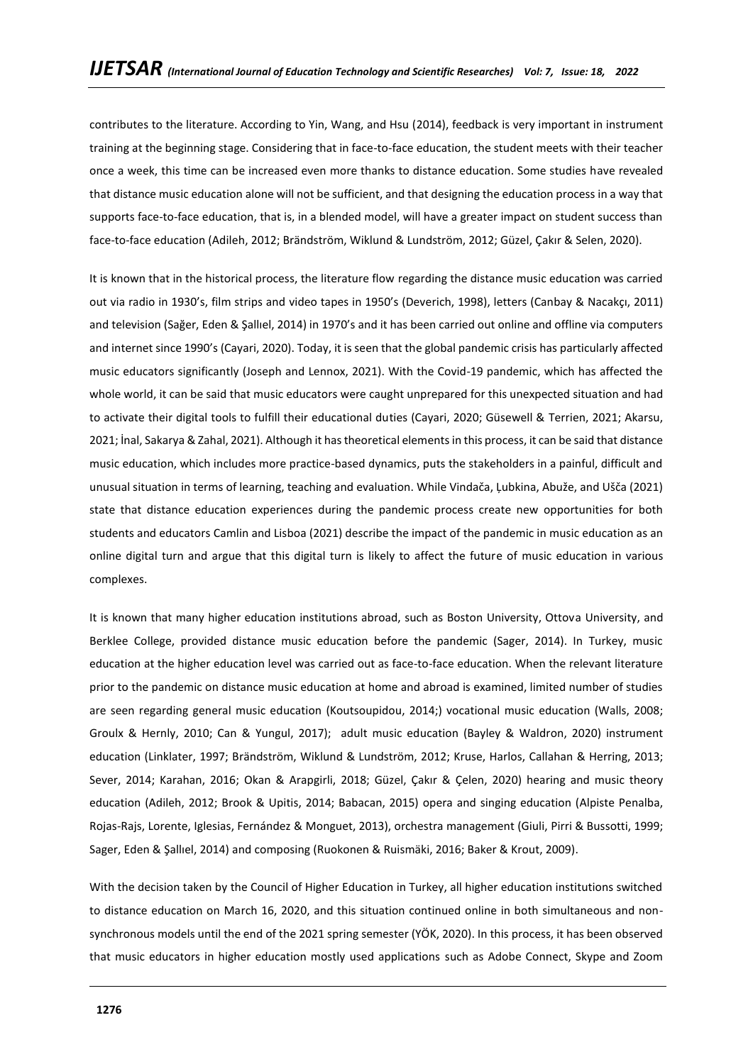contributes to the literature. According to Yin, Wang, and Hsu (2014), feedback is very important in instrument training at the beginning stage. Considering that in face-to-face education, the student meets with their teacher once a week, this time can be increased even more thanks to distance education. Some studies have revealed that distance music education alone will not be sufficient, and that designing the education process in a way that supports face-to-face education, that is, in a blended model, will have a greater impact on student success than face-to-face education (Adileh, 2012; Brändström, Wiklund & Lundström, 2012; Güzel, Çakır & Selen, 2020).

It is known that in the historical process, the literature flow regarding the distance music education was carried out via radio in 1930's, film strips and video tapes in 1950's (Deverich, 1998), letters (Canbay & Nacakçı, 2011) and television (Sağer, Eden & Şallıel, 2014) in 1970's and it has been carried out online and offline via computers and internet since 1990's (Cayari, 2020). Today, it is seen that the global pandemic crisis has particularly affected music educators significantly (Joseph and Lennox, 2021). With the Covid-19 pandemic, which has affected the whole world, it can be said that music educators were caught unprepared for this unexpected situation and had to activate their digital tools to fulfill their educational duties (Cayari, 2020; Güsewell & Terrien, 2021; Akarsu, 2021; İnal, Sakarya & Zahal, 2021). Although it has theoretical elements in this process, it can be said that distance music education, which includes more practice-based dynamics, puts the stakeholders in a painful, difficult and unusual situation in terms of learning, teaching and evaluation. While Vindača, Ļubkina, Abuže, and Ušča (2021) state that distance education experiences during the pandemic process create new opportunities for both students and educators Camlin and Lisboa (2021) describe the impact of the pandemic in music education as an online digital turn and argue that this digital turn is likely to affect the future of music education in various complexes.

It is known that many higher education institutions abroad, such as Boston University, Ottova University, and Berklee College, provided distance music education before the pandemic (Sager, 2014). In Turkey, music education at the higher education level was carried out as face-to-face education. When the relevant literature prior to the pandemic on distance music education at home and abroad is examined, limited number of studies are seen regarding general music education (Koutsoupidou, 2014;) vocational music education (Walls, 2008; Groulx & Hernly, 2010; Can & Yungul, 2017); adult music education (Bayley & Waldron, 2020) instrument education (Linklater, 1997; Brändström, Wiklund & Lundström, 2012; Kruse, Harlos, Callahan & Herring, 2013; Sever, 2014; Karahan, 2016; Okan & Arapgirli, 2018; Güzel, Çakır & Çelen, 2020) hearing and music theory education (Adileh, 2012; Brook & Upitis, 2014; Babacan, 2015) opera and singing education (Alpiste Penalba, Rojas-Rajs, Lorente, Iglesias, Fernández & Monguet, 2013), orchestra management (Giuli, Pirri & Bussotti, 1999; Sager, Eden & Şallıel, 2014) and composing (Ruokonen & Ruismäki, 2016; Baker & Krout, 2009).

With the decision taken by the Council of Higher Education in Turkey, all higher education institutions switched to distance education on March 16, 2020, and this situation continued online in both simultaneous and non-synchronous models until the end of the 2021 spring semester (YÖK, 2020). In this process, it has been observed that music educators in higher education mostly used applications such as Adobe Connect, Skype and Zoom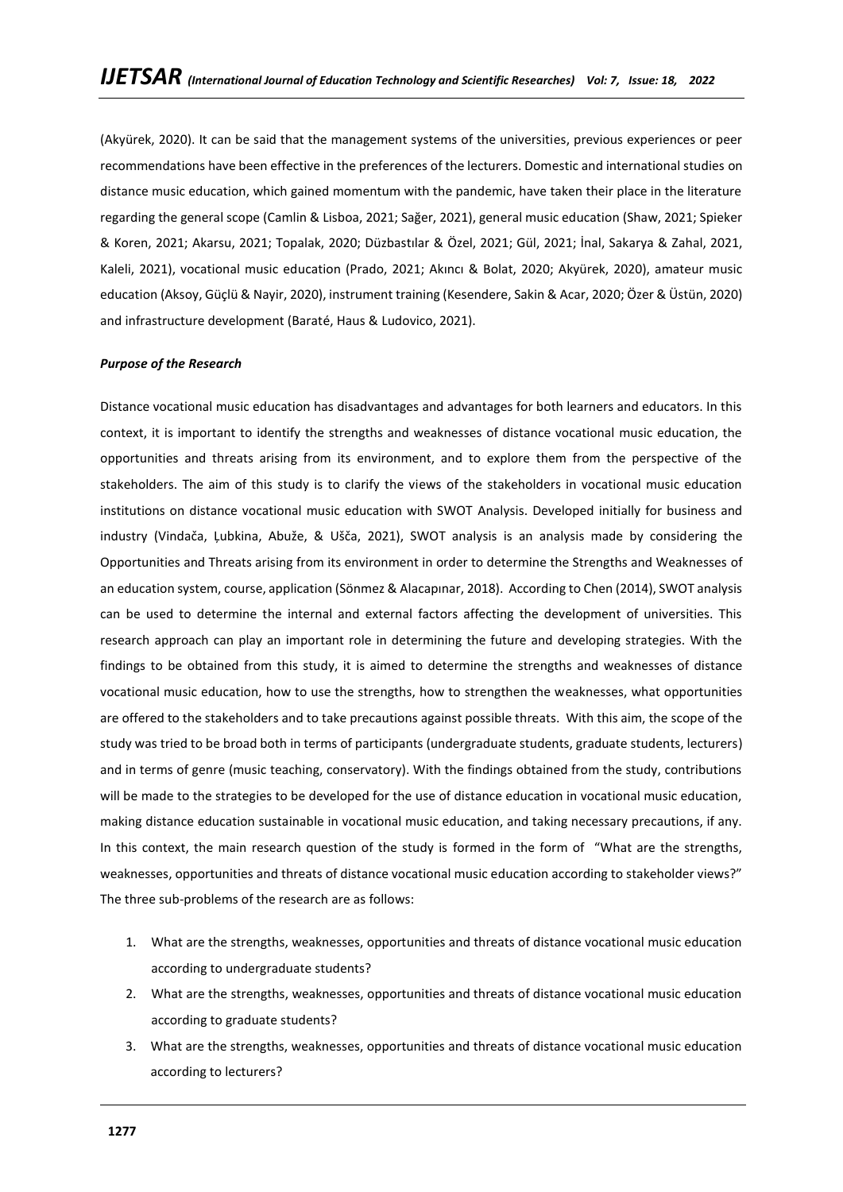(Akyürek, 2020). It can be said that the management systems of the universities, previous experiences or peer recommendations have been effective in the preferences of the lecturers. Domestic and international studies on distance music education, which gained momentum with the pandemic, have taken their place in the literature regarding the general scope (Camlin & Lisboa, 2021; Sağer, 2021), general music education (Shaw, 2021; Spieker & Koren, 2021; Akarsu, 2021; Topalak, 2020; Düzbastılar & Özel, 2021; Gül, 2021; İnal, Sakarya & Zahal, 2021, Kaleli, 2021), vocational music education (Prado, 2021; Akıncı & Bolat, 2020; Akyürek, 2020), amateur music education (Aksoy, Güçlü & Nayir, 2020), instrument training (Kesendere, Sakin & Acar, 2020; Özer & Üstün, 2020) and infrastructure development (Baraté, Haus & Ludovico, 2021).

***Purpose of the Research***

Distance vocational music education has disadvantages and advantages for both learners and educators. In this context, it is important to identify the strengths and weaknesses of distance vocational music education, the opportunities and threats arising from its environment, and to explore them from the perspective of the stakeholders. The aim of this study is to clarify the views of the stakeholders in vocational music education institutions on distance vocational music education with SWOT Analysis. Developed initially for business and industry (Vindača, Ļubkina, Abuže, & Ušča, 2021), SWOT analysis is an analysis made by considering the Opportunities and Threats arising from its environment in order to determine the Strengths and Weaknesses of an education system, course, application (Sönmez & Alacapınar, 2018). According to Chen (2014), SWOT analysis can be used to determine the internal and external factors affecting the development of universities. This research approach can play an important role in determining the future and developing strategies. With the findings to be obtained from this study, it is aimed to determine the strengths and weaknesses of distance vocational music education, how to use the strengths, how to strengthen the weaknesses, what opportunities are offered to the stakeholders and to take precautions against possible threats. With this aim, the scope of the study was tried to be broad both in terms of participants (undergraduate students, graduate students, lecturers) and in terms of genre (music teaching, conservatory). With the findings obtained from the study, contributions will be made to the strategies to be developed for the use of distance education in vocational music education, making distance education sustainable in vocational music education, and taking necessary precautions, if any. In this context, the main research question of the study is formed in the form of "What are the strengths, weaknesses, opportunities and threats of distance vocational music education according to stakeholder views?" The three sub-problems of the research are as follows:

1. What are the strengths, weaknesses, opportunities and threats of distance vocational music education according to undergraduate students?
2. What are the strengths, weaknesses, opportunities and threats of distance vocational music education according to graduate students?
3. What are the strengths, weaknesses, opportunities and threats of distance vocational music education according to lecturers?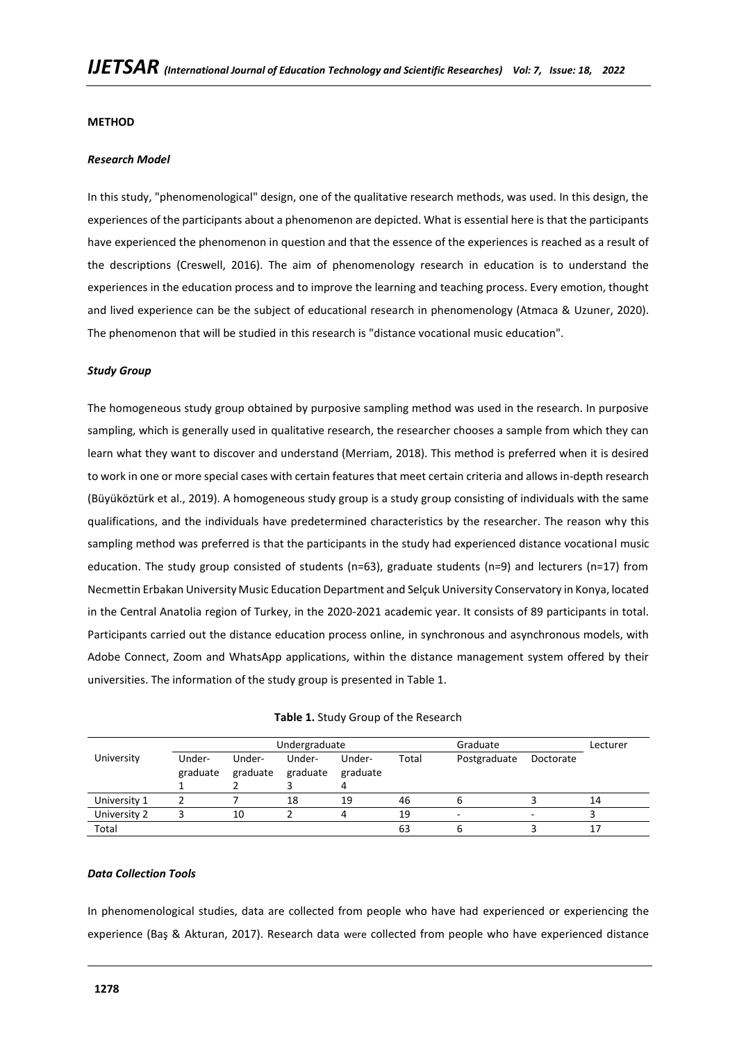**METHOD**

***Research Model***

In this study, "phenomenological" design, one of the qualitative research methods, was used. In this design, the experiences of the participants about a phenomenon are depicted. What is essential here is that the participants have experienced the phenomenon in question and that the essence of the experiences is reached as a result of the descriptions (Creswell, 2016). The aim of phenomenology research in education is to understand the experiences in the education process and to improve the learning and teaching process. Every emotion, thought and lived experience can be the subject of educational research in phenomenology (Atmaca & Uzuner, 2020). The phenomenon that will be studied in this research is "distance vocational music education".

***Study Group***

The homogeneous study group obtained by purposive sampling method was used in the research. In purposive sampling, which is generally used in qualitative research, the researcher chooses a sample from which they can learn what they want to discover and understand (Merriam, 2018). This method is preferred when it is desired to work in one or more special cases with certain features that meet certain criteria and allows in-depth research (Büyüköztürk et al., 2019). A homogeneous study group is a study group consisting of individuals with the same qualifications, and the individuals have predetermined characteristics by the researcher. The reason why this sampling method was preferred is that the participants in the study had experienced distance vocational music education. The study group consisted of students (n=63), graduate students (n=9) and lecturers (n=17) from Necmettin Erbakan University Music Education Department and Selçuk University Conservatory in Konya, located in the Central Anatolia region of Turkey, in the 2020-2021 academic year. It consists of 89 participants in total. Participants carried out the distance education process online, in synchronous and asynchronous models, with Adobe Connect, Zoom and WhatsApp applications, within the distance management system offered by their universities. The information of the study group is presented in Table 1.

**Table 1.** Study Group of the Research

| University | Undergraduate | | | | | Graduate | | Lecturer |
|---|---|---|---|---|---|---|---|---|
| | Under-graduate 1 | Under-graduate 2 | Under-graduate 3 | Under-graduate 4 | Total | Postgraduate | Doctorate | |
| University 1 | 2 | 7 | 18 | 19 | 46 | 6 | 3 | 14 |
| University 2 | 3 | 10 | 2 | 4 | 19 | - | - | 3 |
| Total | | | | | 63 | 6 | 3 | 17 |

***Data Collection Tools***

In phenomenological studies, data are collected from people who have had experienced or experiencing the experience (Baş & Akturan, 2017). Research data were collected from people who have experienced distance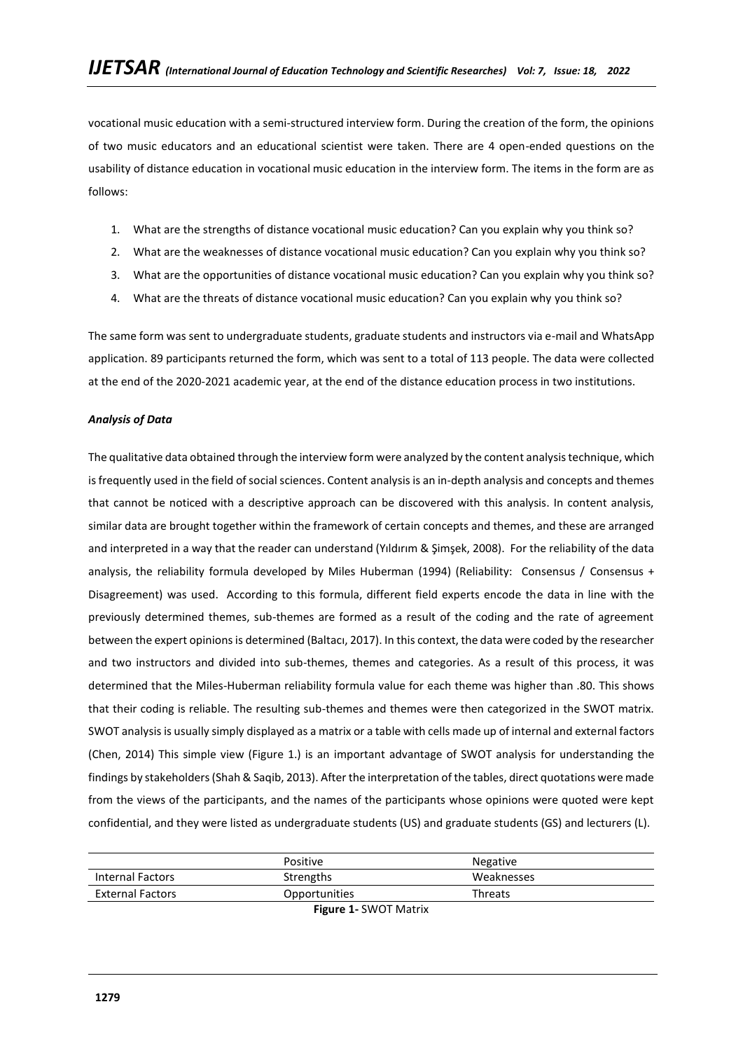vocational music education with a semi-structured interview form. During the creation of the form, the opinions of two music educators and an educational scientist were taken. There are 4 open-ended questions on the usability of distance education in vocational music education in the interview form. The items in the form are as follows:

1. What are the strengths of distance vocational music education? Can you explain why you think so?
2. What are the weaknesses of distance vocational music education? Can you explain why you think so?
3. What are the opportunities of distance vocational music education? Can you explain why you think so?
4. What are the threats of distance vocational music education? Can you explain why you think so?

The same form was sent to undergraduate students, graduate students and instructors via e-mail and WhatsApp application. 89 participants returned the form, which was sent to a total of 113 people. The data were collected at the end of the 2020-2021 academic year, at the end of the distance education process in two institutions.

### *Analysis of Data*

The qualitative data obtained through the interview form were analyzed by the content analysis technique, which is frequently used in the field of social sciences. Content analysis is an in-depth analysis and concepts and themes that cannot be noticed with a descriptive approach can be discovered with this analysis. In content analysis, similar data are brought together within the framework of certain concepts and themes, and these are arranged and interpreted in a way that the reader can understand (Yıldırım & Şimşek, 2008). For the reliability of the data analysis, the reliability formula developed by Miles Huberman (1994) (Reliability: Consensus / Consensus + Disagreement) was used. According to this formula, different field experts encode the data in line with the previously determined themes, sub-themes are formed as a result of the coding and the rate of agreement between the expert opinions is determined (Baltacı, 2017). In this context, the data were coded by the researcher and two instructors and divided into sub-themes, themes and categories. As a result of this process, it was determined that the Miles-Huberman reliability formula value for each theme was higher than .80. This shows that their coding is reliable. The resulting sub-themes and themes were then categorized in the SWOT matrix. SWOT analysis is usually simply displayed as a matrix or a table with cells made up of internal and external factors (Chen, 2014) This simple view (Figure 1.) is an important advantage of SWOT analysis for understanding the findings by stakeholders (Shah & Saqib, 2013). After the interpretation of the tables, direct quotations were made from the views of the participants, and the names of the participants whose opinions were quoted were kept confidential, and they were listed as undergraduate students (US) and graduate students (GS) and lecturers (L).

| | Positive | Negative |
|---|---|---|
| Internal Factors | Strengths | Weaknesses |
| External Factors | Opportunities | Threats |

**Figure 1-** SWOT Matrix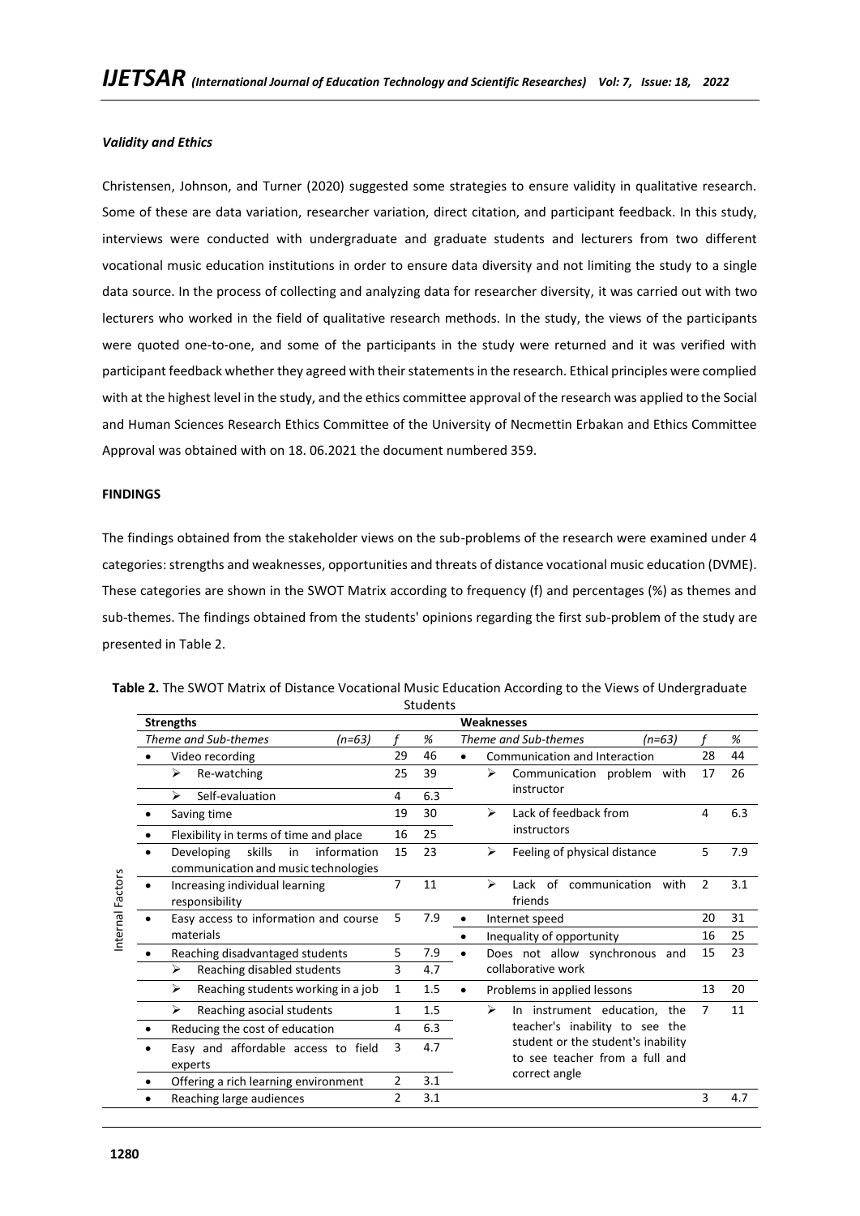### *Validity and Ethics*

Christensen, Johnson, and Turner (2020) suggested some strategies to ensure validity in qualitative research. Some of these are data variation, researcher variation, direct citation, and participant feedback. In this study, interviews were conducted with undergraduate and graduate students and lecturers from two different vocational music education institutions in order to ensure data diversity and not limiting the study to a single data source. In the process of collecting and analyzing data for researcher diversity, it was carried out with two lecturers who worked in the field of qualitative research methods. In the study, the views of the participants were quoted one-to-one, and some of the participants in the study were returned and it was verified with participant feedback whether they agreed with their statements in the research. Ethical principles were complied with at the highest level in the study, and the ethics committee approval of the research was applied to the Social and Human Sciences Research Ethics Committee of the University of Necmettin Erbakan and Ethics Committee Approval was obtained with on 18. 06.2021 the document numbered 359.

## FINDINGS

The findings obtained from the stakeholder views on the sub-problems of the research were examined under 4 categories: strengths and weaknesses, opportunities and threats of distance vocational music education (DVME). These categories are shown in the SWOT Matrix according to frequency (f) and percentages (%) as themes and sub-themes. The findings obtained from the students' opinions regarding the first sub-problem of the study are presented in Table 2.

**Table 2.** The SWOT Matrix of Distance Vocational Music Education According to the Views of Undergraduate Students

| | Strengths | | | Weaknesses | | |
|---|---|---|---|---|---|---|
| | *Theme and Sub-themes (n=63)* | *f* | *%* | *Theme and Sub-themes (n=63)* | *f* | *%* |
| Internal Factors | • Video recording | 29 | 46 | • Communication and Interaction | 28 | 44 |
| | ➢ Re-watching | 25 | 39 | ➢ Communication problem with instructor | 17 | 26 |
| | ➢ Self-evaluation | 4 | 6.3 | | | |
| | • Saving time | 19 | 30 | ➢ Lack of feedback from instructors | 4 | 6.3 |
| | • Flexibility in terms of time and place | 16 | 25 | | | |
| | • Developing skills in information communication and music technologies | 15 | 23 | ➢ Feeling of physical distance | 5 | 7.9 |
| | • Increasing individual learning responsibility | 7 | 11 | ➢ Lack of communication with friends | 2 | 3.1 |
| | • Easy access to information and course materials | 5 | 7.9 | • Internet speed | 20 | 31 |
| | | | | • Inequality of opportunity | 16 | 25 |
| | • Reaching disadvantaged students | 5 | 7.9 | • Does not allow synchronous and collaborative work | 15 | 23 |
| | ➢ Reaching disabled students | 3 | 4.7 | | | |
| | ➢ Reaching students working in a job | 1 | 1.5 | • Problems in applied lessons | 13 | 20 |
| | ➢ Reaching asocial students | 1 | 1.5 | ➢ In instrument education, the teacher's inability to see the student or the student's inability to see teacher from a full and correct angle | 7 | 11 |
| | • Reducing the cost of education | 4 | 6.3 | | | |
| | • Easy and affordable access to field experts | 3 | 4.7 | | | |
| | • Offering a rich learning environment | 2 | 3.1 | | | |
| | • Reaching large audiences | 2 | 3.1 | | 3 | 4.7 |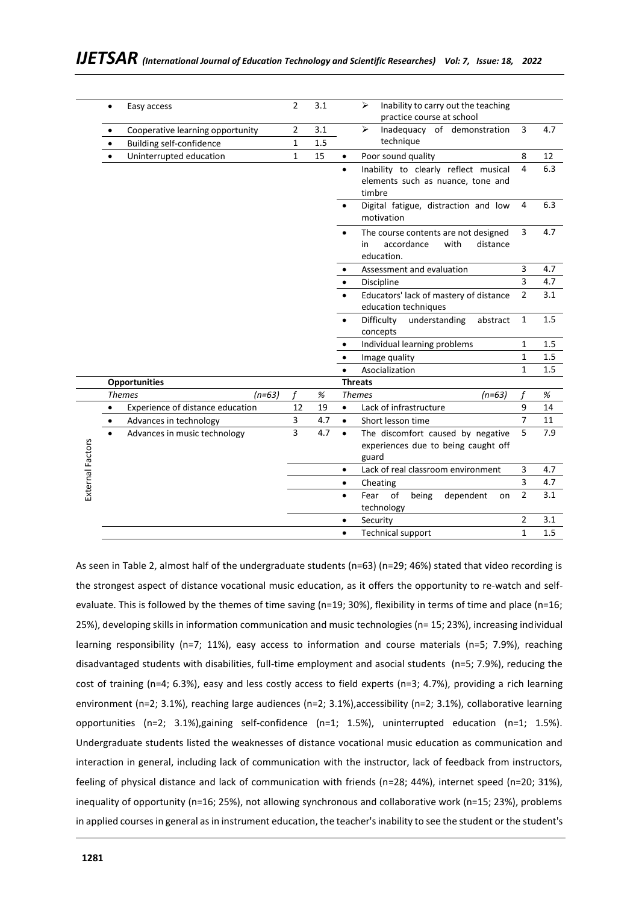| | Strengths (cont.) | | | Weaknesses (cont.) | | |
|---|---|---|---|---|---|---|
| | • Easy access | 2 | 3.1 | ➢ Inability to carry out the teaching practice course at school | | |
| | • Cooperative learning opportunity | 2 | 3.1 | ➢ Inadequacy of demonstration technique | 3 | 4.7 |
| | • Building self-confidence | 1 | 1.5 | | | |
| | • Uninterrupted education | 1 | 15 | • Poor sound quality | 8 | 12 |
| | | | | • Inability to clearly reflect musical elements such as nuance, tone and timbre | 4 | 6.3 |
| | | | | • Digital fatigue, distraction and low motivation | 4 | 6.3 |
| | | | | • The course contents are not designed in accordance with distance education. | 3 | 4.7 |
| | | | | • Assessment and evaluation | 3 | 4.7 |
| | | | | • Discipline | 3 | 4.7 |
| | | | | • Educators' lack of mastery of distance education techniques | 2 | 3.1 |
| | | | | • Difficulty understanding abstract concepts | 1 | 1.5 |
| | | | | • Individual learning problems | 1 | 1.5 |
| | | | | • Image quality | 1 | 1.5 |
| | | | | • Asocialization | 1 | 1.5 |
| | **Opportunities** | | | **Threats** | | |
| | *Themes* (n=63) | *f* | *%* | *Themes* (n=63) | *f* | *%* |
| External Factors | • Experience of distance education | 12 | 19 | • Lack of infrastructure | 9 | 14 |
| | • Advances in technology | 3 | 4.7 | • Short lesson time | 7 | 11 |
| | • Advances in music technology | 3 | 4.7 | • The discomfort caused by negative experiences due to being caught off guard | 5 | 7.9 |
| | | | | • Lack of real classroom environment | 3 | 4.7 |
| | | | | • Cheating | 3 | 4.7 |
| | | | | • Fear of being dependent on technology | 2 | 3.1 |
| | | | | • Security | 2 | 3.1 |
| | | | | • Technical support | 1 | 1.5 |

As seen in Table 2, almost half of the undergraduate students (n=63) (n=29; 46%) stated that video recording is the strongest aspect of distance vocational music education, as it offers the opportunity to re-watch and self-evaluate. This is followed by the themes of time saving (n=19; 30%), flexibility in terms of time and place (n=16; 25%), developing skills in information communication and music technologies (n= 15; 23%), increasing individual learning responsibility (n=7; 11%), easy access to information and course materials (n=5; 7.9%), reaching disadvantaged students with disabilities, full-time employment and asocial students (n=5; 7.9%), reducing the cost of training (n=4; 6.3%), easy and less costly access to field experts (n=3; 4.7%), providing a rich learning environment (n=2; 3.1%), reaching large audiences (n=2; 3.1%),accessibility (n=2; 3.1%), collaborative learning opportunities (n=2; 3.1%),gaining self-confidence (n=1; 1.5%), uninterrupted education (n=1; 1.5%). Undergraduate students listed the weaknesses of distance vocational music education as communication and interaction in general, including lack of communication with the instructor, lack of feedback from instructors, feeling of physical distance and lack of communication with friends (n=28; 44%), internet speed (n=20; 31%), inequality of opportunity (n=16; 25%), not allowing synchronous and collaborative work (n=15; 23%), problems in applied courses in general as in instrument education, the teacher's inability to see the student or the student's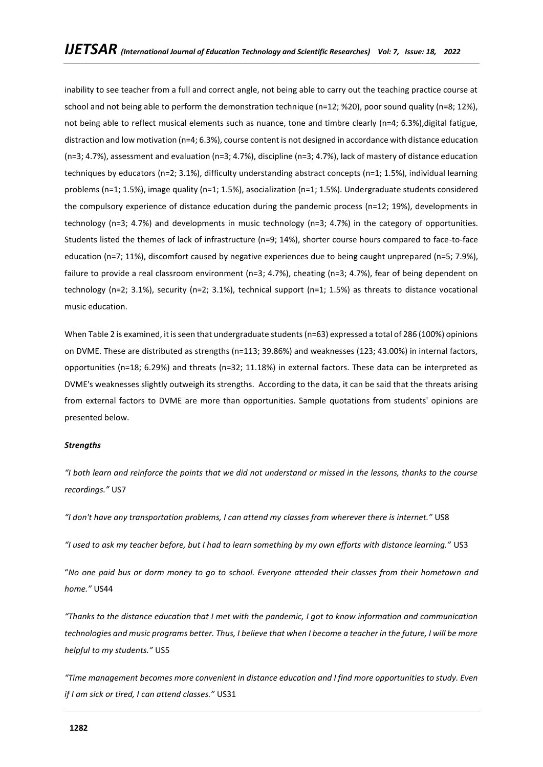inability to see teacher from a full and correct angle, not being able to carry out the teaching practice course at school and not being able to perform the demonstration technique (n=12; %20), poor sound quality (n=8; 12%), not being able to reflect musical elements such as nuance, tone and timbre clearly (n=4; 6.3%),digital fatigue, distraction and low motivation (n=4; 6.3%), course content is not designed in accordance with distance education (n=3; 4.7%), assessment and evaluation (n=3; 4.7%), discipline (n=3; 4.7%), lack of mastery of distance education techniques by educators (n=2; 3.1%), difficulty understanding abstract concepts (n=1; 1.5%), individual learning problems (n=1; 1.5%), image quality (n=1; 1.5%), asocialization (n=1; 1.5%). Undergraduate students considered the compulsory experience of distance education during the pandemic process (n=12; 19%), developments in technology (n=3; 4.7%) and developments in music technology (n=3; 4.7%) in the category of opportunities. Students listed the themes of lack of infrastructure (n=9; 14%), shorter course hours compared to face-to-face education (n=7; 11%), discomfort caused by negative experiences due to being caught unprepared (n=5; 7.9%), failure to provide a real classroom environment (n=3; 4.7%), cheating (n=3; 4.7%), fear of being dependent on technology (n=2; 3.1%), security (n=2; 3.1%), technical support (n=1; 1.5%) as threats to distance vocational music education.

When Table 2 is examined, it is seen that undergraduate students (n=63) expressed a total of 286 (100%) opinions on DVME. These are distributed as strengths (n=113; 39.86%) and weaknesses (123; 43.00%) in internal factors, opportunities (n=18; 6.29%) and threats (n=32; 11.18%) in external factors. These data can be interpreted as DVME's weaknesses slightly outweigh its strengths. According to the data, it can be said that the threats arising from external factors to DVME are more than opportunities. Sample quotations from students' opinions are presented below.

***Strengths***

*"I both learn and reinforce the points that we did not understand or missed in the lessons, thanks to the course recordings."* US7

*"I don't have any transportation problems, I can attend my classes from wherever there is internet."* US8

*"I used to ask my teacher before, but I had to learn something by my own efforts with distance learning."* US3

"*No one paid bus or dorm money to go to school. Everyone attended their classes from their hometown and home."* US44

*"Thanks to the distance education that I met with the pandemic, I got to know information and communication technologies and music programs better. Thus, I believe that when I become a teacher in the future, I will be more helpful to my students."* US5

*"Time management becomes more convenient in distance education and I find more opportunities to study. Even if I am sick or tired, I can attend classes."* US31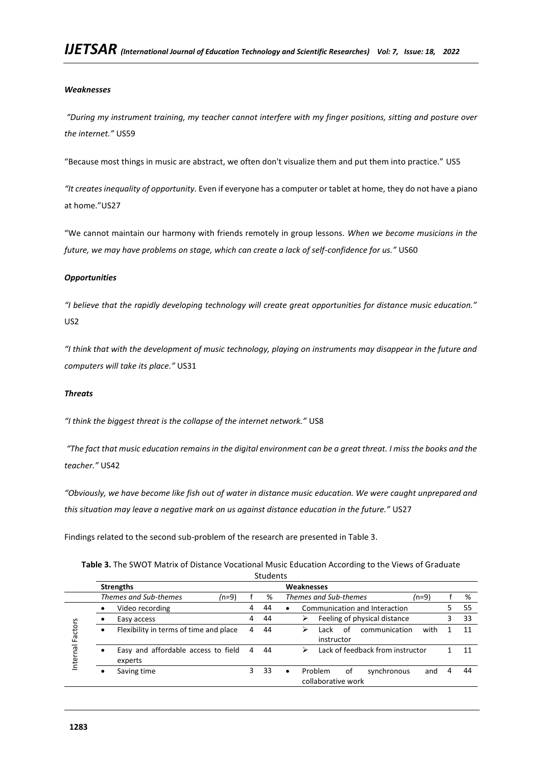***Weaknesses***

*"During my instrument training, my teacher cannot interfere with my finger positions, sitting and posture over the internet."* US59

"Because most things in music are abstract, we often don't visualize them and put them into practice." US5

*"It creates inequality of opportunity.* Even if everyone has a computer or tablet at home, they do not have a piano at home."US27

"We cannot maintain our harmony with friends remotely in group lessons. *When we become musicians in the future, we may have problems on stage, which can create a lack of self-confidence for us."* US60

***Opportunities***

*"I believe that the rapidly developing technology will create great opportunities for distance music education."* US2

*"I think that with the development of music technology, playing on instruments may disappear in the future and computers will take its place."* US31

***Threats***

*"I think the biggest threat is the collapse of the internet network."* US8

*"The fact that music education remains in the digital environment can be a great threat. I miss the books and the teacher."* US42

*"Obviously, we have become like fish out of water in distance music education. We were caught unprepared and this situation may leave a negative mark on us against distance education in the future."* US27

Findings related to the second sub-problem of the research are presented in Table 3.

**Table 3.** The SWOT Matrix of Distance Vocational Music Education According to the Views of Graduate Students

| | **Strengths** | | | **Weaknesses** | | |
|---|---|---|---|---|---|---|
| | *Themes and Sub-themes* (n=9) | f | % | *Themes and Sub-themes* (n=9) | f | % |
| Internal Factors | • Video recording | 4 | 44 | • Communication and Interaction | 5 | 55 |
| | • Easy access | 4 | 44 | ➢ Feeling of physical distance | 3 | 33 |
| | • Flexibility in terms of time and place | 4 | 44 | ➢ Lack of communication with instructor | 1 | 11 |
| | • Easy and affordable access to field experts | 4 | 44 | ➢ Lack of feedback from instructor | 1 | 11 |
| | • Saving time | 3 | 33 | • Problem of synchronous and collaborative work | 4 | 44 |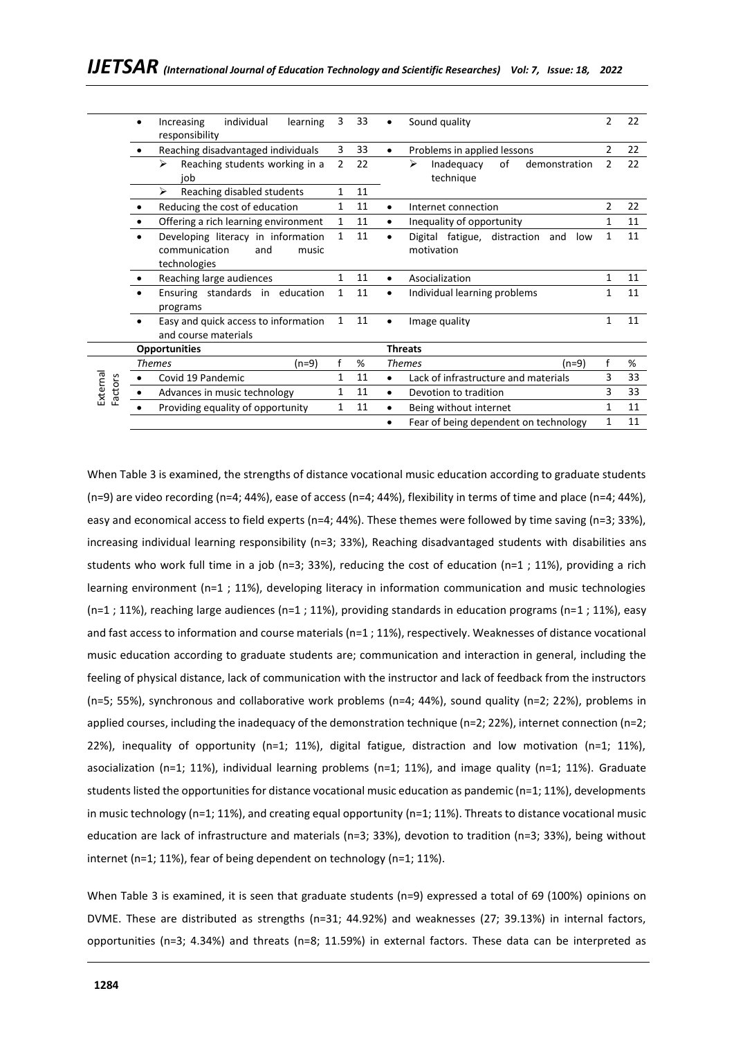| | Strengths | f | % | Weaknesses | f | % |
|---|---|---|---|---|---|---|
| | • Increasing individual learning responsibility | 3 | 33 | • Sound quality | 2 | 22 |
| | • Reaching disadvantaged individuals | 3 | 33 | • Problems in applied lessons | 2 | 22 |
| | ➢ Reaching students working in a job | 2 | 22 | ➢ Inadequacy of demonstration technique | 2 | 22 |
| | ➢ Reaching disabled students | 1 | 11 | | | |
| | • Reducing the cost of education | 1 | 11 | • Internet connection | 2 | 22 |
| | • Offering a rich learning environment | 1 | 11 | • Inequality of opportunity | 1 | 11 |
| | • Developing literacy in information communication and music technologies | 1 | 11 | • Digital fatigue, distraction and low motivation | 1 | 11 |
| | • Reaching large audiences | 1 | 11 | • Asocialization | 1 | 11 |
| | • Ensuring standards in education programs | 1 | 11 | • Individual learning problems | 1 | 11 |
| | • Easy and quick access to information and course materials | 1 | 11 | • Image quality | 1 | 11 |
| | **Opportunities** | | | **Threats** | | |
| | *Themes* (n=9) | f | % | *Themes* (n=9) | f | % |
| External Factors | • Covid 19 Pandemic | 1 | 11 | • Lack of infrastructure and materials | 3 | 33 |
| | • Advances in music technology | 1 | 11 | • Devotion to tradition | 3 | 33 |
| | • Providing equality of opportunity | 1 | 11 | • Being without internet | 1 | 11 |
| | | | | • Fear of being dependent on technology | 1 | 11 |

When Table 3 is examined, the strengths of distance vocational music education according to graduate students (n=9) are video recording (n=4; 44%), ease of access (n=4; 44%), flexibility in terms of time and place (n=4; 44%), easy and economical access to field experts (n=4; 44%). These themes were followed by time saving (n=3; 33%), increasing individual learning responsibility (n=3; 33%), Reaching disadvantaged students with disabilities ans students who work full time in a job (n=3; 33%), reducing the cost of education (n=1 ; 11%), providing a rich learning environment (n=1 ; 11%), developing literacy in information communication and music technologies (n=1 ; 11%), reaching large audiences (n=1 ; 11%), providing standards in education programs (n=1 ; 11%), easy and fast access to information and course materials (n=1 ; 11%), respectively. Weaknesses of distance vocational music education according to graduate students are; communication and interaction in general, including the feeling of physical distance, lack of communication with the instructor and lack of feedback from the instructors (n=5; 55%), synchronous and collaborative work problems (n=4; 44%), sound quality (n=2; 22%), problems in applied courses, including the inadequacy of the demonstration technique (n=2; 22%), internet connection (n=2; 22%), inequality of opportunity (n=1; 11%), digital fatigue, distraction and low motivation (n=1; 11%), asocialization (n=1; 11%), individual learning problems (n=1; 11%), and image quality (n=1; 11%). Graduate students listed the opportunities for distance vocational music education as pandemic (n=1; 11%), developments in music technology (n=1; 11%), and creating equal opportunity (n=1; 11%). Threats to distance vocational music education are lack of infrastructure and materials (n=3; 33%), devotion to tradition (n=3; 33%), being without internet (n=1; 11%), fear of being dependent on technology (n=1; 11%).

When Table 3 is examined, it is seen that graduate students (n=9) expressed a total of 69 (100%) opinions on DVME. These are distributed as strengths (n=31; 44.92%) and weaknesses (27; 39.13%) in internal factors, opportunities (n=3; 4.34%) and threats (n=8; 11.59%) in external factors. These data can be interpreted as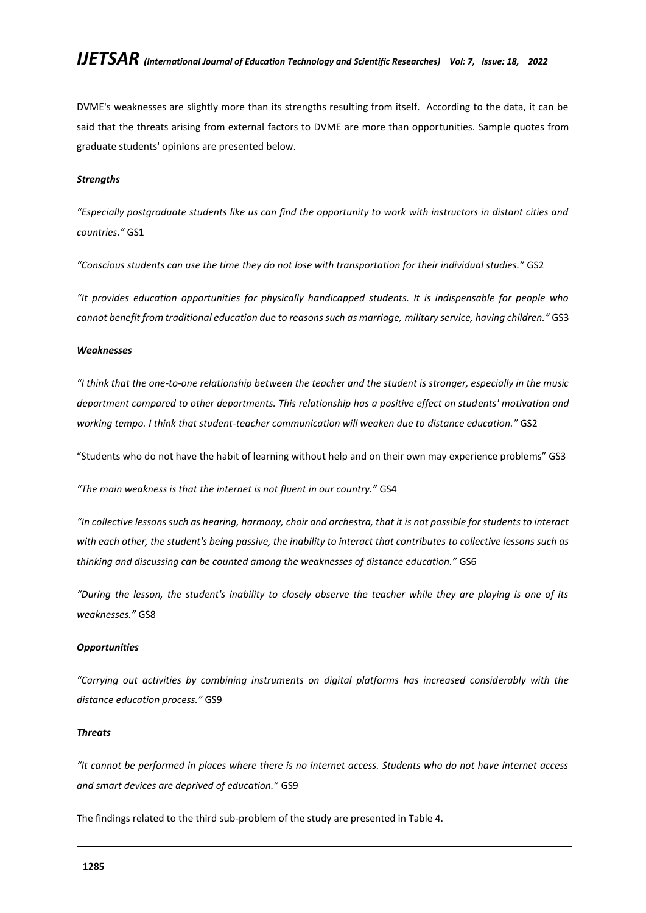DVME's weaknesses are slightly more than its strengths resulting from itself. According to the data, it can be said that the threats arising from external factors to DVME are more than opportunities. Sample quotes from graduate students' opinions are presented below.

***Strengths***

*"Especially postgraduate students like us can find the opportunity to work with instructors in distant cities and countries."* GS1

*"Conscious students can use the time they do not lose with transportation for their individual studies."* GS2

*"It provides education opportunities for physically handicapped students. It is indispensable for people who cannot benefit from traditional education due to reasons such as marriage, military service, having children."* GS3

***Weaknesses***

*"I think that the one-to-one relationship between the teacher and the student is stronger, especially in the music department compared to other departments. This relationship has a positive effect on students' motivation and working tempo. I think that student-teacher communication will weaken due to distance education."* GS2

"Students who do not have the habit of learning without help and on their own may experience problems" GS3

*"The main weakness is that the internet is not fluent in our country."* GS4

*"In collective lessons such as hearing, harmony, choir and orchestra, that it is not possible for students to interact with each other, the student's being passive, the inability to interact that contributes to collective lessons such as thinking and discussing can be counted among the weaknesses of distance education."* GS6

*"During the lesson, the student's inability to closely observe the teacher while they are playing is one of its weaknesses."* GS8

***Opportunities***

*"Carrying out activities by combining instruments on digital platforms has increased considerably with the distance education process."* GS9

***Threats***

*"It cannot be performed in places where there is no internet access. Students who do not have internet access and smart devices are deprived of education."* GS9

The findings related to the third sub-problem of the study are presented in Table 4.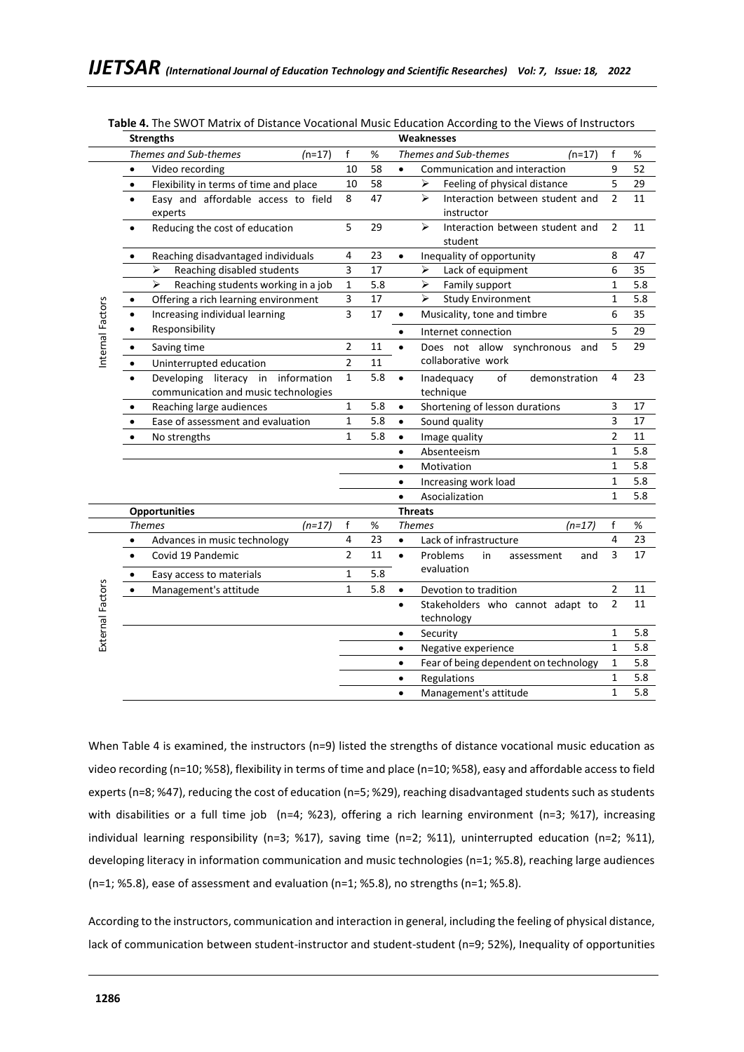**Table 4.** The SWOT Matrix of Distance Vocational Music Education According to the Views of Instructors

| | **Strengths** | | | **Weaknesses** | | |
|---|---|---|---|---|---|---|
| | *Themes and Sub-themes (n=17)* | f | % | *Themes and Sub-themes (n=17)* | f | % |
| Internal Factors | • Video recording | 10 | 58 | • Communication and interaction | 9 | 52 |
| | • Flexibility in terms of time and place | 10 | 58 | ➢ Feeling of physical distance | 5 | 29 |
| | • Easy and affordable access to field experts | 8 | 47 | ➢ Interaction between student and instructor | 2 | 11 |
| | • Reducing the cost of education | 5 | 29 | ➢ Interaction between student and student | 2 | 11 |
| | • Reaching disadvantaged individuals | 4 | 23 | • Inequality of opportunity | 8 | 47 |
| | ➢ Reaching disabled students | 3 | 17 | ➢ Lack of equipment | 6 | 35 |
| | ➢ Reaching students working in a job | 1 | 5.8 | ➢ Family support | 1 | 5.8 |
| | • Offering a rich learning environment | 3 | 17 | ➢ Study Environment | 1 | 5.8 |
| | • Increasing individual learning Responsibility | 3 | 17 | • Musicality, tone and timbre | 6 | 35 |
| | | | | • Internet connection | 5 | 29 |
| | • Saving time | 2 | 11 | • Does not allow synchronous and collaborative work | 5 | 29 |
| | • Uninterrupted education | 2 | 11 | | | |
| | • Developing literacy in information communication and music technologies | 1 | 5.8 | • Inadequacy of demonstration technique | 4 | 23 |
| | • Reaching large audiences | 1 | 5.8 | • Shortening of lesson durations | 3 | 17 |
| | • Ease of assessment and evaluation | 1 | 5.8 | • Sound quality | 3 | 17 |
| | • No strengths | 1 | 5.8 | • Image quality | 2 | 11 |
| | | | | • Absenteeism | 1 | 5.8 |
| | | | | • Motivation | 1 | 5.8 |
| | | | | • Increasing work load | 1 | 5.8 |
| | | | | • Asocialization | 1 | 5.8 |
| | **Opportunities** | | | **Threats** | | |
| | *Themes (n=17)* | f | % | *Themes (n=17)* | f | % |
| External Factors | • Advances in music technology | 4 | 23 | • Lack of infrastructure | 4 | 23 |
| | • Covid 19 Pandemic | 2 | 11 | • Problems in assessment and evaluation | 3 | 17 |
| | • Easy access to materials | 1 | 5.8 | | | |
| | • Management's attitude | 1 | 5.8 | • Devotion to tradition | 2 | 11 |
| | | | | • Stakeholders who cannot adapt to technology | 2 | 11 |
| | | | | • Security | 1 | 5.8 |
| | | | | • Negative experience | 1 | 5.8 |
| | | | | • Fear of being dependent on technology | 1 | 5.8 |
| | | | | • Regulations | 1 | 5.8 |
| | | | | • Management's attitude | 1 | 5.8 |

When Table 4 is examined, the instructors (n=9) listed the strengths of distance vocational music education as video recording (n=10; %58), flexibility in terms of time and place (n=10; %58), easy and affordable access to field experts (n=8; %47), reducing the cost of education (n=5; %29), reaching disadvantaged students such as students with disabilities or a full time job (n=4; %23), offering a rich learning environment (n=3; %17), increasing individual learning responsibility (n=3; %17), saving time (n=2; %11), uninterrupted education (n=2; %11), developing literacy in information communication and music technologies (n=1; %5.8), reaching large audiences (n=1; %5.8), ease of assessment and evaluation (n=1; %5.8), no strengths (n=1; %5.8).

According to the instructors, communication and interaction in general, including the feeling of physical distance, lack of communication between student-instructor and student-student (n=9; 52%), Inequality of opportunities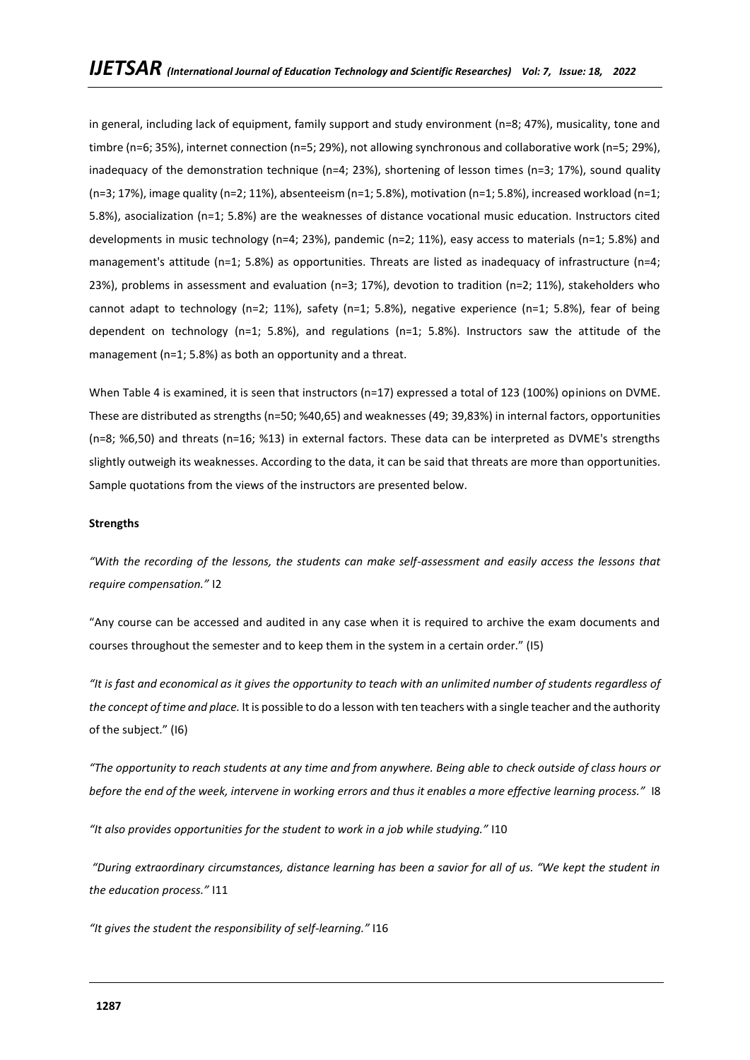in general, including lack of equipment, family support and study environment (n=8; 47%), musicality, tone and timbre (n=6; 35%), internet connection (n=5; 29%), not allowing synchronous and collaborative work (n=5; 29%), inadequacy of the demonstration technique (n=4; 23%), shortening of lesson times (n=3; 17%), sound quality (n=3; 17%), image quality (n=2; 11%), absenteeism (n=1; 5.8%), motivation (n=1; 5.8%), increased workload (n=1; 5.8%), asocialization (n=1; 5.8%) are the weaknesses of distance vocational music education. Instructors cited developments in music technology (n=4; 23%), pandemic (n=2; 11%), easy access to materials (n=1; 5.8%) and management's attitude (n=1; 5.8%) as opportunities. Threats are listed as inadequacy of infrastructure (n=4; 23%), problems in assessment and evaluation (n=3; 17%), devotion to tradition (n=2; 11%), stakeholders who cannot adapt to technology (n=2; 11%), safety (n=1; 5.8%), negative experience (n=1; 5.8%), fear of being dependent on technology (n=1; 5.8%), and regulations (n=1; 5.8%). Instructors saw the attitude of the management (n=1; 5.8%) as both an opportunity and a threat.

When Table 4 is examined, it is seen that instructors (n=17) expressed a total of 123 (100%) opinions on DVME. These are distributed as strengths (n=50; %40,65) and weaknesses (49; 39,83%) in internal factors, opportunities (n=8; %6,50) and threats (n=16; %13) in external factors. These data can be interpreted as DVME's strengths slightly outweigh its weaknesses. According to the data, it can be said that threats are more than opportunities. Sample quotations from the views of the instructors are presented below.

**Strengths**

*"With the recording of the lessons, the students can make self-assessment and easily access the lessons that require compensation."* I2

"Any course can be accessed and audited in any case when it is required to archive the exam documents and courses throughout the semester and to keep them in the system in a certain order." (I5)

*"It is fast and economical as it gives the opportunity to teach with an unlimited number of students regardless of the concept of time and place.* It is possible to do a lesson with ten teachers with a single teacher and the authority of the subject." (I6)

*"The opportunity to reach students at any time and from anywhere. Being able to check outside of class hours or before the end of the week, intervene in working errors and thus it enables a more effective learning process."* I8

*"It also provides opportunities for the student to work in a job while studying."* I10

*"During extraordinary circumstances, distance learning has been a savior for all of us. "We kept the student in the education process."* I11

*"It gives the student the responsibility of self-learning."* I16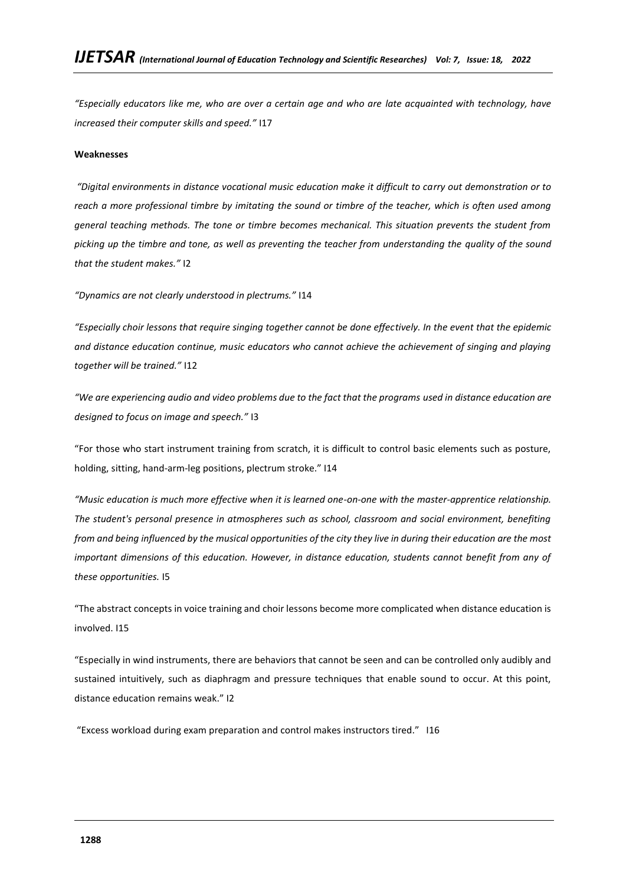*"Especially educators like me, who are over a certain age and who are late acquainted with technology, have increased their computer skills and speed."* I17

**Weaknesses**

*"Digital environments in distance vocational music education make it difficult to carry out demonstration or to reach a more professional timbre by imitating the sound or timbre of the teacher, which is often used among general teaching methods. The tone or timbre becomes mechanical. This situation prevents the student from picking up the timbre and tone, as well as preventing the teacher from understanding the quality of the sound that the student makes."* I2

*"Dynamics are not clearly understood in plectrums."* I14

*"Especially choir lessons that require singing together cannot be done effectively. In the event that the epidemic and distance education continue, music educators who cannot achieve the achievement of singing and playing together will be trained."* I12

*"We are experiencing audio and video problems due to the fact that the programs used in distance education are designed to focus on image and speech."* I3

"For those who start instrument training from scratch, it is difficult to control basic elements such as posture, holding, sitting, hand-arm-leg positions, plectrum stroke." I14

*"Music education is much more effective when it is learned one-on-one with the master-apprentice relationship. The student's personal presence in atmospheres such as school, classroom and social environment, benefiting from and being influenced by the musical opportunities of the city they live in during their education are the most important dimensions of this education. However, in distance education, students cannot benefit from any of these opportunities.* I5

"The abstract concepts in voice training and choir lessons become more complicated when distance education is involved. I15

"Especially in wind instruments, there are behaviors that cannot be seen and can be controlled only audibly and sustained intuitively, such as diaphragm and pressure techniques that enable sound to occur. At this point, distance education remains weak." I2

"Excess workload during exam preparation and control makes instructors tired." I16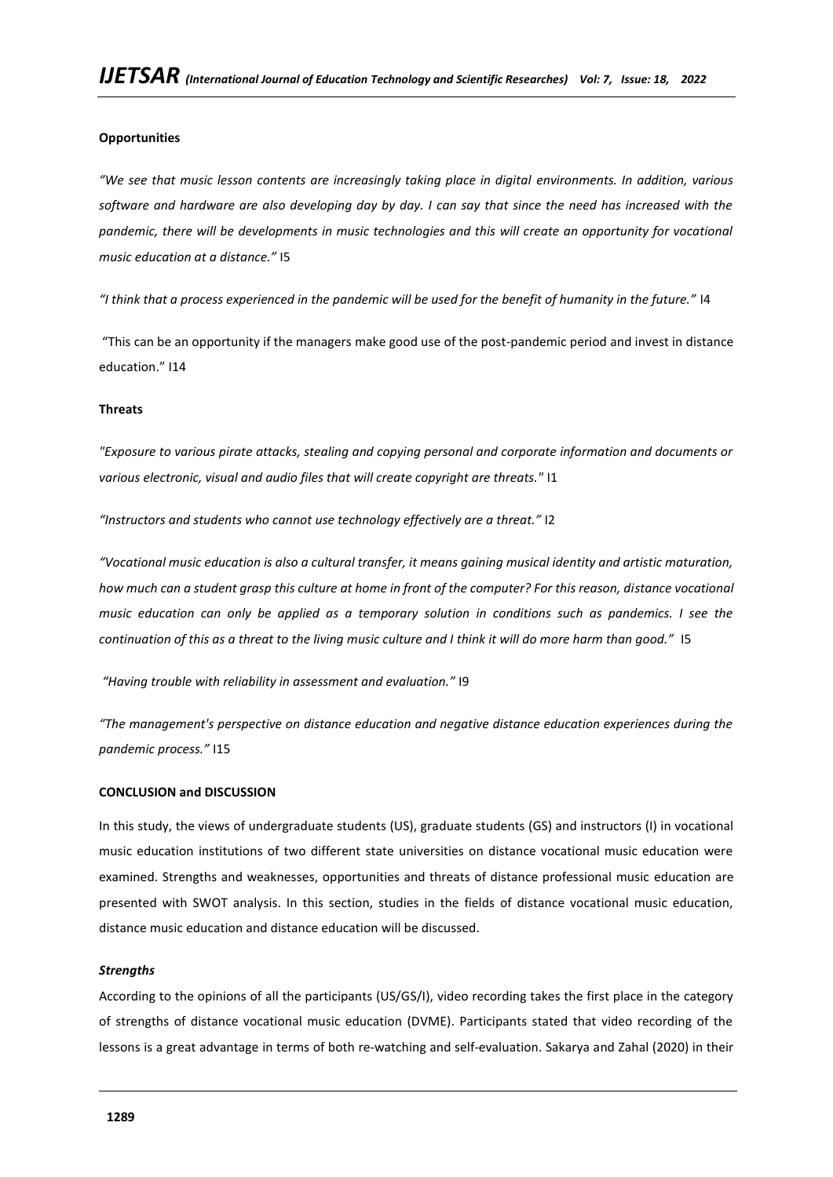**Opportunities**

*"We see that music lesson contents are increasingly taking place in digital environments. In addition, various software and hardware are also developing day by day. I can say that since the need has increased with the pandemic, there will be developments in music technologies and this will create an opportunity for vocational music education at a distance."* I5

*"I think that a process experienced in the pandemic will be used for the benefit of humanity in the future."* I4

"This can be an opportunity if the managers make good use of the post-pandemic period and invest in distance education." I14

**Threats**

*"Exposure to various pirate attacks, stealing and copying personal and corporate information and documents or various electronic, visual and audio files that will create copyright are threats."* I1

*"Instructors and students who cannot use technology effectively are a threat."* I2

*"Vocational music education is also a cultural transfer, it means gaining musical identity and artistic maturation, how much can a student grasp this culture at home in front of the computer? For this reason, distance vocational music education can only be applied as a temporary solution in conditions such as pandemics. I see the continuation of this as a threat to the living music culture and I think it will do more harm than good."* I5

*"Having trouble with reliability in assessment and evaluation."* I9

*"The management's perspective on distance education and negative distance education experiences during the pandemic process."* I15

**CONCLUSION and DISCUSSION**

In this study, the views of undergraduate students (US), graduate students (GS) and instructors (I) in vocational music education institutions of two different state universities on distance vocational music education were examined. Strengths and weaknesses, opportunities and threats of distance professional music education are presented with SWOT analysis. In this section, studies in the fields of distance vocational music education, distance music education and distance education will be discussed.

***Strengths***

According to the opinions of all the participants (US/GS/I), video recording takes the first place in the category of strengths of distance vocational music education (DVME). Participants stated that video recording of the lessons is a great advantage in terms of both re-watching and self-evaluation. Sakarya and Zahal (2020) in their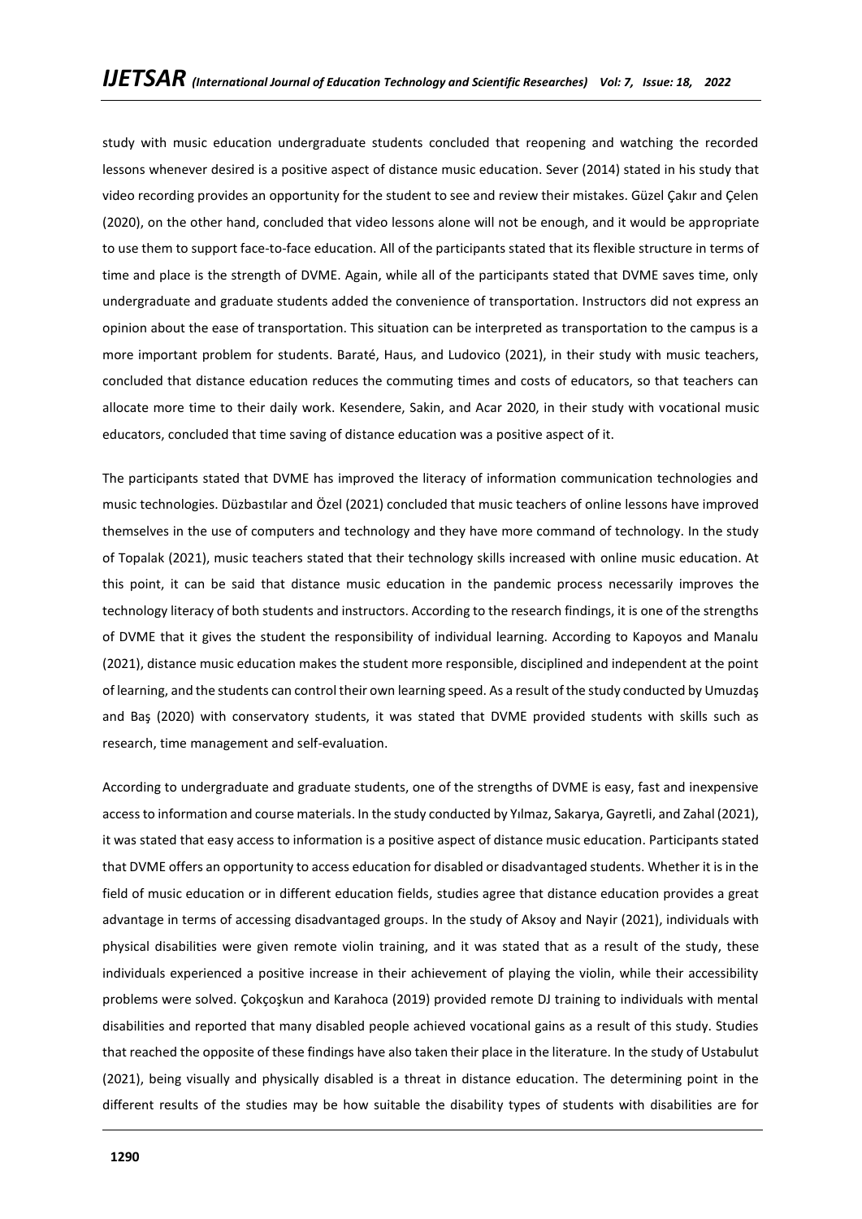study with music education undergraduate students concluded that reopening and watching the recorded lessons whenever desired is a positive aspect of distance music education. Sever (2014) stated in his study that video recording provides an opportunity for the student to see and review their mistakes. Güzel Çakır and Çelen (2020), on the other hand, concluded that video lessons alone will not be enough, and it would be appropriate to use them to support face-to-face education. All of the participants stated that its flexible structure in terms of time and place is the strength of DVME. Again, while all of the participants stated that DVME saves time, only undergraduate and graduate students added the convenience of transportation. Instructors did not express an opinion about the ease of transportation. This situation can be interpreted as transportation to the campus is a more important problem for students. Baraté, Haus, and Ludovico (2021), in their study with music teachers, concluded that distance education reduces the commuting times and costs of educators, so that teachers can allocate more time to their daily work. Kesendere, Sakin, and Acar 2020, in their study with vocational music educators, concluded that time saving of distance education was a positive aspect of it.

The participants stated that DVME has improved the literacy of information communication technologies and music technologies. Düzbastılar and Özel (2021) concluded that music teachers of online lessons have improved themselves in the use of computers and technology and they have more command of technology. In the study of Topalak (2021), music teachers stated that their technology skills increased with online music education. At this point, it can be said that distance music education in the pandemic process necessarily improves the technology literacy of both students and instructors. According to the research findings, it is one of the strengths of DVME that it gives the student the responsibility of individual learning. According to Kapoyos and Manalu (2021), distance music education makes the student more responsible, disciplined and independent at the point of learning, and the students can control their own learning speed. As a result of the study conducted by Umuzdaş and Baş (2020) with conservatory students, it was stated that DVME provided students with skills such as research, time management and self-evaluation.

According to undergraduate and graduate students, one of the strengths of DVME is easy, fast and inexpensive access to information and course materials. In the study conducted by Yılmaz, Sakarya, Gayretli, and Zahal (2021), it was stated that easy access to information is a positive aspect of distance music education. Participants stated that DVME offers an opportunity to access education for disabled or disadvantaged students. Whether it is in the field of music education or in different education fields, studies agree that distance education provides a great advantage in terms of accessing disadvantaged groups. In the study of Aksoy and Nayir (2021), individuals with physical disabilities were given remote violin training, and it was stated that as a result of the study, these individuals experienced a positive increase in their achievement of playing the violin, while their accessibility problems were solved. Çokçoşkun and Karahoca (2019) provided remote DJ training to individuals with mental disabilities and reported that many disabled people achieved vocational gains as a result of this study. Studies that reached the opposite of these findings have also taken their place in the literature. In the study of Ustabulut (2021), being visually and physically disabled is a threat in distance education. The determining point in the different results of the studies may be how suitable the disability types of students with disabilities are for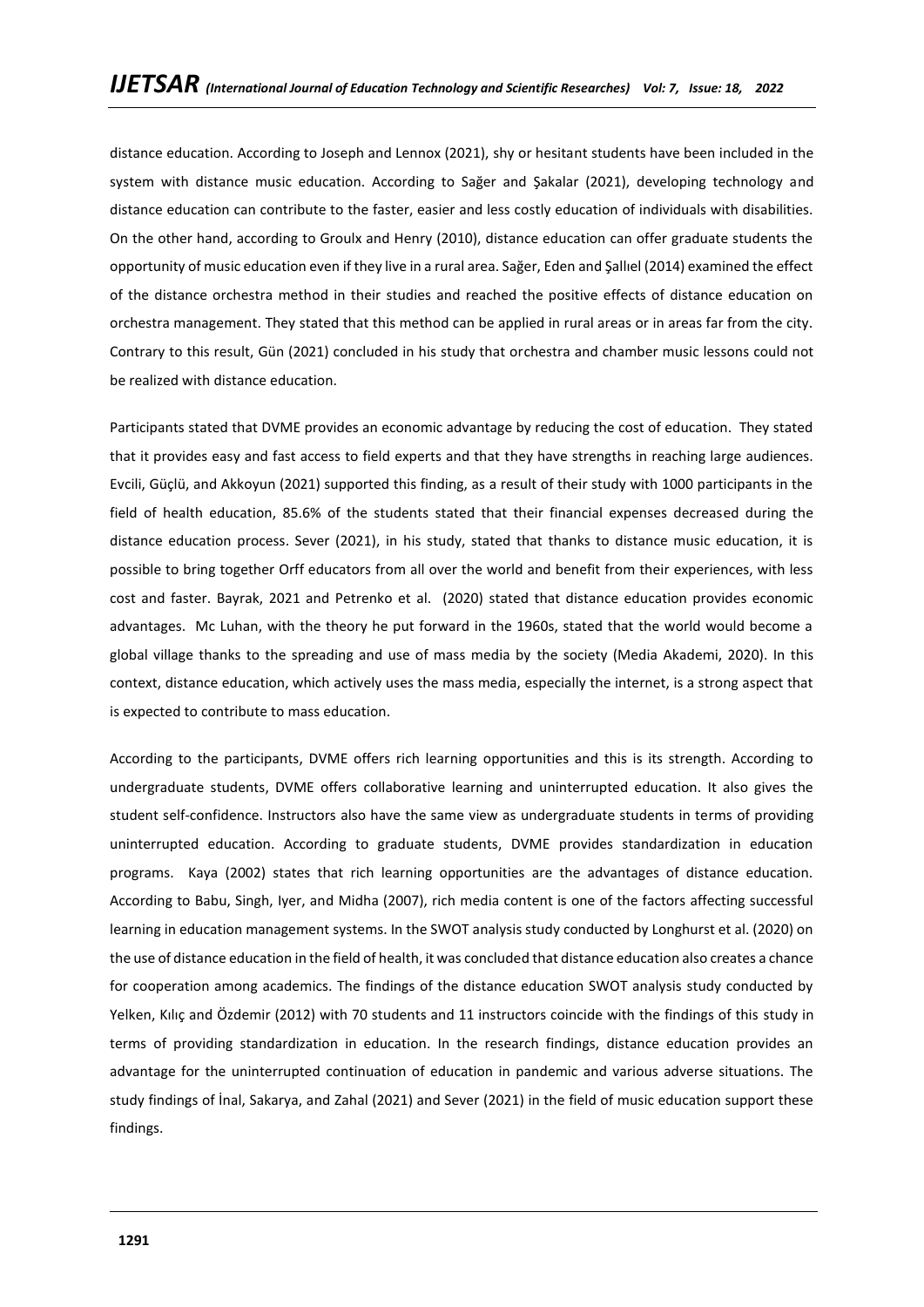distance education. According to Joseph and Lennox (2021), shy or hesitant students have been included in the system with distance music education. According to Sağer and Şakalar (2021), developing technology and distance education can contribute to the faster, easier and less costly education of individuals with disabilities. On the other hand, according to Groulx and Henry (2010), distance education can offer graduate students the opportunity of music education even if they live in a rural area. Sağer, Eden and Şallıel (2014) examined the effect of the distance orchestra method in their studies and reached the positive effects of distance education on orchestra management. They stated that this method can be applied in rural areas or in areas far from the city. Contrary to this result, Gün (2021) concluded in his study that orchestra and chamber music lessons could not be realized with distance education.

Participants stated that DVME provides an economic advantage by reducing the cost of education. They stated that it provides easy and fast access to field experts and that they have strengths in reaching large audiences. Evcili, Güçlü, and Akkoyun (2021) supported this finding, as a result of their study with 1000 participants in the field of health education, 85.6% of the students stated that their financial expenses decreased during the distance education process. Sever (2021), in his study, stated that thanks to distance music education, it is possible to bring together Orff educators from all over the world and benefit from their experiences, with less cost and faster. Bayrak, 2021 and Petrenko et al. (2020) stated that distance education provides economic advantages. Mc Luhan, with the theory he put forward in the 1960s, stated that the world would become a global village thanks to the spreading and use of mass media by the society (Media Akademi, 2020). In this context, distance education, which actively uses the mass media, especially the internet, is a strong aspect that is expected to contribute to mass education.

According to the participants, DVME offers rich learning opportunities and this is its strength. According to undergraduate students, DVME offers collaborative learning and uninterrupted education. It also gives the student self-confidence. Instructors also have the same view as undergraduate students in terms of providing uninterrupted education. According to graduate students, DVME provides standardization in education programs. Kaya (2002) states that rich learning opportunities are the advantages of distance education. According to Babu, Singh, Iyer, and Midha (2007), rich media content is one of the factors affecting successful learning in education management systems. In the SWOT analysis study conducted by Longhurst et al. (2020) on the use of distance education in the field of health, it was concluded that distance education also creates a chance for cooperation among academics. The findings of the distance education SWOT analysis study conducted by Yelken, Kılıç and Özdemir (2012) with 70 students and 11 instructors coincide with the findings of this study in terms of providing standardization in education. In the research findings, distance education provides an advantage for the uninterrupted continuation of education in pandemic and various adverse situations. The study findings of İnal, Sakarya, and Zahal (2021) and Sever (2021) in the field of music education support these findings.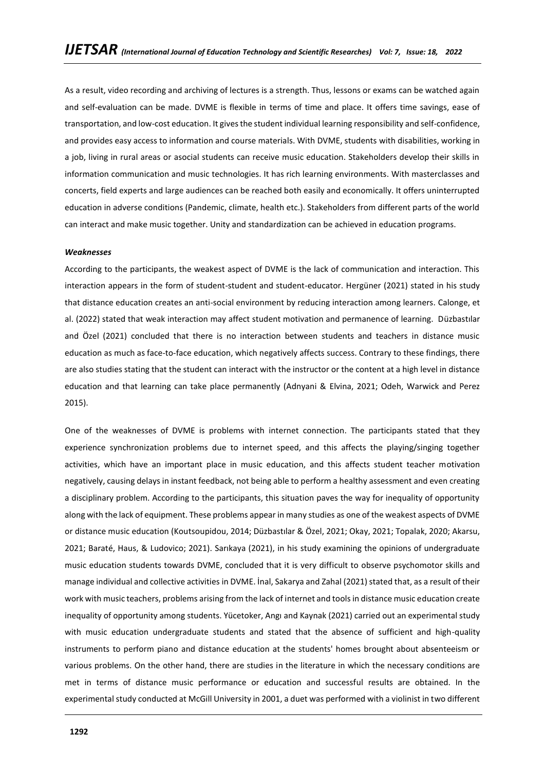As a result, video recording and archiving of lectures is a strength. Thus, lessons or exams can be watched again and self-evaluation can be made. DVME is flexible in terms of time and place. It offers time savings, ease of transportation, and low-cost education. It gives the student individual learning responsibility and self-confidence, and provides easy access to information and course materials. With DVME, students with disabilities, working in a job, living in rural areas or asocial students can receive music education. Stakeholders develop their skills in information communication and music technologies. It has rich learning environments. With masterclasses and concerts, field experts and large audiences can be reached both easily and economically. It offers uninterrupted education in adverse conditions (Pandemic, climate, health etc.). Stakeholders from different parts of the world can interact and make music together. Unity and standardization can be achieved in education programs.

***Weaknesses***

According to the participants, the weakest aspect of DVME is the lack of communication and interaction. This interaction appears in the form of student-student and student-educator. Hergüner (2021) stated in his study that distance education creates an anti-social environment by reducing interaction among learners. Calonge, et al. (2022) stated that weak interaction may affect student motivation and permanence of learning. Düzbastılar and Özel (2021) concluded that there is no interaction between students and teachers in distance music education as much as face-to-face education, which negatively affects success. Contrary to these findings, there are also studies stating that the student can interact with the instructor or the content at a high level in distance education and that learning can take place permanently (Adnyani & Elvina, 2021; Odeh, Warwick and Perez 2015).

One of the weaknesses of DVME is problems with internet connection. The participants stated that they experience synchronization problems due to internet speed, and this affects the playing/singing together activities, which have an important place in music education, and this affects student teacher motivation negatively, causing delays in instant feedback, not being able to perform a healthy assessment and even creating a disciplinary problem. According to the participants, this situation paves the way for inequality of opportunity along with the lack of equipment. These problems appear in many studies as one of the weakest aspects of DVME or distance music education (Koutsoupidou, 2014; Düzbastılar & Özel, 2021; Okay, 2021; Topalak, 2020; Akarsu, 2021; Baraté, Haus, & Ludovico; 2021). Sarıkaya (2021), in his study examining the opinions of undergraduate music education students towards DVME, concluded that it is very difficult to observe psychomotor skills and manage individual and collective activities in DVME. İnal, Sakarya and Zahal (2021) stated that, as a result of their work with music teachers, problems arising from the lack of internet and tools in distance music education create inequality of opportunity among students. Yücetoker, Angı and Kaynak (2021) carried out an experimental study with music education undergraduate students and stated that the absence of sufficient and high-quality instruments to perform piano and distance education at the students' homes brought about absenteeism or various problems. On the other hand, there are studies in the literature in which the necessary conditions are met in terms of distance music performance or education and successful results are obtained. In the experimental study conducted at McGill University in 2001, a duet was performed with a violinist in two different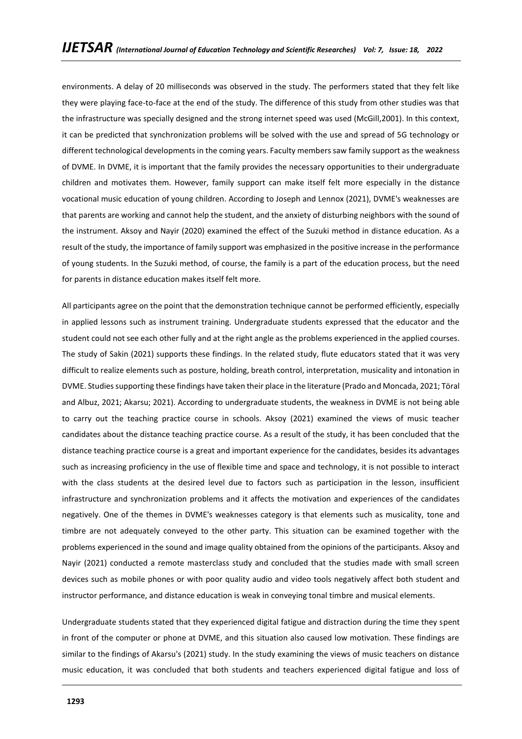environments. A delay of 20 milliseconds was observed in the study. The performers stated that they felt like they were playing face-to-face at the end of the study. The difference of this study from other studies was that the infrastructure was specially designed and the strong internet speed was used (McGill,2001). In this context, it can be predicted that synchronization problems will be solved with the use and spread of 5G technology or different technological developments in the coming years. Faculty members saw family support as the weakness of DVME. In DVME, it is important that the family provides the necessary opportunities to their undergraduate children and motivates them. However, family support can make itself felt more especially in the distance vocational music education of young children. According to Joseph and Lennox (2021), DVME's weaknesses are that parents are working and cannot help the student, and the anxiety of disturbing neighbors with the sound of the instrument. Aksoy and Nayir (2020) examined the effect of the Suzuki method in distance education. As a result of the study, the importance of family support was emphasized in the positive increase in the performance of young students. In the Suzuki method, of course, the family is a part of the education process, but the need for parents in distance education makes itself felt more.

All participants agree on the point that the demonstration technique cannot be performed efficiently, especially in applied lessons such as instrument training. Undergraduate students expressed that the educator and the student could not see each other fully and at the right angle as the problems experienced in the applied courses. The study of Sakin (2021) supports these findings. In the related study, flute educators stated that it was very difficult to realize elements such as posture, holding, breath control, interpretation, musicality and intonation in DVME. Studies supporting these findings have taken their place in the literature (Prado and Moncada, 2021; Töral and Albuz, 2021; Akarsu; 2021). According to undergraduate students, the weakness in DVME is not being able to carry out the teaching practice course in schools. Aksoy (2021) examined the views of music teacher candidates about the distance teaching practice course. As a result of the study, it has been concluded that the distance teaching practice course is a great and important experience for the candidates, besides its advantages such as increasing proficiency in the use of flexible time and space and technology, it is not possible to interact with the class students at the desired level due to factors such as participation in the lesson, insufficient infrastructure and synchronization problems and it affects the motivation and experiences of the candidates negatively. One of the themes in DVME's weaknesses category is that elements such as musicality, tone and timbre are not adequately conveyed to the other party. This situation can be examined together with the problems experienced in the sound and image quality obtained from the opinions of the participants. Aksoy and Nayir (2021) conducted a remote masterclass study and concluded that the studies made with small screen devices such as mobile phones or with poor quality audio and video tools negatively affect both student and instructor performance, and distance education is weak in conveying tonal timbre and musical elements.

Undergraduate students stated that they experienced digital fatigue and distraction during the time they spent in front of the computer or phone at DVME, and this situation also caused low motivation. These findings are similar to the findings of Akarsu's (2021) study. In the study examining the views of music teachers on distance music education, it was concluded that both students and teachers experienced digital fatigue and loss of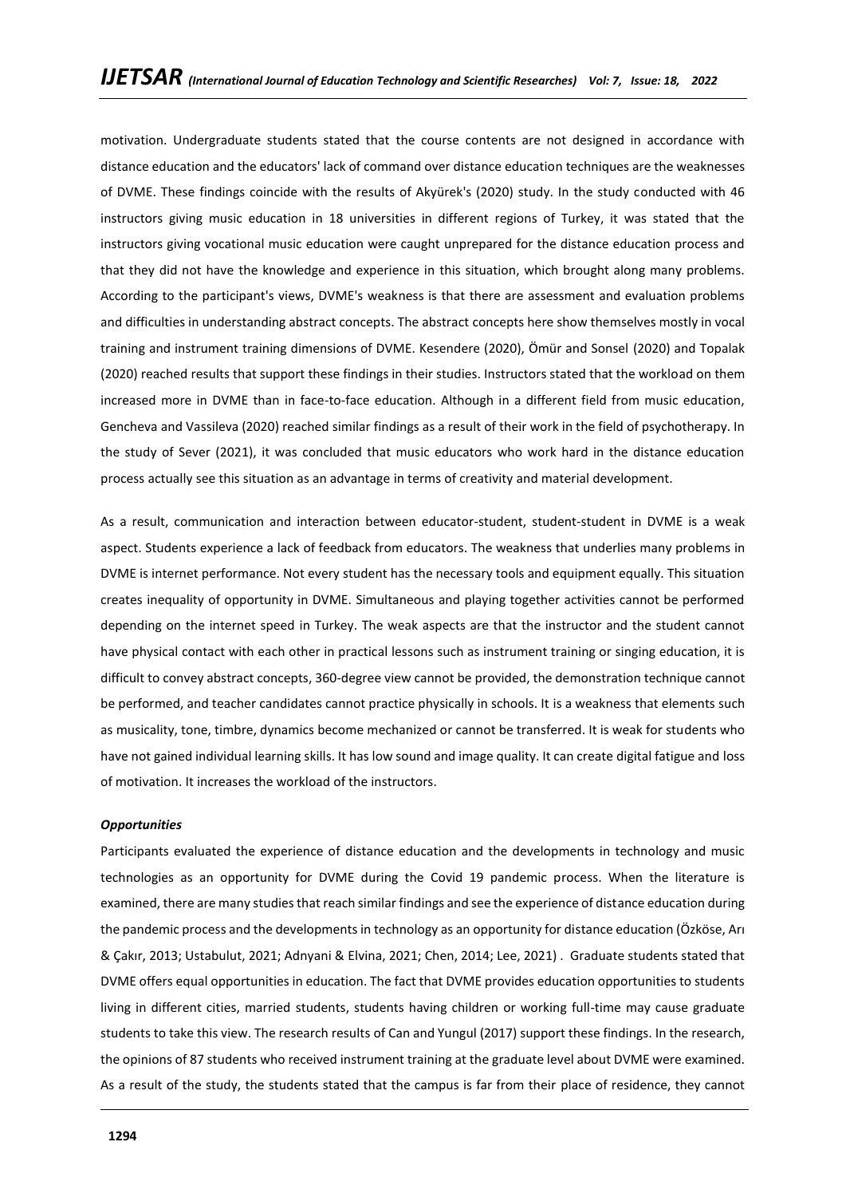motivation. Undergraduate students stated that the course contents are not designed in accordance with distance education and the educators' lack of command over distance education techniques are the weaknesses of DVME. These findings coincide with the results of Akyürek's (2020) study. In the study conducted with 46 instructors giving music education in 18 universities in different regions of Turkey, it was stated that the instructors giving vocational music education were caught unprepared for the distance education process and that they did not have the knowledge and experience in this situation, which brought along many problems. According to the participant's views, DVME's weakness is that there are assessment and evaluation problems and difficulties in understanding abstract concepts. The abstract concepts here show themselves mostly in vocal training and instrument training dimensions of DVME. Kesendere (2020), Ömür and Sonsel (2020) and Topalak (2020) reached results that support these findings in their studies. Instructors stated that the workload on them increased more in DVME than in face-to-face education. Although in a different field from music education, Gencheva and Vassileva (2020) reached similar findings as a result of their work in the field of psychotherapy. In the study of Sever (2021), it was concluded that music educators who work hard in the distance education process actually see this situation as an advantage in terms of creativity and material development.

As a result, communication and interaction between educator-student, student-student in DVME is a weak aspect. Students experience a lack of feedback from educators. The weakness that underlies many problems in DVME is internet performance. Not every student has the necessary tools and equipment equally. This situation creates inequality of opportunity in DVME. Simultaneous and playing together activities cannot be performed depending on the internet speed in Turkey. The weak aspects are that the instructor and the student cannot have physical contact with each other in practical lessons such as instrument training or singing education, it is difficult to convey abstract concepts, 360-degree view cannot be provided, the demonstration technique cannot be performed, and teacher candidates cannot practice physically in schools. It is a weakness that elements such as musicality, tone, timbre, dynamics become mechanized or cannot be transferred. It is weak for students who have not gained individual learning skills. It has low sound and image quality. It can create digital fatigue and loss of motivation. It increases the workload of the instructors.

### *Opportunities*

Participants evaluated the experience of distance education and the developments in technology and music technologies as an opportunity for DVME during the Covid 19 pandemic process. When the literature is examined, there are many studies that reach similar findings and see the experience of distance education during the pandemic process and the developments in technology as an opportunity for distance education (Özköse, Arı & Çakır, 2013; Ustabulut, 2021; Adnyani & Elvina, 2021; Chen, 2014; Lee, 2021) . Graduate students stated that DVME offers equal opportunities in education. The fact that DVME provides education opportunities to students living in different cities, married students, students having children or working full-time may cause graduate students to take this view. The research results of Can and Yungul (2017) support these findings. In the research, the opinions of 87 students who received instrument training at the graduate level about DVME were examined. As a result of the study, the students stated that the campus is far from their place of residence, they cannot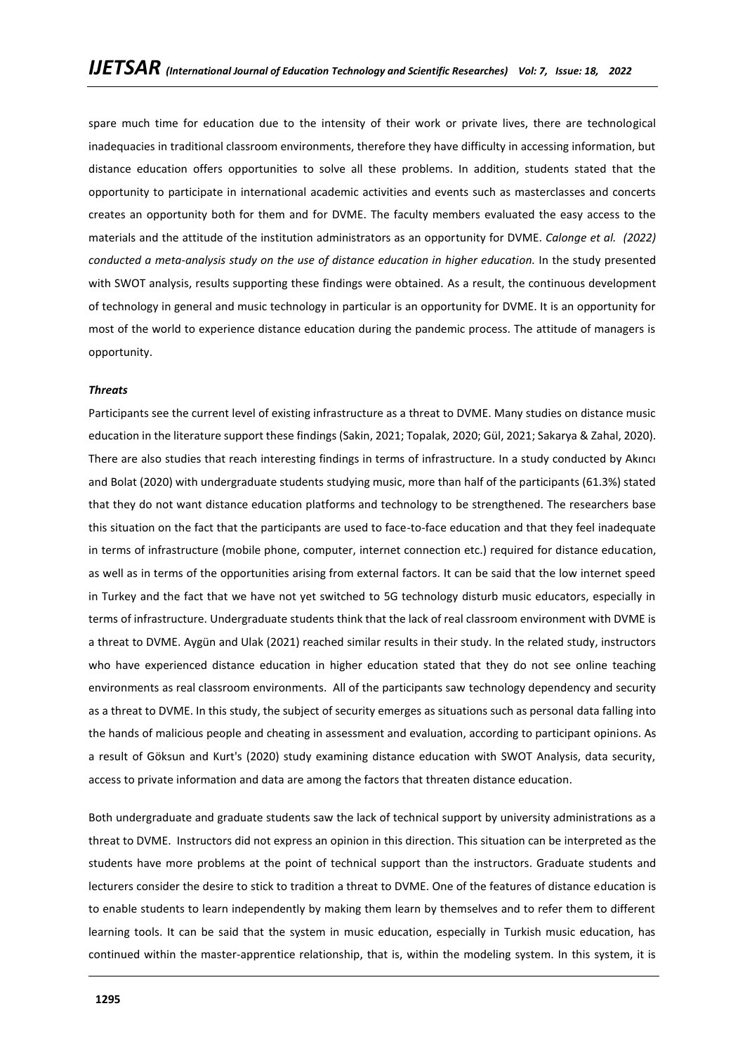spare much time for education due to the intensity of their work or private lives, there are technological inadequacies in traditional classroom environments, therefore they have difficulty in accessing information, but distance education offers opportunities to solve all these problems. In addition, students stated that the opportunity to participate in international academic activities and events such as masterclasses and concerts creates an opportunity both for them and for DVME. The faculty members evaluated the easy access to the materials and the attitude of the institution administrators as an opportunity for DVME. *Calonge et al. (2022) conducted a meta-analysis study on the use of distance education in higher education.* In the study presented with SWOT analysis, results supporting these findings were obtained. As a result, the continuous development of technology in general and music technology in particular is an opportunity for DVME. It is an opportunity for most of the world to experience distance education during the pandemic process. The attitude of managers is opportunity.

***Threats***

Participants see the current level of existing infrastructure as a threat to DVME. Many studies on distance music education in the literature support these findings (Sakin, 2021; Topalak, 2020; Gül, 2021; Sakarya & Zahal, 2020). There are also studies that reach interesting findings in terms of infrastructure. In a study conducted by Akıncı and Bolat (2020) with undergraduate students studying music, more than half of the participants (61.3%) stated that they do not want distance education platforms and technology to be strengthened. The researchers base this situation on the fact that the participants are used to face-to-face education and that they feel inadequate in terms of infrastructure (mobile phone, computer, internet connection etc.) required for distance education, as well as in terms of the opportunities arising from external factors. It can be said that the low internet speed in Turkey and the fact that we have not yet switched to 5G technology disturb music educators, especially in terms of infrastructure. Undergraduate students think that the lack of real classroom environment with DVME is a threat to DVME. Aygün and Ulak (2021) reached similar results in their study. In the related study, instructors who have experienced distance education in higher education stated that they do not see online teaching environments as real classroom environments. All of the participants saw technology dependency and security as a threat to DVME. In this study, the subject of security emerges as situations such as personal data falling into the hands of malicious people and cheating in assessment and evaluation, according to participant opinions. As a result of Göksun and Kurt's (2020) study examining distance education with SWOT Analysis, data security, access to private information and data are among the factors that threaten distance education.

Both undergraduate and graduate students saw the lack of technical support by university administrations as a threat to DVME. Instructors did not express an opinion in this direction. This situation can be interpreted as the students have more problems at the point of technical support than the instructors. Graduate students and lecturers consider the desire to stick to tradition a threat to DVME. One of the features of distance education is to enable students to learn independently by making them learn by themselves and to refer them to different learning tools. It can be said that the system in music education, especially in Turkish music education, has continued within the master-apprentice relationship, that is, within the modeling system. In this system, it is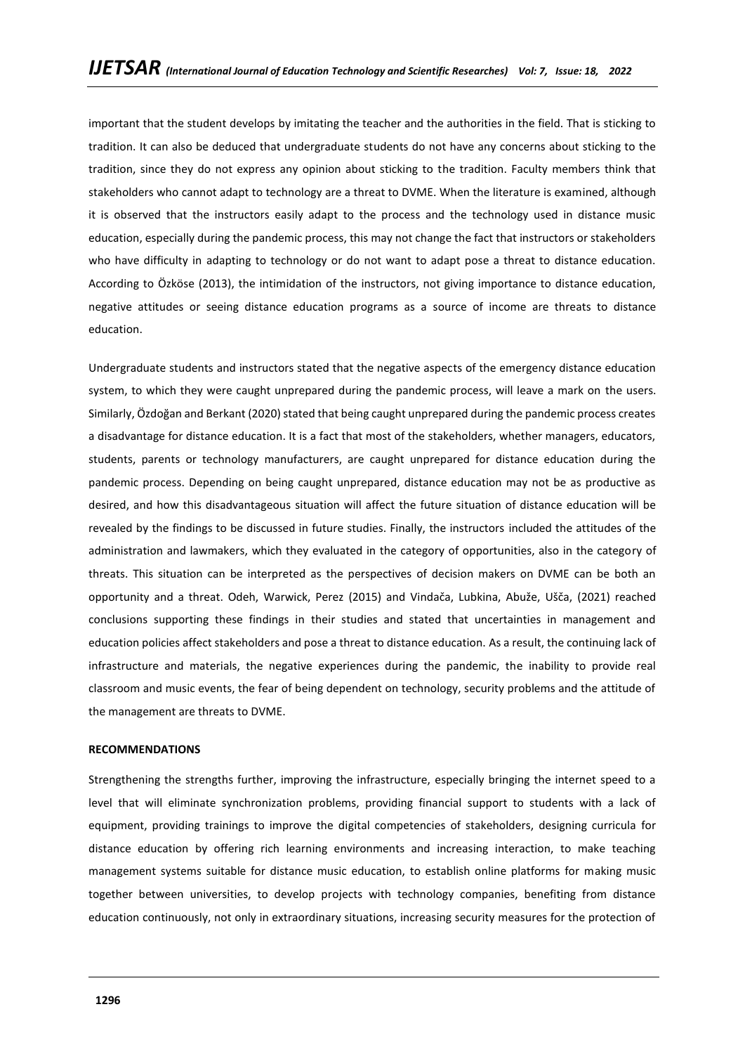important that the student develops by imitating the teacher and the authorities in the field. That is sticking to tradition. It can also be deduced that undergraduate students do not have any concerns about sticking to the tradition, since they do not express any opinion about sticking to the tradition. Faculty members think that stakeholders who cannot adapt to technology are a threat to DVME. When the literature is examined, although it is observed that the instructors easily adapt to the process and the technology used in distance music education, especially during the pandemic process, this may not change the fact that instructors or stakeholders who have difficulty in adapting to technology or do not want to adapt pose a threat to distance education. According to Özköse (2013), the intimidation of the instructors, not giving importance to distance education, negative attitudes or seeing distance education programs as a source of income are threats to distance education.

Undergraduate students and instructors stated that the negative aspects of the emergency distance education system, to which they were caught unprepared during the pandemic process, will leave a mark on the users. Similarly, Özdoğan and Berkant (2020) stated that being caught unprepared during the pandemic process creates a disadvantage for distance education. It is a fact that most of the stakeholders, whether managers, educators, students, parents or technology manufacturers, are caught unprepared for distance education during the pandemic process. Depending on being caught unprepared, distance education may not be as productive as desired, and how this disadvantageous situation will affect the future situation of distance education will be revealed by the findings to be discussed in future studies. Finally, the instructors included the attitudes of the administration and lawmakers, which they evaluated in the category of opportunities, also in the category of threats. This situation can be interpreted as the perspectives of decision makers on DVME can be both an opportunity and a threat. Odeh, Warwick, Perez (2015) and Vindača, Lubkina, Abuže, Ušča, (2021) reached conclusions supporting these findings in their studies and stated that uncertainties in management and education policies affect stakeholders and pose a threat to distance education. As a result, the continuing lack of infrastructure and materials, the negative experiences during the pandemic, the inability to provide real classroom and music events, the fear of being dependent on technology, security problems and the attitude of the management are threats to DVME.

**RECOMMENDATIONS**

Strengthening the strengths further, improving the infrastructure, especially bringing the internet speed to a level that will eliminate synchronization problems, providing financial support to students with a lack of equipment, providing trainings to improve the digital competencies of stakeholders, designing curricula for distance education by offering rich learning environments and increasing interaction, to make teaching management systems suitable for distance music education, to establish online platforms for making music together between universities, to develop projects with technology companies, benefiting from distance education continuously, not only in extraordinary situations, increasing security measures for the protection of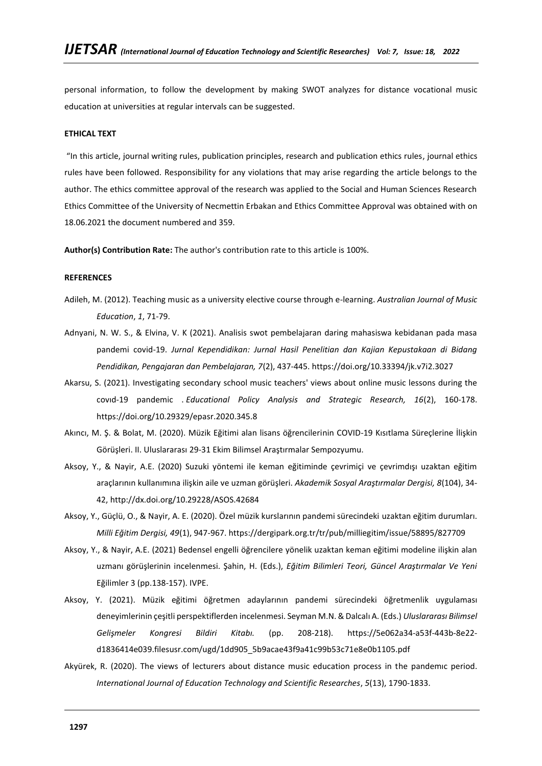personal information, to follow the development by making SWOT analyzes for distance vocational music education at universities at regular intervals can be suggested.

**ETHICAL TEXT**

"In this article, journal writing rules, publication principles, research and publication ethics rules, journal ethics rules have been followed. Responsibility for any violations that may arise regarding the article belongs to the author. The ethics committee approval of the research was applied to the Social and Human Sciences Research Ethics Committee of the University of Necmettin Erbakan and Ethics Committee Approval was obtained with on 18.06.2021 the document numbered and 359.

**Author(s) Contribution Rate:** The author's contribution rate to this article is 100%.

**REFERENCES**

Adileh, M. (2012). Teaching music as a university elective course through e-learning. *Australian Journal of Music Education*, *1*, 71-79.

Adnyani, N. W. S., & Elvina, V. K (2021). Analisis swot pembelajaran daring mahasiswa kebidanan pada masa pandemi covid-19. *Jurnal Kependidikan: Jurnal Hasil Penelitian dan Kajian Kepustakaan di Bidang Pendidikan, Pengajaran dan Pembelajaran, 7*(2), 437-445. https://doi.org/10.33394/jk.v7i2.3027

Akarsu, S. (2021). Investigating secondary school music teachers' views about online music lessons during the covıd-19 pandemic . *Educational Policy Analysis and Strategic Research, 16*(2), 160-178. https://doi.org/10.29329/epasr.2020.345.8

Akıncı, M. Ş. & Bolat, M. (2020). Müzik Eğitimi alan lisans öğrencilerinin COVID-19 Kısıtlama Süreçlerine İlişkin Görüşleri. II. Uluslararası 29-31 Ekim Bilimsel Araştırmalar Sempozyumu.

Aksoy, Y., & Nayir, A.E. (2020) Suzuki yöntemi ile keman eğitiminde çevrimiçi ve çevrimdışı uzaktan eğitim araçlarının kullanımına ilişkin aile ve uzman görüşleri. *Akademik Sosyal Araştırmalar Dergisi, 8*(104), 34-42, http://dx.doi.org/10.29228/ASOS.42684

Aksoy, Y., Güçlü, O., & Nayir, A. E. (2020). Özel müzik kurslarının pandemi sürecindeki uzaktan eğitim durumları. *Milli Eğitim Dergisi, 49*(1), 947-967. https://dergipark.org.tr/tr/pub/milliegitim/issue/58895/827709

Aksoy, Y., & Nayir, A.E. (2021) Bedensel engelli öğrencilere yönelik uzaktan keman eğitimi modeline ilişkin alan uzmanı görüşlerinin incelenmesi. Şahin, H. (Eds.), *Eğitim Bilimleri Teori, Güncel Araştırmalar Ve Yeni* Eğilimler 3 (pp.138-157). IVPE.

Aksoy, Y. (2021). Müzik eğitimi öğretmen adaylarının pandemi sürecindeki öğretmenlik uygulaması deneyimlerinin çeşitli perspektiflerden incelenmesi. Seyman M.N. & Dalcalı A. (Eds.) *Uluslararası Bilimsel Gelişmeler Kongresi Bildiri Kitabı.* (pp. 208-218). https://5e062a34-a53f-443b-8e22-d1836414e039.filesusr.com/ugd/1dd905_5b9acae43f9a41c99b53c71e8e0b1105.pdf

Akyürek, R. (2020). The views of lecturers about distance music education process in the pandemıc period. *International Journal of Education Technology and Scientific Researches*, *5*(13), 1790-1833.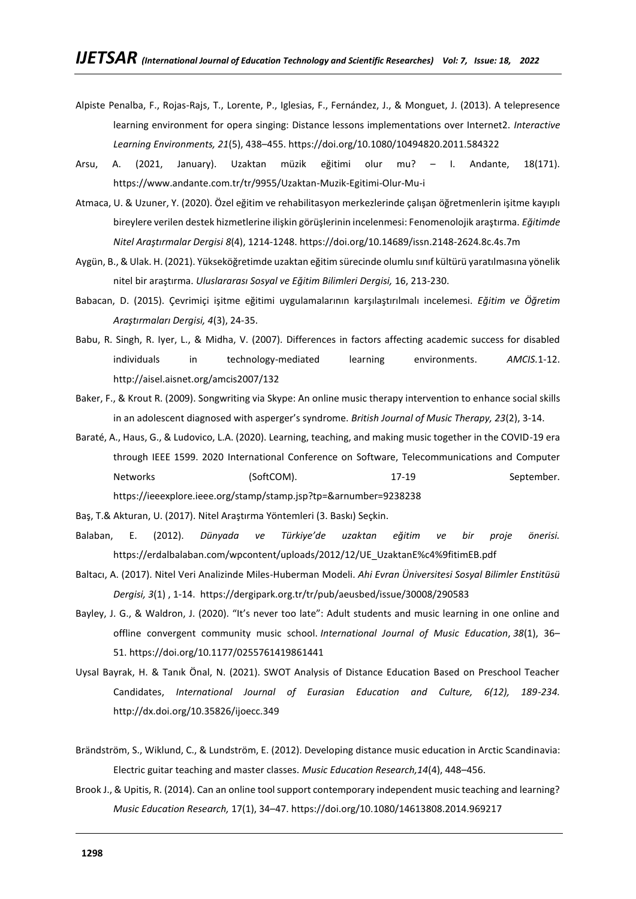Alpiste Penalba, F., Rojas-Rajs, T., Lorente, P., Iglesias, F., Fernández, J., & Monguet, J. (2013). A telepresence learning environment for opera singing: Distance lessons implementations over Internet2. *Interactive Learning Environments, 21*(5), 438–455. https://doi.org/10.1080/10494820.2011.584322

Arsu, A. (2021, January). Uzaktan müzik eğitimi olur mu? – I. Andante, 18(171). https://www.andante.com.tr/tr/9955/Uzaktan-Muzik-Egitimi-Olur-Mu-i

Atmaca, U. & Uzuner, Y. (2020). Özel eğitim ve rehabilitasyon merkezlerinde çalışan öğretmenlerin işitme kayıplı bireylere verilen destek hizmetlerine ilişkin görüşlerinin incelenmesi: Fenomenolojik araştırma. *Eğitimde Nitel Araştırmalar Dergisi 8*(4), 1214-1248. https://doi.org/10.14689/issn.2148-2624.8c.4s.7m

Aygün, B., & Ulak. H. (2021). Yükseköğretimde uzaktan eğitim sürecinde olumlu sınıf kültürü yaratılmasına yönelik nitel bir araştırma. *Uluslararası Sosyal ve Eğitim Bilimleri Dergisi,* 16, 213-230.

Babacan, D. (2015). Çevrimiçi işitme eğitimi uygulamalarının karşılaştırılmalı incelemesi. *Eğitim ve Öğretim Araştırmaları Dergisi, 4*(3), 24-35.

Babu, R. Singh, R. Iyer, L., & Midha, V. (2007). Differences in factors affecting academic success for disabled individuals in technology-mediated learning environments. *AMCIS.*1-12. http://aisel.aisnet.org/amcis2007/132

Baker, F., & Krout R. (2009). Songwriting via Skype: An online music therapy intervention to enhance social skills in an adolescent diagnosed with asperger's syndrome. *British Journal of Music Therapy, 23*(2), 3-14.

Baraté, A., Haus, G., & Ludovico, L.A. (2020). Learning, teaching, and making music together in the COVID-19 era through IEEE 1599. 2020 International Conference on Software, Telecommunications and Computer Networks (SoftCOM). 17-19 September. https://ieeexplore.ieee.org/stamp/stamp.jsp?tp=&arnumber=9238238

Baş, T.& Akturan, U. (2017). Nitel Araştırma Yöntemleri (3. Baskı) Seçkin.

Balaban, E. (2012). *Dünyada ve Türkiye'de uzaktan eğitim ve bir proje önerisi.* https://erdalbalaban.com/wpcontent/uploads/2012/12/UE_UzaktanE%c4%9fitimEB.pdf

Baltacı, A. (2017). Nitel Veri Analizinde Miles-Huberman Modeli. *Ahi Evran Üniversitesi Sosyal Bilimler Enstitüsü Dergisi, 3*(1) , 1-14. https://dergipark.org.tr/tr/pub/aeusbed/issue/30008/290583

Bayley, J. G., & Waldron, J. (2020). "It's never too late": Adult students and music learning in one online and offline convergent community music school. *International Journal of Music Education*, *38*(1), 36–51. https://doi.org/10.1177/0255761419861441

Uysal Bayrak, H. & Tanık Önal, N. (2021). SWOT Analysis of Distance Education Based on Preschool Teacher Candidates, *International Journal of Eurasian Education and Culture, 6(12), 189-234.* http://dx.doi.org/10.35826/ijoecc.349

Brändström, S., Wiklund, C., & Lundström, E. (2012). Developing distance music education in Arctic Scandinavia: Electric guitar teaching and master classes. *Music Education Research,14*(4), 448–456.

Brook J., & Upitis, R. (2014). Can an online tool support contemporary independent music teaching and learning? *Music Education Research,* 17(1), 34–47. https://doi.org/10.1080/14613808.2014.969217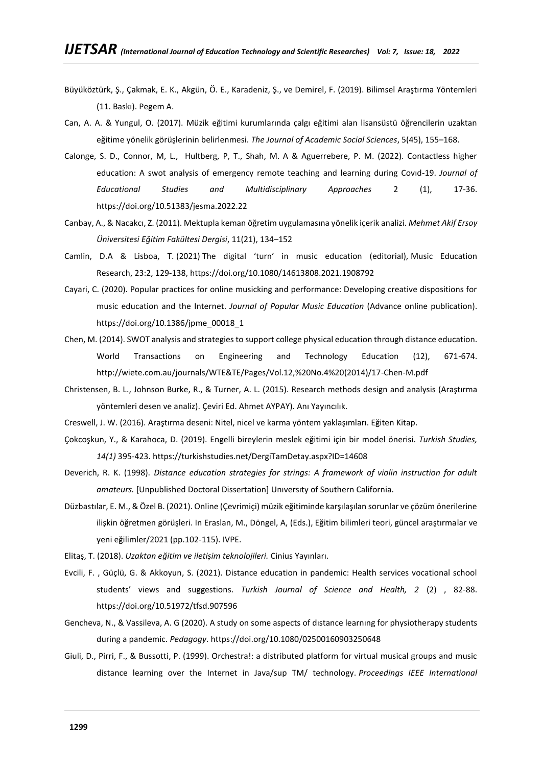Büyüköztürk, Ş., Çakmak, E. K., Akgün, Ö. E., Karadeniz, Ş., ve Demirel, F. (2019). Bilimsel Araştırma Yöntemleri (11. Baskı). Pegem A.

Can, A. A. & Yungul, O. (2017). Müzik eğitimi kurumlarında çalgı eğitimi alan lisansüstü öğrencilerin uzaktan eğitime yönelik görüşlerinin belirlenmesi. *The Journal of Academic Social Sciences*, 5(45), 155–168.

Calonge, S. D., Connor, M, L., Hultberg, P, T., Shah, M. A & Aguerrebere, P. M. (2022). Contactless higher education: A swot analysis of emergency remote teaching and learning during Covıd-19. *Journal of Educational Studies and Multidisciplinary Approaches* 2 (1), 17-36. https://doi.org/10.51383/jesma.2022.22

Canbay, A., & Nacakcı, Z. (2011). Mektupla keman öğretim uygulamasına yönelik içerik analizi. *Mehmet Akif Ersoy Üniversitesi Eğitim Fakültesi Dergisi*, 11(21), 134–152

Camlin, D.A & Lisboa, T. (2021) The digital 'turn' in music education (editorial), Music Education Research, 23:2, 129-138, https://doi.org/10.1080/14613808.2021.1908792

Cayari, C. (2020). Popular practices for online musicking and performance: Developing creative dispositions for music education and the Internet. *Journal of Popular Music Education* (Advance online publication). https://doi.org/10.1386/jpme_00018_1

Chen, M. (2014). SWOT analysis and strategies to support college physical education through distance education. World Transactions on Engineering and Technology Education (12), 671-674. http://wiete.com.au/journals/WTE&TE/Pages/Vol.12,%20No.4%20(2014)/17-Chen-M.pdf

Christensen, B. L., Johnson Burke, R., & Turner, A. L. (2015). Research methods design and analysis (Araştırma yöntemleri desen ve analiz). Çeviri Ed. Ahmet AYPAY). Anı Yayıncılık.

Creswell, J. W. (2016). Araştırma deseni: Nitel, nicel ve karma yöntem yaklaşımları. Eğiten Kitap.

Çokcoşkun, Y., & Karahoca, D. (2019). Engelli bireylerin meslek eğitimi için bir model önerisi. *Turkish Studies, 14(1)* 395-423. https://turkishstudies.net/DergiTamDetay.aspx?ID=14608

Deverich, R. K. (1998). *Distance education strategies for strings: A framework of violin instruction for adult amateurs.* [Unpublished Doctoral Dissertation] Unıversıty of Southern California.

Düzbastılar, E. M., & Özel B. (2021). Online (Çevrimiçi) müzik eğitiminde karşılaşılan sorunlar ve çözüm önerilerine ilişkin öğretmen görüşleri. In Eraslan, M., Döngel, A, (Eds.), Eğitim bilimleri teori, güncel araştırmalar ve yeni eğilimler/2021 (pp.102-115). IVPE.

Elitaş, T. (2018). *Uzaktan eğitim ve iletişim teknolojileri.* Cinius Yayınları.

Evcili, F. , Güçlü, G. & Akkoyun, S. (2021). Distance education in pandemic: Health services vocational school students' views and suggestions. *Turkish Journal of Science and Health, 2* (2) , 82-88. https://doi.org/10.51972/tfsd.907596

Gencheva, N., & Vassileva, A. G (2020). A study on some aspects of dıstance learnıng for physiotherapy students during a pandemic. *Pedagogy*. https://doi.org/10.1080/02500160903250648

Giuli, D., Pirri, F., & Bussotti, P. (1999). Orchestra!: a distributed platform for virtual musical groups and music distance learning over the Internet in Java/sup TM/ technology. *Proceedings IEEE International*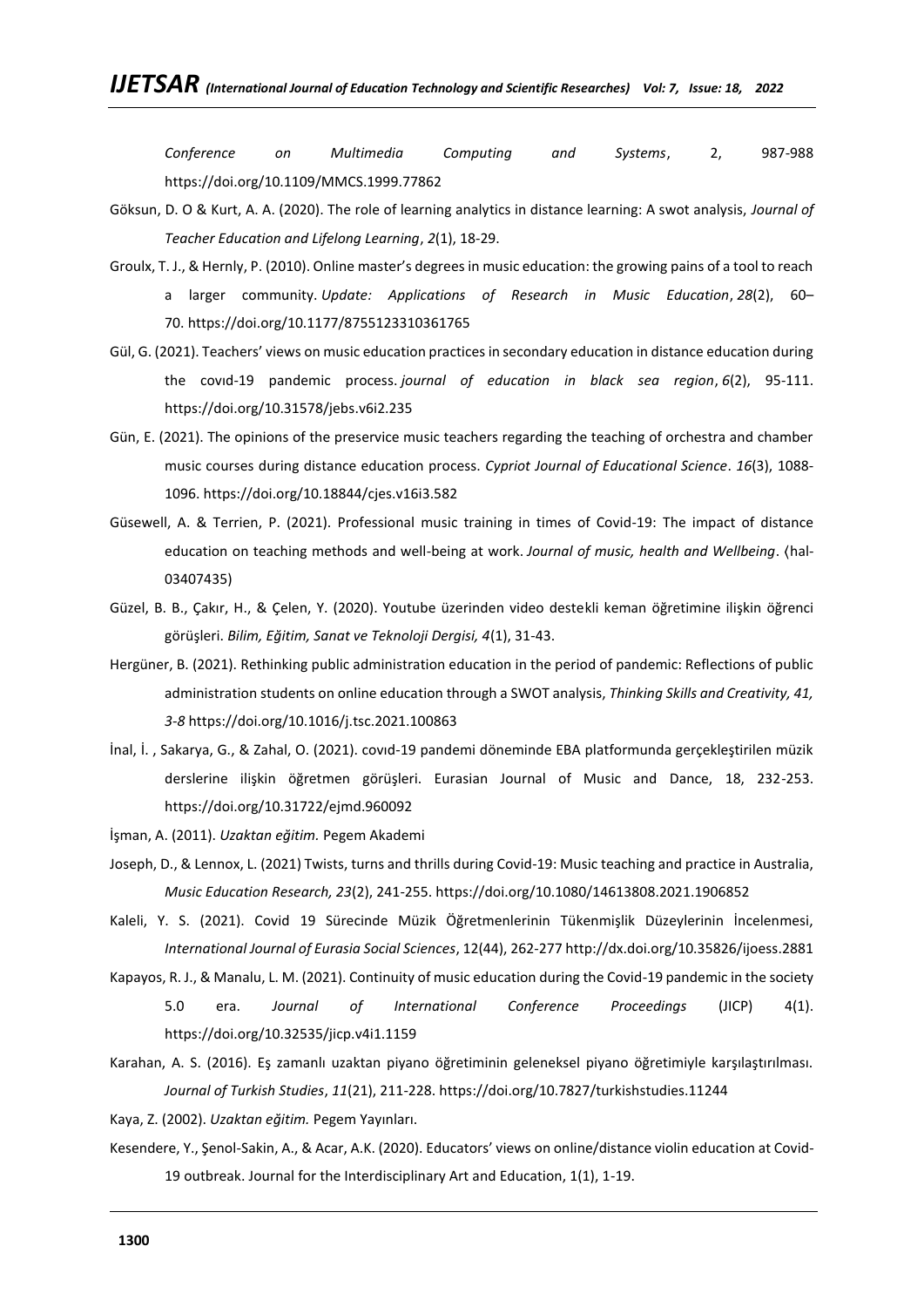*Conference on Multimedia Computing and Systems*, 2, 987-988 https://doi.org/10.1109/MMCS.1999.77862

Göksun, D. O & Kurt, A. A. (2020). The role of learning analytics in distance learning: A swot analysis, *Journal of Teacher Education and Lifelong Learning*, *2*(1), 18-29.

Groulx, T. J., & Hernly, P. (2010). Online master's degrees in music education: the growing pains of a tool to reach a larger community. *Update: Applications of Research in Music Education*, *28*(2), 60–70. https://doi.org/10.1177/8755123310361765

Gül, G. (2021). Teachers' views on music education practices in secondary education in distance education during the covıd-19 pandemic process. *journal of education in black sea region*, *6*(2), 95-111. https://doi.org/10.31578/jebs.v6i2.235

Gün, E. (2021). The opinions of the preservice music teachers regarding the teaching of orchestra and chamber music courses during distance education process. *Cypriot Journal of Educational Science*. *16*(3), 1088-1096. https://doi.org/10.18844/cjes.v16i3.582

Güsewell, A. & Terrien, P. (2021). Professional music training in times of Covid-19: The impact of distance education on teaching methods and well-being at work. *Journal of music, health and Wellbeing*. ⟨hal-03407435⟩

Güzel, B. B., Çakır, H., & Çelen, Y. (2020). Youtube üzerinden video destekli keman öğretimine ilişkin öğrenci görüşleri. *Bilim, Eğitim, Sanat ve Teknoloji Dergisi, 4*(1), 31-43.

Hergüner, B. (2021). Rethinking public administration education in the period of pandemic: Reflections of public administration students on online education through a SWOT analysis, *Thinking Skills and Creativity, 41, 3-8* https://doi.org/10.1016/j.tsc.2021.100863

İnal, İ. , Sakarya, G., & Zahal, O. (2021). covıd-19 pandemi döneminde EBA platformunda gerçekleştirilen müzik derslerine ilişkin öğretmen görüşleri. Eurasian Journal of Music and Dance, 18, 232-253. https://doi.org/10.31722/ejmd.960092

İşman, A. (2011). *Uzaktan eğitim.* Pegem Akademi

Joseph, D., & Lennox, L. (2021) Twists, turns and thrills during Covid-19: Music teaching and practice in Australia, *Music Education Research, 23*(2), 241-255. https://doi.org/10.1080/14613808.2021.1906852

Kaleli, Y. S. (2021). Covid 19 Sürecinde Müzik Öğretmenlerinin Tükenmişlik Düzeylerinin İncelenmesi, *International Journal of Eurasia Social Sciences*, 12(44), 262-277 http://dx.doi.org/10.35826/ijoess.2881

Kapayos, R. J., & Manalu, L. M. (2021). Continuity of music education during the Covid-19 pandemic in the society 5.0 era. *Journal of International Conference Proceedings* (JICP) 4(1). https://doi.org/10.32535/jicp.v4i1.1159

Karahan, A. S. (2016). Eş zamanlı uzaktan piyano öğretiminin geleneksel piyano öğretimiyle karşılaştırılması. *Journal of Turkish Studies*, *11*(21), 211-228. https://doi.org/10.7827/turkishstudies.11244

Kaya, Z. (2002). *Uzaktan eğitim.* Pegem Yayınları.

Kesendere, Y., Şenol-Sakin, A., & Acar, A.K. (2020). Educators' views on online/distance violin education at Covid-19 outbreak. Journal for the Interdisciplinary Art and Education, 1(1), 1-19.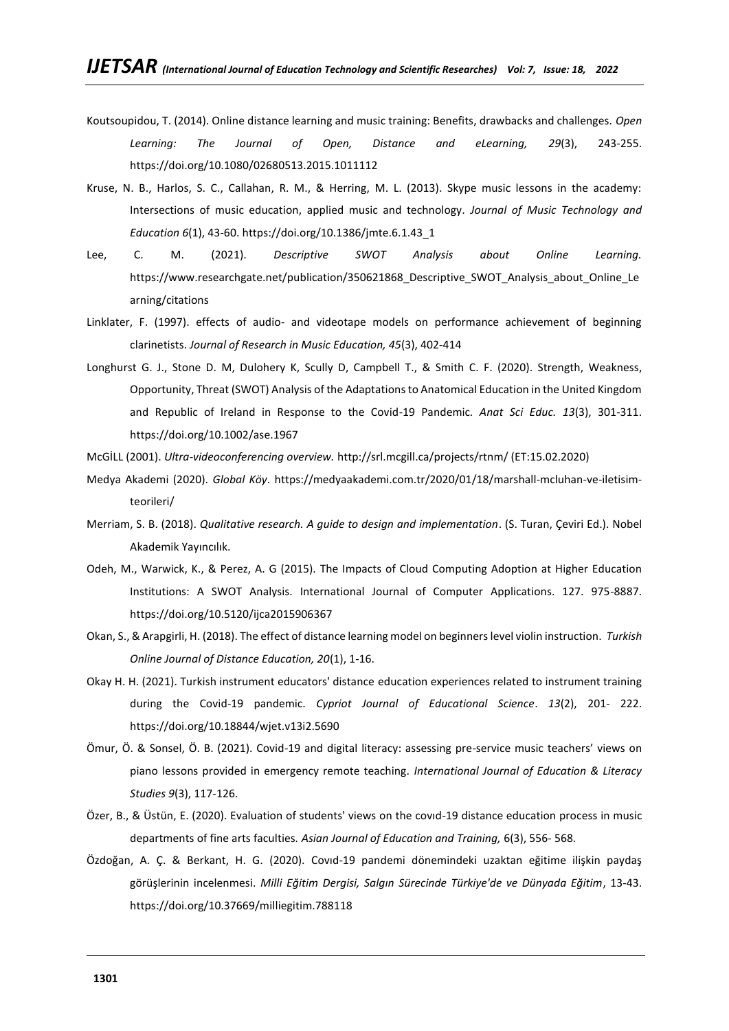Koutsoupidou, T. (2014). Online distance learning and music training: Benefits, drawbacks and challenges. *Open Learning: The Journal of Open, Distance and eLearning, 29*(3), 243-255. https://doi.org/10.1080/02680513.2015.1011112

Kruse, N. B., Harlos, S. C., Callahan, R. M., & Herring, M. L. (2013). Skype music lessons in the academy: Intersections of music education, applied music and technology. *Journal of Music Technology and Education 6*(1), 43-60. https://doi.org/10.1386/jmte.6.1.43_1

Lee, C. M. (2021). *Descriptive SWOT Analysis about Online Learning.* https://www.researchgate.net/publication/350621868_Descriptive_SWOT_Analysis_about_Online_Learning/citations

Linklater, F. (1997). effects of audio- and videotape models on performance achievement of beginning clarinetists. *Journal of Research in Music Education, 45*(3), 402-414

Longhurst G. J., Stone D. M, Dulohery K, Scully D, Campbell T., & Smith C. F. (2020). Strength, Weakness, Opportunity, Threat (SWOT) Analysis of the Adaptations to Anatomical Education in the United Kingdom and Republic of Ireland in Response to the Covid-19 Pandemic*. Anat Sci Educ. 13*(3), 301-311. https://doi.org/10.1002/ase.1967

McGİLL (2001). *Ultra-videoconferencing overview.* http://srl.mcgill.ca/projects/rtnm/ (ET:15.02.2020)

Medya Akademi (2020). *Global Köy*. https://medyaakademi.com.tr/2020/01/18/marshall-mcluhan-ve-iletisim-teorileri/

Merriam, S. B. (2018). *Qualitative research. A guide to design and implementation*. (S. Turan, Çeviri Ed.). Nobel Akademik Yayıncılık.

Odeh, M., Warwick, K., & Perez, A. G (2015). The Impacts of Cloud Computing Adoption at Higher Education Institutions: A SWOT Analysis. International Journal of Computer Applications. 127. 975-8887. https://doi.org/10.5120/ijca2015906367

Okan, S., & Arapgirli, H. (2018). The effect of distance learning model on beginners level violin instruction. *Turkish Online Journal of Distance Education, 20*(1), 1-16.

Okay H. H. (2021). Turkish instrument educators' distance education experiences related to instrument training during the Covid-19 pandemic. *Cypriot Journal of Educational Science*. *13*(2), 201- 222. https://doi.org/10.18844/wjet.v13i2.5690

Ömur, Ö. & Sonsel, Ö. B. (2021). Covid-19 and digital literacy: assessing pre-service music teachers' views on piano lessons provided in emergency remote teaching. *International Journal of Education & Literacy Studies 9*(3), 117-126.

Özer, B., & Üstün, E. (2020). Evaluation of students' views on the covıd-19 distance education process in music departments of fine arts faculties*. Asian Journal of Education and Training,* 6(3), 556- 568.

Özdoğan, A. Ç. & Berkant, H. G. (2020). Covıd-19 pandemi dönemindeki uzaktan eğitime ilişkin paydaş görüşlerinin incelenmesi. *Milli Eğitim Dergisi, Salgın Sürecinde Türkiye'de ve Dünyada Eğitim*, 13-43. https://doi.org/10.37669/milliegitim.788118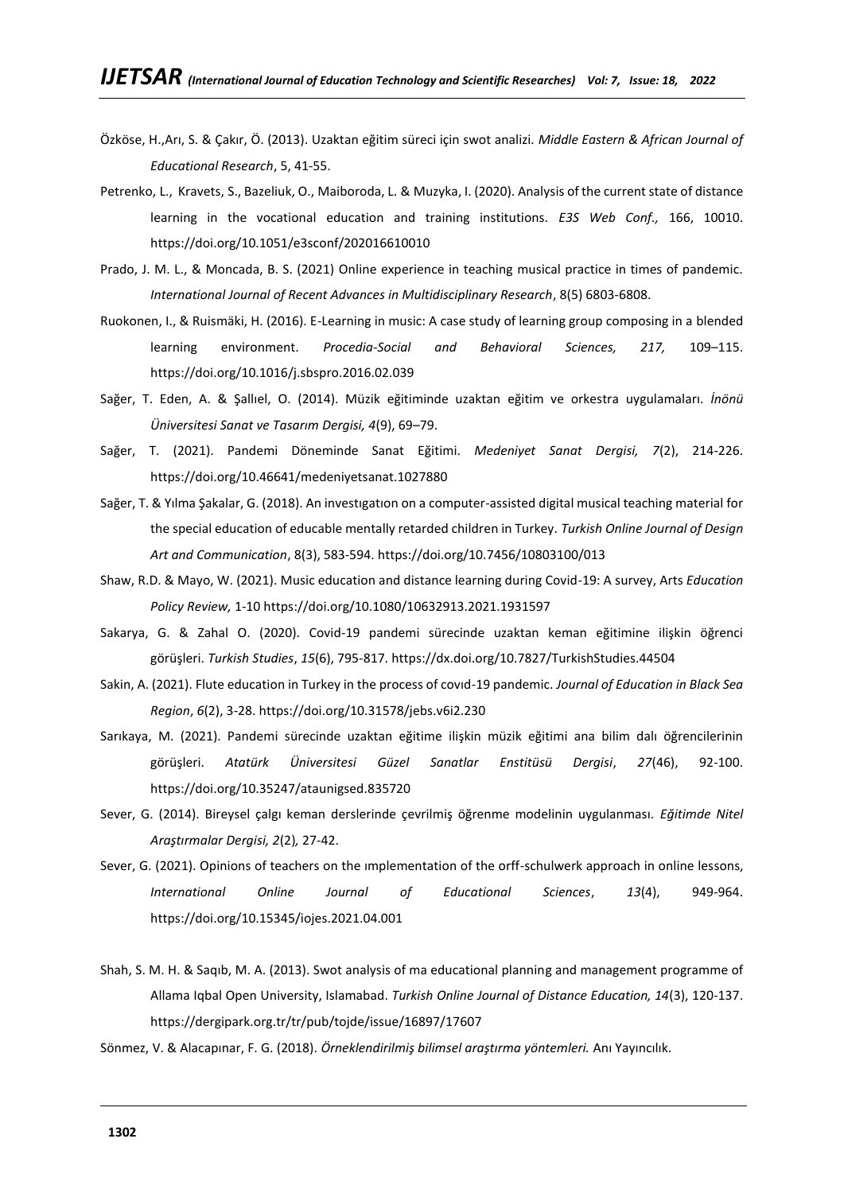Özköse, H.,Arı, S. & Çakır, Ö. (2013). Uzaktan eğitim süreci için swot analizi. *Middle Eastern & African Journal of Educational Research*, 5, 41-55.

Petrenko, L., Kravets, S., Bazeliuk, O., Maiboroda, L. & Muzyka, I. (2020). Analysis of the current state of distance learning in the vocational education and training institutions. *E3S Web Conf.,* 166, 10010. https://doi.org/10.1051/e3sconf/202016610010

Prado, J. M. L., & Moncada, B. S. (2021) Online experience in teaching musical practice in times of pandemic. *International Journal of Recent Advances in Multidisciplinary Research*, 8(5) 6803-6808.

Ruokonen, I., & Ruismäki, H. (2016). E-Learning in music: A case study of learning group composing in a blended learning environment. *Procedia-Social and Behavioral Sciences, 217,* 109–115. https://doi.org/10.1016/j.sbspro.2016.02.039

Sağer, T. Eden, A. & Şallıel, O. (2014). Müzik eğitiminde uzaktan eğitim ve orkestra uygulamaları. *İnönü Üniversitesi Sanat ve Tasarım Dergisi, 4*(9), 69–79.

Sağer, T. (2021). Pandemi Döneminde Sanat Eğitimi. *Medeniyet Sanat Dergisi, 7*(2), 214-226. https://doi.org/10.46641/medeniyetsanat.1027880

Sağer, T. & Yılma Şakalar, G. (2018). An investıgatıon on a computer-assisted digital musical teaching material for the special education of educable mentally retarded children in Turkey. *Turkish Online Journal of Design Art and Communication*, 8(3), 583-594. https://doi.org/10.7456/10803100/013

Shaw, R.D. & Mayo, W. (2021). Music education and distance learning during Covid-19: A survey, Arts *Education Policy Review,* 1-10 https://doi.org/10.1080/10632913.2021.1931597

Sakarya, G. & Zahal O. (2020). Covid-19 pandemi sürecinde uzaktan keman eğitimine ilişkin öğrenci görüşleri. *Turkish Studies*, *15*(6), 795-817. https://dx.doi.org/10.7827/TurkishStudies.44504

Sakin, A. (2021). Flute education in Turkey in the process of covıd-19 pandemic. *Journal of Education in Black Sea Region*, *6*(2), 3-28. https://doi.org/10.31578/jebs.v6i2.230

Sarıkaya, M. (2021). Pandemi sürecinde uzaktan eğitime ilişkin müzik eğitimi ana bilim dalı öğrencilerinin görüşleri. *Atatürk Üniversitesi Güzel Sanatlar Enstitüsü Dergisi*, *27*(46), 92-100. https://doi.org/10.35247/ataunigsed.835720

Sever, G. (2014). Bireysel çalgı keman derslerinde çevrilmiş öğrenme modelinin uygulanması. *Eğitimde Nitel Araştırmalar Dergisi, 2*(2)*,* 27-42.

Sever, G. (2021). Opinions of teachers on the ımplementation of the orff-schulwerk approach in online lessons, *International Online Journal of Educational Sciences*, *13*(4), 949-964. https://doi.org/10.15345/iojes.2021.04.001

Shah, S. M. H. & Saqıb, M. A. (2013). Swot analysis of ma educational planning and management programme of Allama Iqbal Open University, Islamabad. *Turkish Online Journal of Distance Education, 14*(3), 120-137. https://dergipark.org.tr/tr/pub/tojde/issue/16897/17607

Sönmez, V. & Alacapınar, F. G. (2018). *Örneklendirilmiş bilimsel araştırma yöntemleri.* Anı Yayıncılık.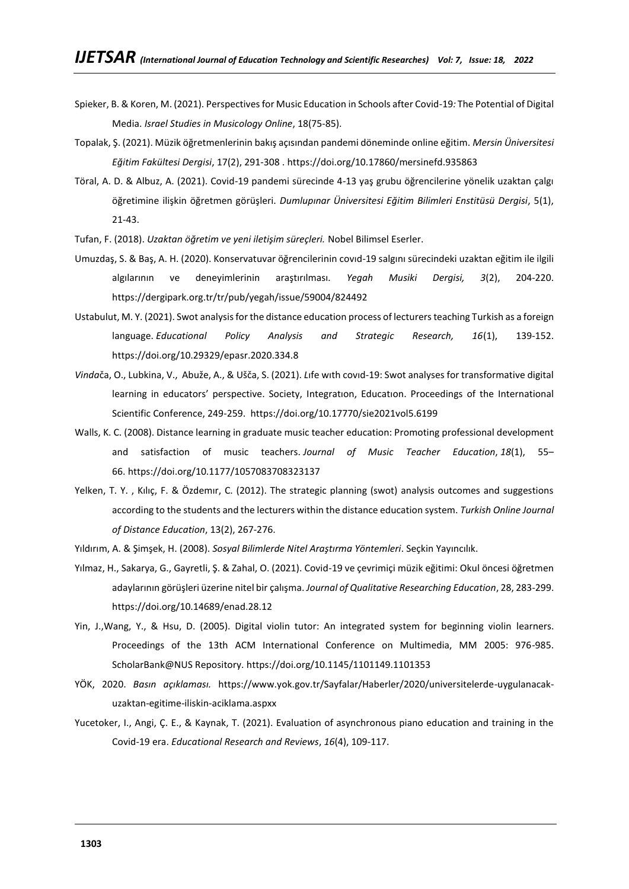Spieker, B. & Koren, M. (2021). Perspectives for Music Education in Schools after Covid-19: The Potential of Digital Media. *Israel Studies in Musicology Online*, 18(75-85).

Topalak, Ş. (2021). Müzik öğretmenlerinin bakış açısından pandemi döneminde online eğitim. *Mersin Üniversitesi Eğitim Fakültesi Dergisi*, 17(2), 291-308 . https://doi.org/10.17860/mersinefd.935863

Töral, A. D. & Albuz, A. (2021). Covid-19 pandemi sürecinde 4-13 yaş grubu öğrencilerine yönelik uzaktan çalgı öğretimine ilişkin öğretmen görüşleri. *Dumlupınar Üniversitesi Eğitim Bilimleri Enstitüsü Dergisi*, 5(1), 21-43.

Tufan, F. (2018). *Uzaktan öğretim ve yeni iletişim süreçleri.* Nobel Bilimsel Eserler.

Umuzdaş, S. & Baş, A. H. (2020). Konservatuvar öğrencilerinin covıd-19 salgını sürecindeki uzaktan eğitim ile ilgili algılarının ve deneyimlerinin araştırılması. *Yegah Musiki Dergisi, 3*(2), 204-220. https://dergipark.org.tr/tr/pub/yegah/issue/59004/824492

Ustabulut, M. Y. (2021). Swot analysis for the distance education process of lecturers teaching Turkish as a foreign language. *Educational Policy Analysis and Strategic Research, 16*(1), 139-152. https://doi.org/10.29329/epasr.2020.334.8

*Vinda*ča, O., Lubkina, V., Abuže, A., & Ušča, S. (2021). Lıfe wıth covıd-19: Swot analyses for transformative digital learning in educators' perspective. Society, Integratıon, Educatıon. Proceedings of the International Scientific Conference, 249-259. https://doi.org/10.17770/sie2021vol5.6199

Walls, K. C. (2008). Distance learning in graduate music teacher education: Promoting professional development and satisfaction of music teachers. *Journal of Music Teacher Education*, *18*(1), 55–66. https://doi.org/10.1177/1057083708323137

Yelken, T. Y. , Kılıç, F. & Özdemır, C. (2012). The strategic planning (swot) analysis outcomes and suggestions according to the students and the lecturers within the distance education system. *Turkish Online Journal of Distance Education*, 13(2), 267-276.

Yıldırım, A. & Şimşek, H. (2008). *Sosyal Bilimlerde Nitel Araştırma Yöntemleri*. Seçkin Yayıncılık.

Yılmaz, H., Sakarya, G., Gayretli, Ş. & Zahal, O. (2021). Covid-19 ve çevrimiçi müzik eğitimi: Okul öncesi öğretmen adaylarının görüşleri üzerine nitel bir çalışma. *Journal of Qualitative Researching Education*, 28, 283-299. https://doi.org/10.14689/enad.28.12

Yin, J.,Wang, Y., & Hsu, D. (2005). Digital violin tutor: An integrated system for beginning violin learners. Proceedings of the 13th ACM International Conference on Multimedia, MM 2005: 976-985. ScholarBank@NUS Repository. https://doi.org/10.1145/1101149.1101353

YÖK, 2020. *Basın açıklaması.* https://www.yok.gov.tr/Sayfalar/Haberler/2020/universitelerde-uygulanacak-uzaktan-egitime-iliskin-aciklama.aspxx

Yucetoker, I., Angi, Ç. E., & Kaynak, T. (2021). Evaluation of asynchronous piano education and training in the Covid-19 era. *Educational Research and Reviews*, *16*(4), 109-117.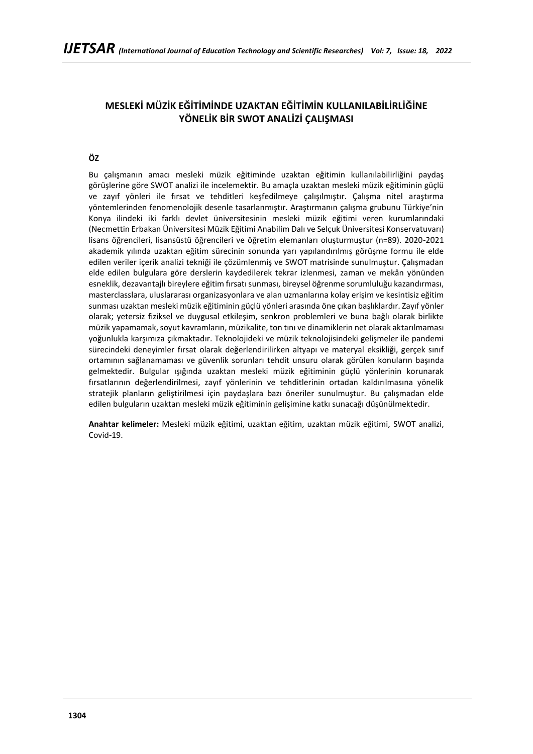# MESLEKİ MÜZİK EĞİTİMİNDE UZAKTAN EĞİTİMİN KULLANILABİLİRLİĞİNE YÖNELİK BİR SWOT ANALİZİ ÇALIŞMASI

## ÖZ

Bu çalışmanın amacı mesleki müzik eğitiminde uzaktan eğitimin kullanılabilirliğini paydaş görüşlerine göre SWOT analizi ile incelemektir. Bu amaçla uzaktan mesleki müzik eğitiminin güçlü ve zayıf yönleri ile fırsat ve tehditleri keşfedilmeye çalışılmıştır. Çalışma nitel araştırma yöntemlerinden fenomenolojik desenle tasarlanmıştır. Araştırmanın çalışma grubunu Türkiye'nin Konya ilindeki iki farklı devlet üniversitesinin mesleki müzik eğitimi veren kurumlarındaki (Necmettin Erbakan Üniversitesi Müzik Eğitimi Anabilim Dalı ve Selçuk Üniversitesi Konservatuvarı) lisans öğrencileri, lisansüstü öğrencileri ve öğretim elemanları oluşturmuştur (n=89). 2020-2021 akademik yılında uzaktan eğitim sürecinin sonunda yarı yapılandırılmış görüşme formu ile elde edilen veriler içerik analizi tekniği ile çözümlenmiş ve SWOT matrisinde sunulmuştur. Çalışmadan elde edilen bulgulara göre derslerin kaydedilerek tekrar izlenmesi, zaman ve mekân yönünden esneklik, dezavantajlı bireylere eğitim fırsatı sunması, bireysel öğrenme sorumluluğu kazandırması, masterclasslara, uluslararası organizasyonlara ve alan uzmanlarına kolay erişim ve kesintisiz eğitim sunması uzaktan mesleki müzik eğitiminin güçlü yönleri arasında öne çıkan başlıklardır. Zayıf yönler olarak; yetersiz fiziksel ve duygusal etkileşim, senkron problemleri ve buna bağlı olarak birlikte müzik yapamamak, soyut kavramların, müzikalite, ton tını ve dinamiklerin net olarak aktarılmaması yoğunlukla karşımıza çıkmaktadır. Teknolojideki ve müzik teknolojisindeki gelişmeler ile pandemi sürecindeki deneyimler fırsat olarak değerlendirilirken altyapı ve materyal eksikliği, gerçek sınıf ortamının sağlanamaması ve güvenlik sorunları tehdit unsuru olarak görülen konuların başında gelmektedir. Bulgular ışığında uzaktan mesleki müzik eğitiminin güçlü yönlerinin korunarak fırsatlarının değerlendirilmesi, zayıf yönlerinin ve tehditlerinin ortadan kaldırılmasına yönelik stratejik planların geliştirilmesi için paydaşlara bazı öneriler sunulmuştur. Bu çalışmadan elde edilen bulguların uzaktan mesleki müzik eğitiminin gelişimine katkı sunacağı düşünülmektedir.

**Anahtar kelimeler:** Mesleki müzik eğitimi, uzaktan eğitim, uzaktan müzik eğitimi, SWOT analizi, Covid-19.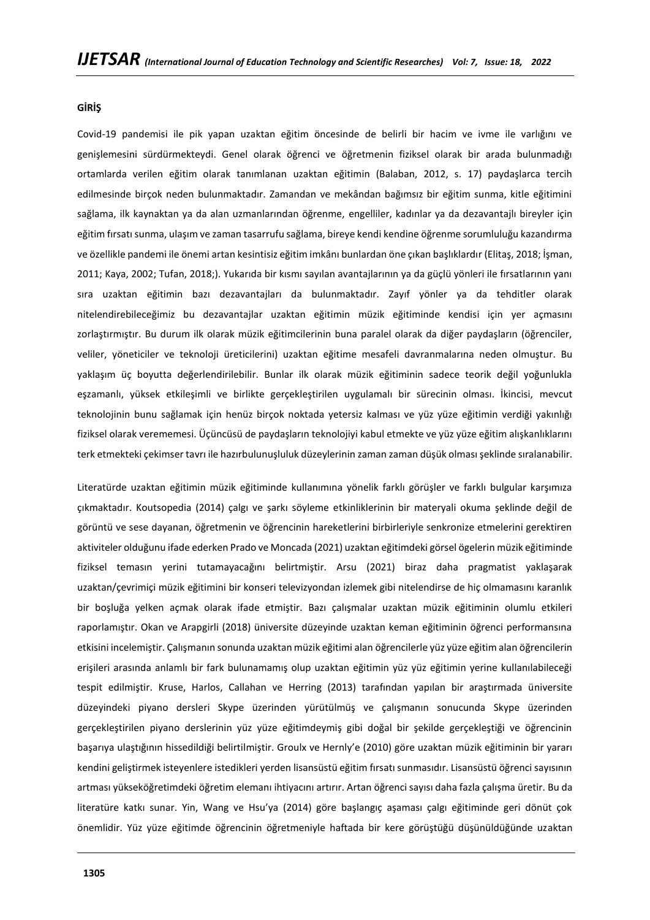## GİRİŞ

Covid-19 pandemisi ile pik yapan uzaktan eğitim öncesinde de belirli bir hacim ve ivme ile varlığını ve genişlemesini sürdürmekteydi. Genel olarak öğrenci ve öğretmenin fiziksel olarak bir arada bulunmadığı ortamlarda verilen eğitim olarak tanımlanan uzaktan eğitimin (Balaban, 2012, s. 17) paydaşlarca tercih edilmesinde birçok neden bulunmaktadır. Zamandan ve mekândan bağımsız bir eğitim sunma, kitle eğitimini sağlama, ilk kaynaktan ya da alan uzmanlarından öğrenme, engelliler, kadınlar ya da dezavantajlı bireyler için eğitim fırsatı sunma, ulaşım ve zaman tasarrufu sağlama, bireye kendi kendine öğrenme sorumluluğu kazandırma ve özellikle pandemi ile önemi artan kesintisiz eğitim imkânı bunlardan öne çıkan başlıklardır (Elitaş, 2018; İşman, 2011; Kaya, 2002; Tufan, 2018;). Yukarıda bir kısmı sayılan avantajlarının ya da güçlü yönleri ile fırsatlarının yanı sıra uzaktan eğitimin bazı dezavantajları da bulunmaktadır. Zayıf yönler ya da tehditler olarak nitelendirebileceğimiz bu dezavantajlar uzaktan eğitimin müzik eğitiminde kendisi için yer açmasını zorlaştırmıştır. Bu durum ilk olarak müzik eğitimcilerinin buna paralel olarak da diğer paydaşların (öğrenciler, veliler, yöneticiler ve teknoloji üreticilerini) uzaktan eğitime mesafeli davranmalarına neden olmuştur. Bu yaklaşım üç boyutta değerlendirilebilir. Bunlar ilk olarak müzik eğitiminin sadece teorik değil yoğunlukla eşzamanlı, yüksek etkileşimli ve birlikte gerçekleştirilen uygulamalı bir sürecinin olması. İkincisi, mevcut teknolojinin bunu sağlamak için henüz birçok noktada yetersiz kalması ve yüz yüze eğitimin verdiği yakınlığı fiziksel olarak verememesi. Üçüncüsü de paydaşların teknolojiyi kabul etmekte ve yüz yüze eğitim alışkanlıklarını terk etmekteki çekimser tavrı ile hazırbulunuşluluk düzeylerinin zaman zaman düşük olması şeklinde sıralanabilir.

Literatürde uzaktan eğitimin müzik eğitiminde kullanımına yönelik farklı görüşler ve farklı bulgular karşımıza çıkmaktadır. Koutsopedia (2014) çalgı ve şarkı söyleme etkinliklerinin bir materyali okuma şeklinde değil de görüntü ve sese dayanan, öğretmenin ve öğrencinin hareketlerini birbirleriyle senkronize etmelerini gerektiren aktiviteler olduğunu ifade ederken Prado ve Moncada (2021) uzaktan eğitimdeki görsel ögelerin müzik eğitiminde fiziksel temasın yerini tutamayacağını belirtmiştir. Arsu (2021) biraz daha pragmatist yaklaşarak uzaktan/çevrimiçi müzik eğitimini bir konseri televizyondan izlemek gibi nitelendirse de hiç olmamasını karanlık bir boşluğa yelken açmak olarak ifade etmiştir. Bazı çalışmalar uzaktan müzik eğitiminin olumlu etkileri raporlamıştır. Okan ve Arapgirli (2018) üniversite düzeyinde uzaktan keman eğitiminin öğrenci performansına etkisini incelemiştir. Çalışmanın sonunda uzaktan müzik eğitimi alan öğrencilerle yüz yüze eğitim alan öğrencilerin erişileri arasında anlamlı bir fark bulunamamış olup uzaktan eğitimin yüz yüz eğitimin yerine kullanılabileceği tespit edilmiştir. Kruse, Harlos, Callahan ve Herring (2013) tarafından yapılan bir araştırmada üniversite düzeyindeki piyano dersleri Skype üzerinden yürütülmüş ve çalışmanın sonucunda Skype üzerinden gerçekleştirilen piyano derslerinin yüz yüze eğitimdeymiş gibi doğal bir şekilde gerçekleştiği ve öğrencinin başarıya ulaştığının hissedildiği belirtilmiştir. Groulx ve Hernly'e (2010) göre uzaktan müzik eğitiminin bir yararı kendini geliştirmek isteyenlere istedikleri yerden lisansüstü eğitim fırsatı sunmasıdır. Lisansüstü öğrenci sayısının artması yükseköğretimdeki öğretim elemanı ihtiyacını artırır. Artan öğrenci sayısı daha fazla çalışma üretir. Bu da literatüre katkı sunar. Yin, Wang ve Hsu'ya (2014) göre başlangıç aşaması çalgı eğitiminde geri dönüt çok önemlidir. Yüz yüze eğitimde öğrencinin öğretmeniyle haftada bir kere görüştüğü düşünüldüğünde uzaktan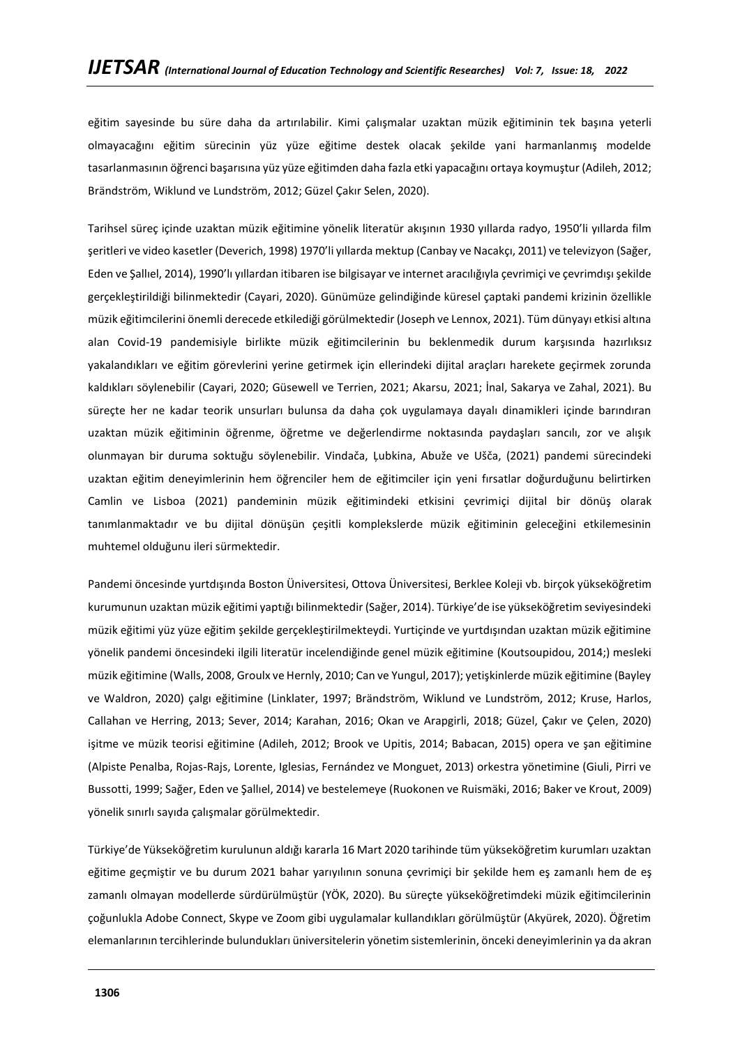eğitim sayesinde bu süre daha da artırılabilir. Kimi çalışmalar uzaktan müzik eğitiminin tek başına yeterli olmayacağını eğitim sürecinin yüz yüze eğitime destek olacak şekilde yani harmanlanmış modelde tasarlanmasının öğrenci başarısına yüz yüze eğitimden daha fazla etki yapacağını ortaya koymuştur (Adileh, 2012; Brändström, Wiklund ve Lundström, 2012; Güzel Çakır Selen, 2020).

Tarihsel süreç içinde uzaktan müzik eğitimine yönelik literatür akışının 1930 yıllarda radyo, 1950'li yıllarda film şeritleri ve video kasetler (Deverich, 1998) 1970'li yıllarda mektup (Canbay ve Nacakçı, 2011) ve televizyon (Sağer, Eden ve Şallıel, 2014), 1990'lı yıllardan itibaren ise bilgisayar ve internet aracılığıyla çevrimiçi ve çevrimdışı şekilde gerçekleştirildiği bilinmektedir (Cayari, 2020). Günümüze gelindiğinde küresel çaptaki pandemi krizinin özellikle müzik eğitimcilerini önemli derecede etkilediği görülmektedir (Joseph ve Lennox, 2021). Tüm dünyayı etkisi altına alan Covid-19 pandemisiyle birlikte müzik eğitimcilerinin bu beklenmedik durum karşısında hazırlıksız yakalandıkları ve eğitim görevlerini yerine getirmek için ellerindeki dijital araçları harekete geçirmek zorunda kaldıkları söylenebilir (Cayari, 2020; Güsewell ve Terrien, 2021; Akarsu, 2021; İnal, Sakarya ve Zahal, 2021). Bu süreçte her ne kadar teorik unsurları bulunsa da daha çok uygulamaya dayalı dinamikleri içinde barındıran uzaktan müzik eğitiminin öğrenme, öğretme ve değerlendirme noktasında paydaşları sancılı, zor ve alışık olunmayan bir duruma soktuğu söylenebilir. Vindača, Ļubkina, Abuže ve Ušča, (2021) pandemi sürecindeki uzaktan eğitim deneyimlerinin hem öğrenciler hem de eğitimciler için yeni fırsatlar doğurduğunu belirtirken Camlin ve Lisboa (2021) pandeminin müzik eğitimindeki etkisini çevrimiçi dijital bir dönüş olarak tanımlanmaktadır ve bu dijital dönüşün çeşitli komplekslerde müzik eğitiminin geleceğini etkilemesinin muhtemel olduğunu ileri sürmektedir.

Pandemi öncesinde yurtdışında Boston Üniversitesi, Ottova Üniversitesi, Berklee Koleji vb. birçok yükseköğretim kurumunun uzaktan müzik eğitimi yaptığı bilinmektedir (Sağer, 2014). Türkiye'de ise yükseköğretim seviyesindeki müzik eğitimi yüz yüze eğitim şekilde gerçekleştirilmekteydi. Yurtiçinde ve yurtdışından uzaktan müzik eğitimine yönelik pandemi öncesindeki ilgili literatür incelendiğinde genel müzik eğitimine (Koutsoupidou, 2014;) mesleki müzik eğitimine (Walls, 2008, Groulx ve Hernly, 2010; Can ve Yungul, 2017); yetişkinlerde müzik eğitimine (Bayley ve Waldron, 2020) çalgı eğitimine (Linklater, 1997; Brändström, Wiklund ve Lundström, 2012; Kruse, Harlos, Callahan ve Herring, 2013; Sever, 2014; Karahan, 2016; Okan ve Arapgirli, 2018; Güzel, Çakır ve Çelen, 2020) işitme ve müzik teorisi eğitimine (Adileh, 2012; Brook ve Upitis, 2014; Babacan, 2015) opera ve şan eğitimine (Alpiste Penalba, Rojas-Rajs, Lorente, Iglesias, Fernández ve Monguet, 2013) orkestra yönetimine (Giuli, Pirri ve Bussotti, 1999; Sağer, Eden ve Şallıel, 2014) ve bestelemeye (Ruokonen ve Ruismäki, 2016; Baker ve Krout, 2009) yönelik sınırlı sayıda çalışmalar görülmektedir.

Türkiye'de Yükseköğretim kurulunun aldığı kararla 16 Mart 2020 tarihinde tüm yükseköğretim kurumları uzaktan eğitime geçmiştir ve bu durum 2021 bahar yarıyılının sonuna çevrimiçi bir şekilde hem eş zamanlı hem de eş zamanlı olmayan modellerde sürdürülmüştür (YÖK, 2020). Bu süreçte yükseköğretimdeki müzik eğitimcilerinin çoğunlukla Adobe Connect, Skype ve Zoom gibi uygulamalar kullandıkları görülmüştür (Akyürek, 2020). Öğretim elemanlarının tercihlerinde bulundukları üniversitelerin yönetim sistemlerinin, önceki deneyimlerinin ya da akran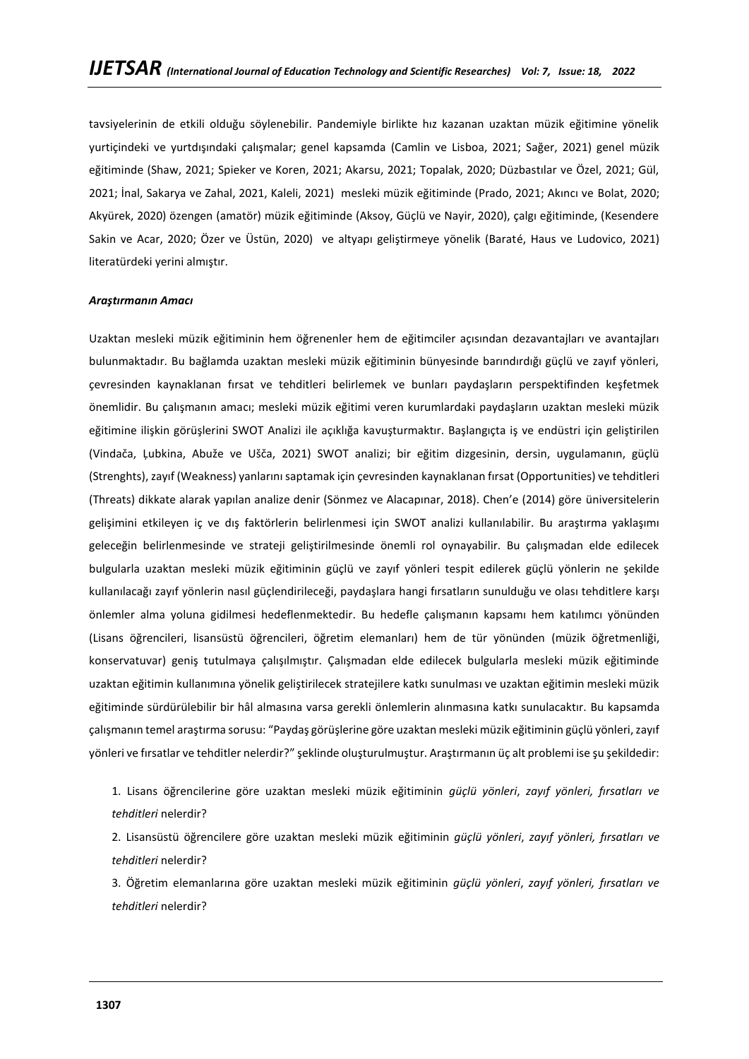tavsiyelerinin de etkili olduğu söylenebilir. Pandemiyle birlikte hız kazanan uzaktan müzik eğitimine yönelik yurtiçindeki ve yurtdışındaki çalışmalar; genel kapsamda (Camlin ve Lisboa, 2021; Sağer, 2021) genel müzik eğitiminde (Shaw, 2021; Spieker ve Koren, 2021; Akarsu, 2021; Topalak, 2020; Düzbastılar ve Özel, 2021; Gül, 2021; İnal, Sakarya ve Zahal, 2021, Kaleli, 2021) mesleki müzik eğitiminde (Prado, 2021; Akıncı ve Bolat, 2020; Akyürek, 2020) özengen (amatör) müzik eğitiminde (Aksoy, Güçlü ve Nayir, 2020), çalgı eğitiminde, (Kesendere Sakin ve Acar, 2020; Özer ve Üstün, 2020) ve altyapı geliştirmeye yönelik (Baraté, Haus ve Ludovico, 2021) literatürdeki yerini almıştır.

### *Araştırmanın Amacı*

Uzaktan mesleki müzik eğitiminin hem öğrenenler hem de eğitimciler açısından dezavantajları ve avantajları bulunmaktadır. Bu bağlamda uzaktan mesleki müzik eğitiminin bünyesinde barındırdığı güçlü ve zayıf yönleri, çevresinden kaynaklanan fırsat ve tehditleri belirlemek ve bunları paydaşların perspektifinden keşfetmek önemlidir. Bu çalışmanın amacı; mesleki müzik eğitimi veren kurumlardaki paydaşların uzaktan mesleki müzik eğitimine ilişkin görüşlerini SWOT Analizi ile açıklığa kavuşturmaktır. Başlangıçta iş ve endüstri için geliştirilen (Vindača, Ļubkina, Abuže ve Ušča, 2021) SWOT analizi; bir eğitim dizgesinin, dersin, uygulamanın, güçlü (Strenghts), zayıf (Weakness) yanlarını saptamak için çevresinden kaynaklanan fırsat (Opportunities) ve tehditleri (Threats) dikkate alarak yapılan analize denir (Sönmez ve Alacapınar, 2018). Chen'e (2014) göre üniversitelerin gelişimini etkileyen iç ve dış faktörlerin belirlenmesi için SWOT analizi kullanılabilir. Bu araştırma yaklaşımı geleceğin belirlenmesinde ve strateji geliştirilmesinde önemli rol oynayabilir. Bu çalışmadan elde edilecek bulgularla uzaktan mesleki müzik eğitiminin güçlü ve zayıf yönleri tespit edilerek güçlü yönlerin ne şekilde kullanılacağı zayıf yönlerin nasıl güçlendirileceği, paydaşlara hangi fırsatların sunulduğu ve olası tehditlere karşı önlemler alma yoluna gidilmesi hedeflenmektedir. Bu hedefle çalışmanın kapsamı hem katılımcı yönünden (Lisans öğrencileri, lisansüstü öğrencileri, öğretim elemanları) hem de tür yönünden (müzik öğretmenliği, konservatuvar) geniş tutulmaya çalışılmıştır. Çalışmadan elde edilecek bulgularla mesleki müzik eğitiminde uzaktan eğitimin kullanımına yönelik geliştirilecek stratejilere katkı sunulması ve uzaktan eğitimin mesleki müzik eğitiminde sürdürülebilir bir hâl almasına varsa gerekli önlemlerin alınmasına katkı sunulacaktır. Bu kapsamda çalışmanın temel araştırma sorusu: "Paydaş görüşlerine göre uzaktan mesleki müzik eğitiminin güçlü yönleri, zayıf yönleri ve fırsatlar ve tehditler nelerdir?" şeklinde oluşturulmuştur. Araştırmanın üç alt problemi ise şu şekildedir:

1. Lisans öğrencilerine göre uzaktan mesleki müzik eğitiminin *güçlü yönleri*, *zayıf yönleri, fırsatları ve tehditleri* nelerdir?
2. Lisansüstü öğrencilere göre uzaktan mesleki müzik eğitiminin *güçlü yönleri*, *zayıf yönleri, fırsatları ve tehditleri* nelerdir?
3. Öğretim elemanlarına göre uzaktan mesleki müzik eğitiminin *güçlü yönleri*, *zayıf yönleri, fırsatları ve tehditleri* nelerdir?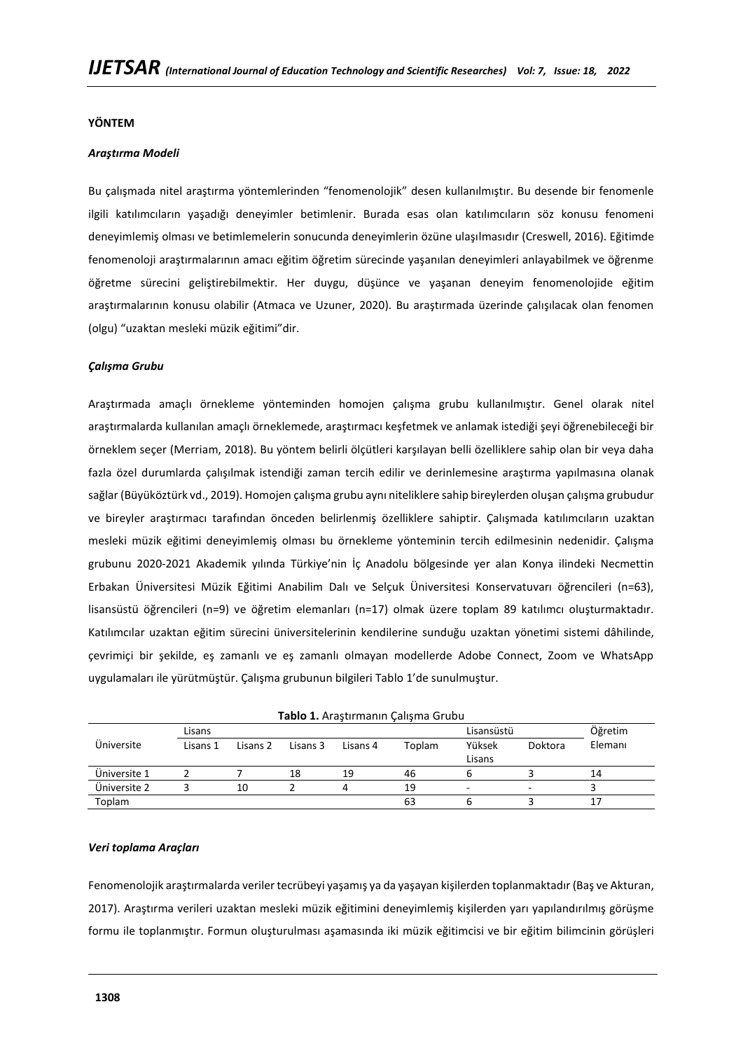**YÖNTEM**

***Araştırma Modeli***

Bu çalışmada nitel araştırma yöntemlerinden "fenomenolojik" desen kullanılmıştır. Bu desende bir fenomenle ilgili katılımcıların yaşadığı deneyimler betimlenir. Burada esas olan katılımcıların söz konusu fenomeni deneyimlemiş olması ve betimlemelerin sonucunda deneyimlerin özüne ulaşılmasıdır (Creswell, 2016). Eğitimde fenomenoloji araştırmalarının amacı eğitim öğretim sürecinde yaşanılan deneyimleri anlayabilmek ve öğrenme öğretme sürecini geliştirebilmektir. Her duygu, düşünce ve yaşanan deneyim fenomenolojide eğitim araştırmalarının konusu olabilir (Atmaca ve Uzuner, 2020). Bu araştırmada üzerinde çalışılacak olan fenomen (olgu) "uzaktan mesleki müzik eğitimi"dir.

***Çalışma Grubu***

Araştırmada amaçlı örnekleme yönteminden homojen çalışma grubu kullanılmıştır. Genel olarak nitel araştırmalarda kullanılan amaçlı örneklemede, araştırmacı keşfetmek ve anlamak istediği şeyi öğrenebileceği bir örneklem seçer (Merriam, 2018). Bu yöntem belirli ölçütleri karşılayan belli özelliklere sahip olan bir veya daha fazla özel durumlarda çalışılmak istendiği zaman tercih edilir ve derinlemesine araştırma yapılmasına olanak sağlar (Büyüköztürk vd., 2019). Homojen çalışma grubu aynı niteliklere sahip bireylerden oluşan çalışma grubudur ve bireyler araştırmacı tarafından önceden belirlenmiş özelliklere sahiptir. Çalışmada katılımcıların uzaktan mesleki müzik eğitimi deneyimlemiş olması bu örnekleme yönteminin tercih edilmesinin nedenidir. Çalışma grubunu 2020-2021 Akademik yılında Türkiye'nin İç Anadolu bölgesinde yer alan Konya ilindeki Necmettin Erbakan Üniversitesi Müzik Eğitimi Anabilim Dalı ve Selçuk Üniversitesi Konservatuvarı öğrencileri (n=63), lisansüstü öğrencileri (n=9) ve öğretim elemanları (n=17) olmak üzere toplam 89 katılımcı oluşturmaktadır. Katılımcılar uzaktan eğitim sürecini üniversitelerinin kendilerine sunduğu uzaktan yönetimi sistemi dâhilinde, çevrimiçi bir şekilde, eş zamanlı ve eş zamanlı olmayan modellerde Adobe Connect, Zoom ve WhatsApp uygulamaları ile yürütmüştür. Çalışma grubunun bilgileri Tablo 1'de sunulmuştur.

**Tablo 1.** Araştırmanın Çalışma Grubu

| Üniversite | Lisans | | | | | Lisansüstü | | Öğretim Elemanı |
|---|---|---|---|---|---|---|---|---|
| | Lisans 1 | Lisans 2 | Lisans 3 | Lisans 4 | Toplam | Yüksek Lisans | Doktora | |
| Üniversite 1 | 2 | 7 | 18 | 19 | 46 | 6 | 3 | 14 |
| Üniversite 2 | 3 | 10 | 2 | 4 | 19 | - | - | 3 |
| Toplam | | | | | 63 | 6 | 3 | 17 |

***Veri toplama Araçları***

Fenomenolojik araştırmalarda veriler tecrübeyi yaşamış ya da yaşayan kişilerden toplanmaktadır (Baş ve Akturan, 2017). Araştırma verileri uzaktan mesleki müzik eğitimini deneyimlemiş kişilerden yarı yapılandırılmış görüşme formu ile toplanmıştır. Formun oluşturulması aşamasında iki müzik eğitimcisi ve bir eğitim bilimcinin görüşleri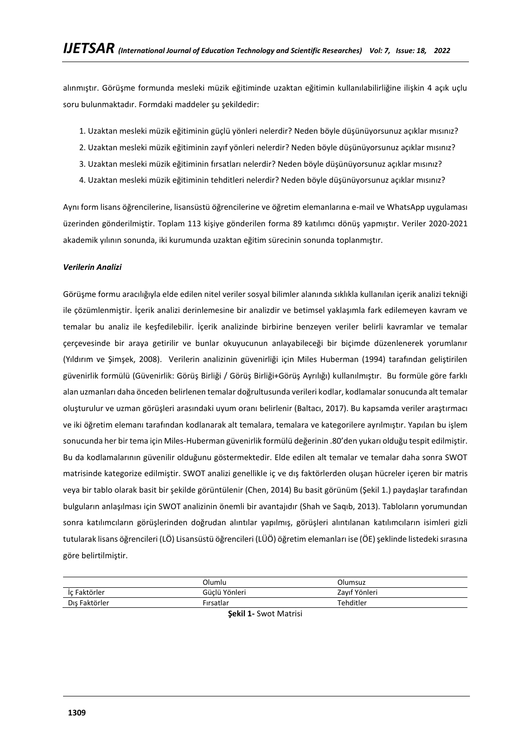alınmıştır. Görüşme formunda mesleki müzik eğitiminde uzaktan eğitimin kullanılabilirliğine ilişkin 4 açık uçlu soru bulunmaktadır. Formdaki maddeler şu şekildedir:

1. Uzaktan mesleki müzik eğitiminin güçlü yönleri nelerdir? Neden böyle düşünüyorsunuz açıklar mısınız?
2. Uzaktan mesleki müzik eğitiminin zayıf yönleri nelerdir? Neden böyle düşünüyorsunuz açıklar mısınız?
3. Uzaktan mesleki müzik eğitiminin fırsatları nelerdir? Neden böyle düşünüyorsunuz açıklar mısınız?
4. Uzaktan mesleki müzik eğitiminin tehditleri nelerdir? Neden böyle düşünüyorsunuz açıklar mısınız?

Aynı form lisans öğrencilerine, lisansüstü öğrencilerine ve öğretim elemanlarına e-mail ve WhatsApp uygulaması üzerinden gönderilmiştir. Toplam 113 kişiye gönderilen forma 89 katılımcı dönüş yapmıştır. Veriler 2020-2021 akademik yılının sonunda, iki kurumunda uzaktan eğitim sürecinin sonunda toplanmıştır.

***Verilerin Analizi***

Görüşme formu aracılığıyla elde edilen nitel veriler sosyal bilimler alanında sıklıkla kullanılan içerik analizi tekniği ile çözümlenmiştir. İçerik analizi derinlemesine bir analizdir ve betimsel yaklaşımla fark edilemeyen kavram ve temalar bu analiz ile keşfedilebilir. İçerik analizinde birbirine benzeyen veriler belirli kavramlar ve temalar çerçevesinde bir araya getirilir ve bunlar okuyucunun anlayabileceği bir biçimde düzenlenerek yorumlanır (Yıldırım ve Şimşek, 2008). Verilerin analizinin güvenirliği için Miles Huberman (1994) tarafından geliştirilen güvenirlik formülü (Güvenirlik: Görüş Birliği / Görüş Birliği+Görüş Ayrılığı) kullanılmıştır. Bu formüle göre farklı alan uzmanları daha önceden belirlenen temalar doğrultusunda verileri kodlar, kodlamalar sonucunda alt temalar oluşturulur ve uzman görüşleri arasındaki uyum oranı belirlenir (Baltacı, 2017). Bu kapsamda veriler araştırmacı ve iki öğretim elemanı tarafından kodlanarak alt temalara, temalara ve kategorilere ayrılmıştır. Yapılan bu işlem sonucunda her bir tema için Miles-Huberman güvenirlik formülü değerinin .80'den yukarı olduğu tespit edilmiştir. Bu da kodlamalarının güvenilir olduğunu göstermektedir. Elde edilen alt temalar ve temalar daha sonra SWOT matrisinde kategorize edilmiştir. SWOT analizi genellikle iç ve dış faktörlerden oluşan hücreler içeren bir matris veya bir tablo olarak basit bir şekilde görüntülenir (Chen, 2014) Bu basit görünüm (Şekil 1.) paydaşlar tarafından bulguların anlaşılması için SWOT analizinin önemli bir avantajıdır (Shah ve Saqıb, 2013). Tabloların yorumundan sonra katılımcıların görüşlerinden doğrudan alıntılar yapılmış, görüşleri alıntılanan katılımcıların isimleri gizli tutularak lisans öğrencileri (LÖ) Lisansüstü öğrencileri (LÜÖ) öğretim elemanları ise (ÖE) şeklinde listedeki sırasına göre belirtilmiştir.

| | Olumlu | Olumsuz |
|---|---|---|
| İç Faktörler | Güçlü Yönleri | Zayıf Yönleri |
| Dış Faktörler | Fırsatlar | Tehditler |

**Şekil 1-** Swot Matrisi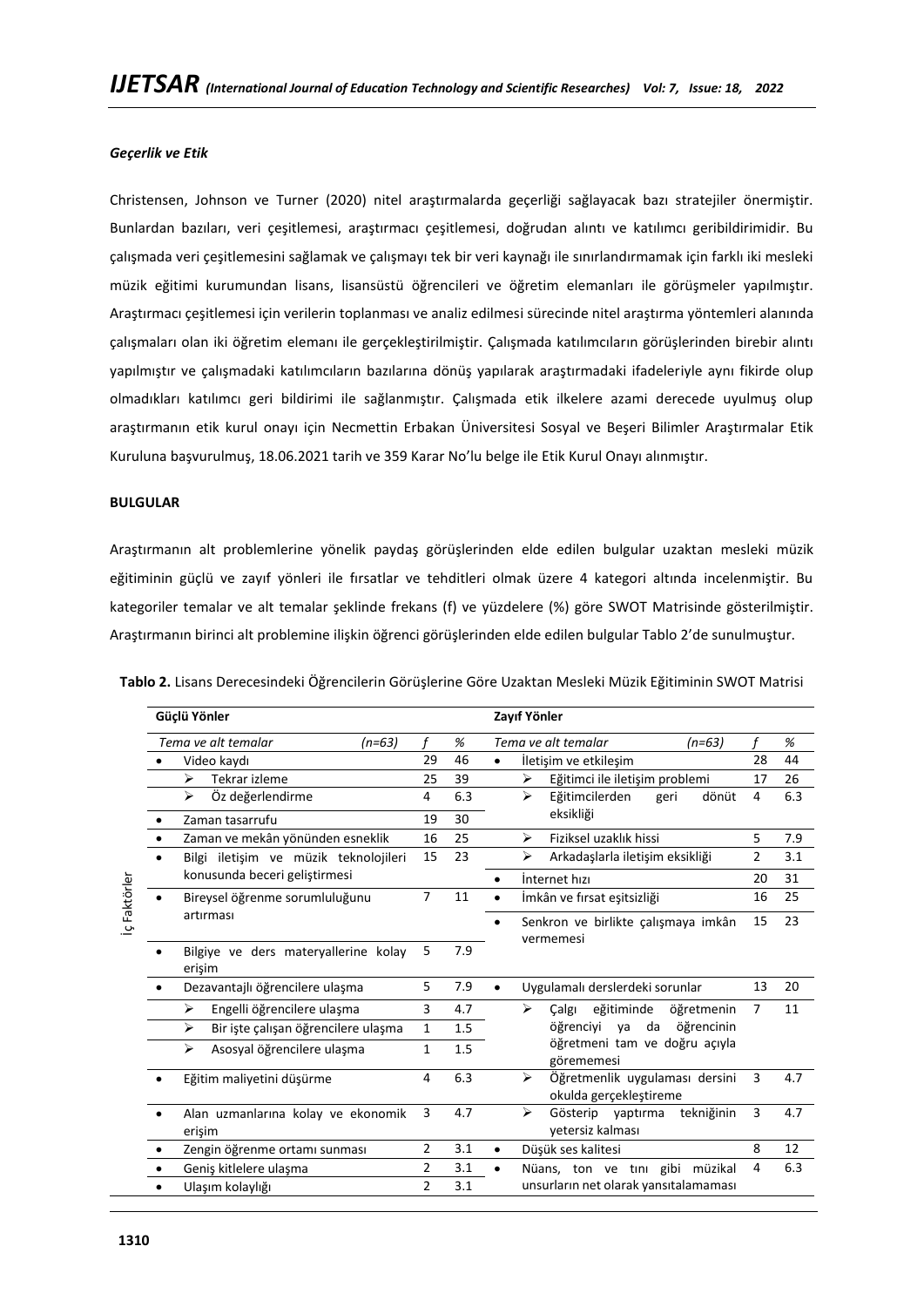*Geçerlik ve Etik*

Christensen, Johnson ve Turner (2020) nitel araştırmalarda geçerliği sağlayacak bazı stratejiler önermiştir. Bunlardan bazıları, veri çeşitlemesi, araştırmacı çeşitlemesi, doğrudan alıntı ve katılımcı geribildirimidir. Bu çalışmada veri çeşitlemesini sağlamak ve çalışmayı tek bir veri kaynağı ile sınırlandırmamak için farklı iki mesleki müzik eğitimi kurumundan lisans, lisansüstü öğrencileri ve öğretim elemanları ile görüşmeler yapılmıştır. Araştırmacı çeşitlemesi için verilerin toplanması ve analiz edilmesi sürecinde nitel araştırma yöntemleri alanında çalışmaları olan iki öğretim elemanı ile gerçekleştirilmiştir. Çalışmada katılımcıların görüşlerinden birebir alıntı yapılmıştır ve çalışmadaki katılımcıların bazılarına dönüş yapılarak araştırmadaki ifadeleriyle aynı fikirde olup olmadıkları katılımcı geri bildirimi ile sağlanmıştır. Çalışmada etik ilkelere azami derecede uyulmuş olup araştırmanın etik kurul onayı için Necmettin Erbakan Üniversitesi Sosyal ve Beşeri Bilimler Araştırmalar Etik Kuruluna başvurulmuş, 18.06.2021 tarih ve 359 Karar No'lu belge ile Etik Kurul Onayı alınmıştır.

**BULGULAR**

Araştırmanın alt problemlerine yönelik paydaş görüşlerinden elde edilen bulgular uzaktan mesleki müzik eğitiminin güçlü ve zayıf yönleri ile fırsatlar ve tehditleri olmak üzere 4 kategori altında incelenmiştir. Bu kategoriler temalar ve alt temalar şeklinde frekans (f) ve yüzdelere (%) göre SWOT Matrisinde gösterilmiştir. Araştırmanın birinci alt problemine ilişkin öğrenci görüşlerinden elde edilen bulgular Tablo 2'de sunulmuştur.

**Tablo 2.** Lisans Derecesindeki Öğrencilerin Görüşlerine Göre Uzaktan Mesleki Müzik Eğitiminin SWOT Matrisi

| | **Güçlü Yönler** | | | **Zayıf Yönler** | | |
|---|---|---|---|---|---|---|
| | *Tema ve alt temalar (n=63)* | *f* | *%* | *Tema ve alt temalar (n=63)* | *f* | *%* |
| İç Faktörler | • Video kaydı | 29 | 46 | • İletişim ve etkileşim | 28 | 44 |
| | ➢ Tekrar izleme | 25 | 39 | ➢ Eğitimci ile iletişim problemi | 17 | 26 |
| | ➢ Öz değerlendirme | 4 | 6.3 | ➢ Eğitimcilerden geri dönüt eksikliği | 4 | 6.3 |
| | • Zaman tasarrufu | 19 | 30 | | | |
| | • Zaman ve mekân yönünden esneklik | 16 | 25 | ➢ Fiziksel uzaklık hissi | 5 | 7.9 |
| | • Bilgi iletişim ve müzik teknolojileri konusunda beceri geliştirmesi | 15 | 23 | ➢ Arkadaşlarla iletişim eksikliği | 2 | 3.1 |
| | | | | • İnternet hızı | 20 | 31 |
| | • Bireysel öğrenme sorumluluğunu artırması | 7 | 11 | • İmkân ve fırsat eşitsizliği | 16 | 25 |
| | | | | • Senkron ve birlikte çalışmaya imkân vermemesi | 15 | 23 |
| | • Bilgiye ve ders materyallerine kolay erişim | 5 | 7.9 | | | |
| | • Dezavantajlı öğrencilere ulaşma | 5 | 7.9 | • Uygulamalı derslerdeki sorunlar | 13 | 20 |
| | ➢ Engelli öğrencilere ulaşma | 3 | 4.7 | ➢ Çalgı eğitiminde öğretmenin öğrenciyi ya da öğrencinin öğretmeni tam ve doğru açıyla görememesi | 7 | 11 |
| | ➢ Bir işte çalışan öğrencilere ulaşma | 1 | 1.5 | | | |
| | ➢ Asosyal öğrencilere ulaşma | 1 | 1.5 | | | |
| | • Eğitim maliyetini düşürme | 4 | 6.3 | ➢ Öğretmenlik uygulaması dersini okulda gerçekleştireme | 3 | 4.7 |
| | • Alan uzmanlarına kolay ve ekonomik erişim | 3 | 4.7 | ➢ Gösterip yaptırma tekniğinin yetersiz kalması | 3 | 4.7 |
| | • Zengin öğrenme ortamı sunması | 2 | 3.1 | • Düşük ses kalitesi | 8 | 12 |
| | • Geniş kitlelere ulaşma | 2 | 3.1 | • Nüans, ton ve tını gibi müzikal unsurların net olarak yansıtalamaması | 4 | 6.3 |
| | • Ulaşım kolaylığı | 2 | 3.1 | | | |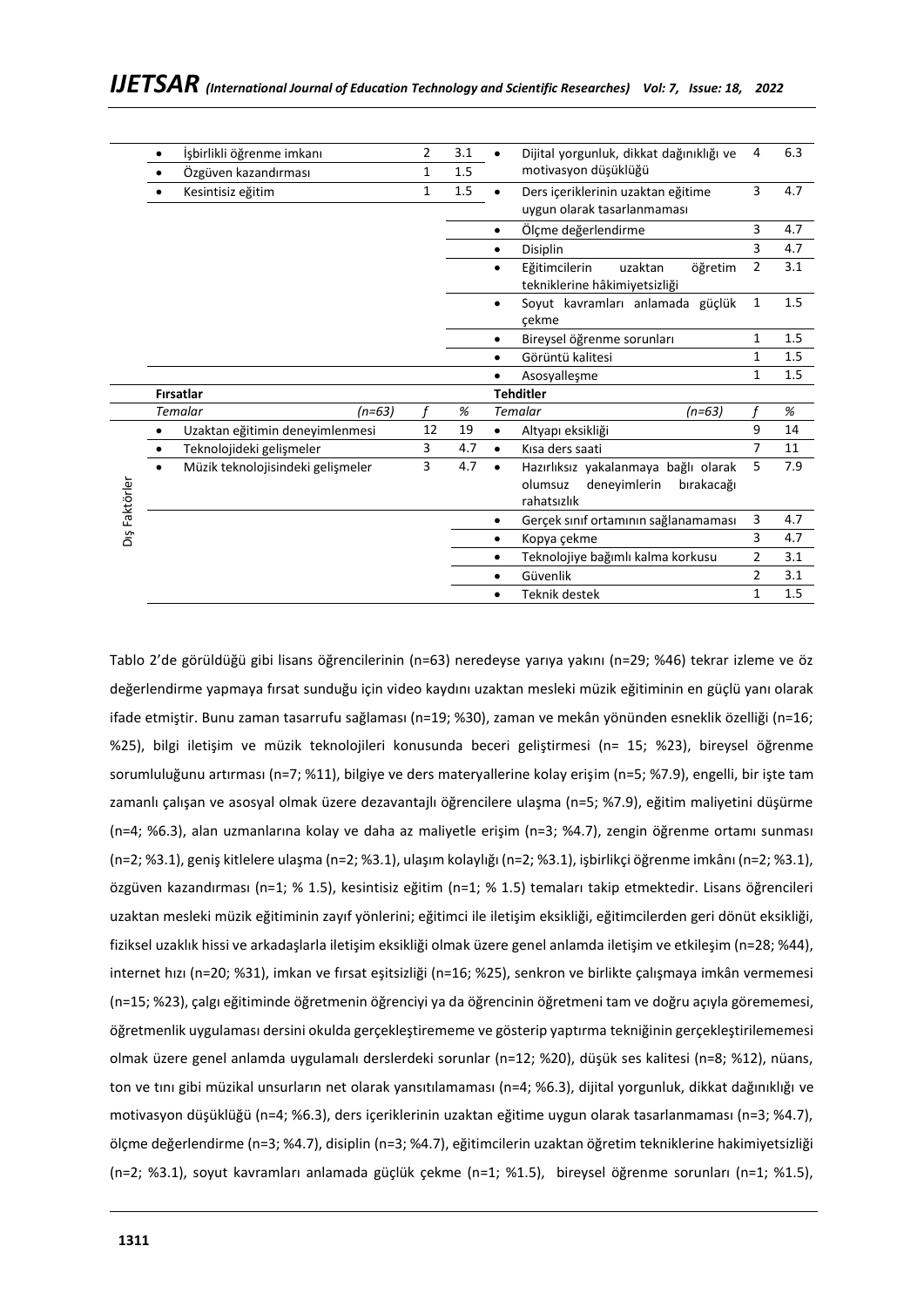| | Temalar | f | % | Temalar | f | % |
|---|---|---|---|---|---|---|
| | • İşbirlikli öğrenme imkanı | 2 | 3.1 | • Dijital yorgunluk, dikkat dağınıklığı ve motivasyon düşüklüğü | 4 | 6.3 |
| | • Özgüven kazandırması | 1 | 1.5 | | | |
| | • Kesintisiz eğitim | 1 | 1.5 | • Ders içeriklerinin uzaktan eğitime uygun olarak tasarlanmaması | 3 | 4.7 |
| | | | | • Ölçme değerlendirme | 3 | 4.7 |
| | | | | • Disiplin | 3 | 4.7 |
| | | | | • Eğitimcilerin uzaktan öğretim tekniklerine hâkimiyetsizliği | 2 | 3.1 |
| | | | | • Soyut kavramları anlamada güçlük çekme | 1 | 1.5 |
| | | | | • Bireysel öğrenme sorunları | 1 | 1.5 |
| | | | | • Görüntü kalitesi | 1 | 1.5 |
| | | | | • Asosyalleşme | 1 | 1.5 |
| | **Fırsatlar** | | | **Tehditler** | | |
| | *Temalar (n=63)* | *f* | *%* | *Temalar (n=63)* | *f* | *%* |
| Dış Faktörler | • Uzaktan eğitimin deneyimlenmesi | 12 | 19 | • Altyapı eksikliği | 9 | 14 |
| | • Teknolojideki gelişmeler | 3 | 4.7 | • Kısa ders saati | 7 | 11 |
| | • Müzik teknolojisindeki gelişmeler | 3 | 4.7 | • Hazırlıksız yakalanmaya bağlı olarak olumsuz deneyimlerin bırakacağı rahatsızlık | 5 | 7.9 |
| | | | | • Gerçek sınıf ortamının sağlanamaması | 3 | 4.7 |
| | | | | • Kopya çekme | 3 | 4.7 |
| | | | | • Teknolojiye bağımlı kalma korkusu | 2 | 3.1 |
| | | | | • Güvenlik | 2 | 3.1 |
| | | | | • Teknik destek | 1 | 1.5 |

Tablo 2'de görüldüğü gibi lisans öğrencilerinin (n=63) neredeyse yarıya yakını (n=29; %46) tekrar izleme ve öz değerlendirme yapmaya fırsat sunduğu için video kaydını uzaktan mesleki müzik eğitiminin en güçlü yanı olarak ifade etmiştir. Bunu zaman tasarrufu sağlaması (n=19; %30), zaman ve mekân yönünden esneklik özelliği (n=16; %25), bilgi iletişim ve müzik teknolojileri konusunda beceri geliştirmesi (n= 15; %23), bireysel öğrenme sorumluluğunu artırması (n=7; %11), bilgiye ve ders materyallerine kolay erişim (n=5; %7.9), engelli, bir işte tam zamanlı çalışan ve asosyal olmak üzere dezavantajlı öğrencilere ulaşma (n=5; %7.9), eğitim maliyetini düşürme (n=4; %6.3), alan uzmanlarına kolay ve daha az maliyetle erişim (n=3; %4.7), zengin öğrenme ortamı sunması (n=2; %3.1), geniş kitlelere ulaşma (n=2; %3.1), ulaşım kolaylığı (n=2; %3.1), işbirlikçi öğrenme imkânı (n=2; %3.1), özgüven kazandırması (n=1; % 1.5), kesintisiz eğitim (n=1; % 1.5) temaları takip etmektedir. Lisans öğrencileri uzaktan mesleki müzik eğitiminin zayıf yönlerini; eğitimci ile iletişim eksikliği, eğitimcilerden geri dönüt eksikliği, fiziksel uzaklık hissi ve arkadaşlarla iletişim eksikliği olmak üzere genel anlamda iletişim ve etkileşim (n=28; %44), internet hızı (n=20; %31), imkan ve fırsat eşitsizliği (n=16; %25), senkron ve birlikte çalışmaya imkân vermemesi (n=15; %23), çalgı eğitiminde öğretmenin öğrenciyi ya da öğrencinin öğretmeni tam ve doğru açıyla görememesi, öğretmenlik uygulaması dersini okulda gerçekleştirememe ve gösterip yaptırma tekniğinin gerçekleştirilememesi olmak üzere genel anlamda uygulamalı derslerdeki sorunlar (n=12; %20), düşük ses kalitesi (n=8; %12), nüans, ton ve tını gibi müzikal unsurların net olarak yansıtılamaması (n=4; %6.3), dijital yorgunluk, dikkat dağınıklığı ve motivasyon düşüklüğü (n=4; %6.3), ders içeriklerinin uzaktan eğitime uygun olarak tasarlanmaması (n=3; %4.7), ölçme değerlendirme (n=3; %4.7), disiplin (n=3; %4.7), eğitimcilerin uzaktan öğretim tekniklerine hakimiyetsizliği (n=2; %3.1), soyut kavramları anlamada güçlük çekme (n=1; %1.5), bireysel öğrenme sorunları (n=1; %1.5),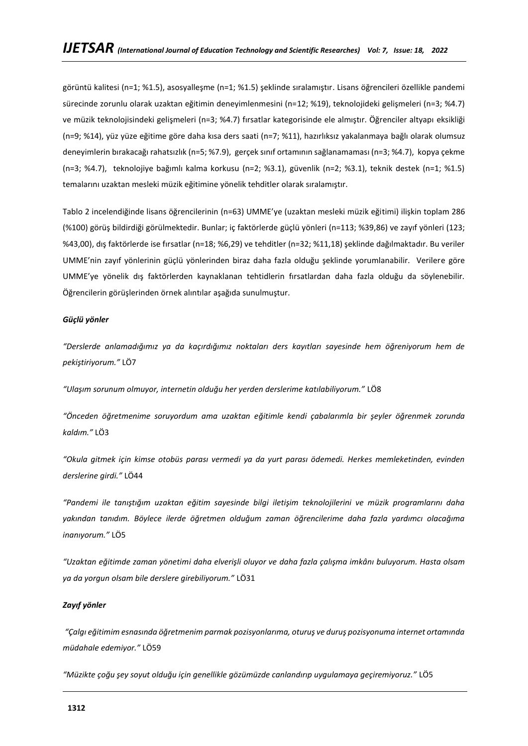görüntü kalitesi (n=1; %1.5), asosyalleşme (n=1; %1.5) şeklinde sıralamıştır. Lisans öğrencileri özellikle pandemi sürecinde zorunlu olarak uzaktan eğitimin deneyimlenmesini (n=12; %19), teknolojideki gelişmeleri (n=3; %4.7) ve müzik teknolojisindeki gelişmeleri (n=3; %4.7) fırsatlar kategorisinde ele almıştır. Öğrenciler altyapı eksikliği (n=9; %14), yüz yüze eğitime göre daha kısa ders saati (n=7; %11), hazırlıksız yakalanmaya bağlı olarak olumsuz deneyimlerin bırakacağı rahatsızlık (n=5; %7.9), gerçek sınıf ortamının sağlanamaması (n=3; %4.7), kopya çekme (n=3; %4.7), teknolojiye bağımlı kalma korkusu (n=2; %3.1), güvenlik (n=2; %3.1), teknik destek (n=1; %1.5) temalarını uzaktan mesleki müzik eğitimine yönelik tehditler olarak sıralamıştır.

Tablo 2 incelendiğinde lisans öğrencilerinin (n=63) UMME'ye (uzaktan mesleki müzik eğitimi) ilişkin toplam 286 (%100) görüş bildirdiği görülmektedir. Bunlar; iç faktörlerde güçlü yönleri (n=113; %39,86) ve zayıf yönleri (123; %43,00), dış faktörlerde ise fırsatlar (n=18; %6,29) ve tehditler (n=32; %11,18) şeklinde dağılmaktadır. Bu veriler UMME'nin zayıf yönlerinin güçlü yönlerinden biraz daha fazla olduğu şeklinde yorumlanabilir. Verilere göre UMME'ye yönelik dış faktörlerden kaynaklanan tehtidlerin fırsatlardan daha fazla olduğu da söylenebilir. Öğrencilerin görüşlerinden örnek alıntılar aşağıda sunulmuştur.

***Güçlü yönler***

*"Derslerde anlamadığımız ya da kaçırdığımız noktaları ders kayıtları sayesinde hem öğreniyorum hem de pekiştiriyorum."* LÖ7

*"Ulaşım sorunum olmuyor, internetin olduğu her yerden derslerime katılabiliyorum."* LÖ8

*"Önceden öğretmenime soruyordum ama uzaktan eğitimle kendi çabalarımla bir şeyler öğrenmek zorunda kaldım."* LÖ3

*"Okula gitmek için kimse otobüs parası vermedi ya da yurt parası ödemedi. Herkes memleketinden, evinden derslerine girdi."* LÖ44

*"Pandemi ile tanıştığım uzaktan eğitim sayesinde bilgi iletişim teknolojilerini ve müzik programlarını daha yakından tanıdım. Böylece ilerde öğretmen olduğum zaman öğrencilerime daha fazla yardımcı olacağıma inanıyorum."* LÖ5

*"Uzaktan eğitimde zaman yönetimi daha elverişli oluyor ve daha fazla çalışma imkânı buluyorum. Hasta olsam ya da yorgun olsam bile derslere girebiliyorum."* LÖ31

***Zayıf yönler***

*"Çalgı eğitimim esnasında öğretmenim parmak pozisyonlarıma, oturuş ve duruş pozisyonuma internet ortamında müdahale edemiyor."* LÖ59

*"Müzikte çoğu şey soyut olduğu için genellikle gözümüzde canlandırıp uygulamaya geçiremiyoruz."* LÖ5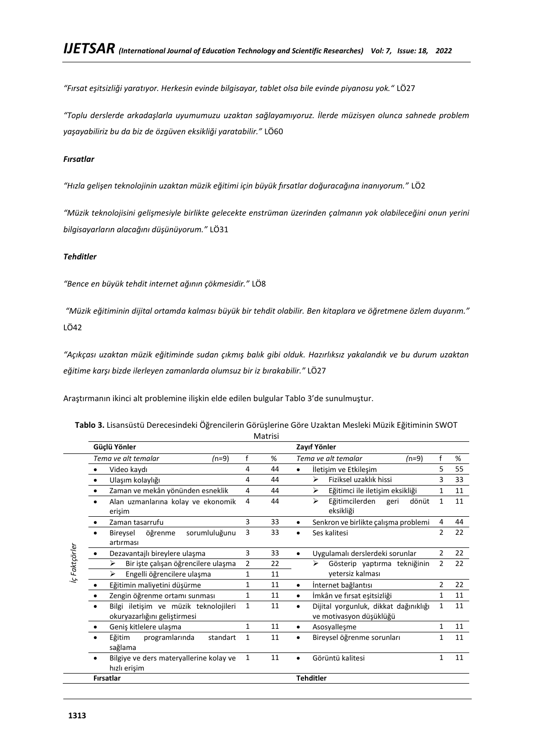*"Fırsat eşitsizliği yaratıyor. Herkesin evinde bilgisayar, tablet olsa bile evinde piyanosu yok."* LÖ27

*"Toplu derslerde arkadaşlarla uyumumuzu uzaktan sağlayamıyoruz. İlerde müzisyen olunca sahnede problem yaşayabiliriz bu da biz de özgüven eksikliği yaratabilir."* LÖ60

***Fırsatlar***

*"Hızla gelişen teknolojinin uzaktan müzik eğitimi için büyük fırsatlar doğuracağına inanıyorum."* LÖ2

*"Müzik teknolojisini gelişmesiyle birlikte gelecekte enstrüman üzerinden çalmanın yok olabileceğini onun yerini bilgisayarların alacağını düşünüyorum."* LÖ31

***Tehditler***

*"Bence en büyük tehdit internet ağının çökmesidir."* LÖ8

*"Müzik eğitiminin dijital ortamda kalması büyük bir tehdit olabilir. Ben kitaplara ve öğretmene özlem duyarım."* LÖ42

*"Açıkçası uzaktan müzik eğitiminde sudan çıkmış balık gibi olduk. Hazırlıksız yakalandık ve bu durum uzaktan eğitime karşı bizde ilerleyen zamanlarda olumsuz bir iz bırakabilir."* LÖ27

Araştırmanın ikinci alt problemine ilişkin elde edilen bulgular Tablo 3'de sunulmuştur.

**Tablo 3.** Lisansüstü Derecesindeki Öğrencilerin Görüşlerine Göre Uzaktan Mesleki Müzik Eğitiminin SWOT Matrisi

| | **Güçlü Yönler** | | | **Zayıf Yönler** | | |
|---|---|---|---|---|---|---|
| | *Tema ve alt temalar (n=9)* | f | % | *Tema ve alt temalar (n=9)* | f | % |
| *İç Faktçörler* | • Video kaydı | 4 | 44 | • İletişim ve Etkileşim | 5 | 55 |
| | • Ulaşım kolaylığı | 4 | 44 | ➢ Fiziksel uzaklık hissi | 3 | 33 |
| | • Zaman ve mekân yönünden esneklik | 4 | 44 | ➢ Eğitimci ile iletişim eksikliği | 1 | 11 |
| | • Alan uzmanlarına kolay ve ekonomik erişim | 4 | 44 | ➢ Eğitimcilerden geri dönüt eksikliği | 1 | 11 |
| | • Zaman tasarrufu | 3 | 33 | • Senkron ve birlikte çalışma problemi | 4 | 44 |
| | • Bireysel öğrenme sorumluluğunu artırması | 3 | 33 | • Ses kalitesi | 2 | 22 |
| | • Dezavantajlı bireylere ulaşma | 3 | 33 | • Uygulamalı derslerdeki sorunlar | 2 | 22 |
| | ➢ Bir işte çalışan öğrencilere ulaşma | 2 | 22 | ➢ Gösterip yaptırma tekniğinin yetersiz kalması | 2 | 22 |
| | ➢ Engelli öğrencilere ulaşma | 1 | 11 | | | |
| | • Eğitimin maliyetini düşürme | 1 | 11 | • İnternet bağlantısı | 2 | 22 |
| | • Zengin öğrenme ortamı sunması | 1 | 11 | • İmkân ve fırsat eşitsizliği | 1 | 11 |
| | • Bilgi iletişim ve müzik teknolojileri okuryazarlığını geliştirmesi | 1 | 11 | • Dijital yorgunluk, dikkat dağınıklığı ve motivasyon düşüklüğü | 1 | 11 |
| | • Geniş kitlelere ulaşma | 1 | 11 | • Asosyalleşme | 1 | 11 |
| | • Eğitim programlarında standart sağlama | 1 | 11 | • Bireysel öğrenme sorunları | 1 | 11 |
| | • Bilgiye ve ders materyallerine kolay ve hızlı erişim | 1 | 11 | • Görüntü kalitesi | 1 | 11 |
| | **Fırsatlar** | | | **Tehditler** | | |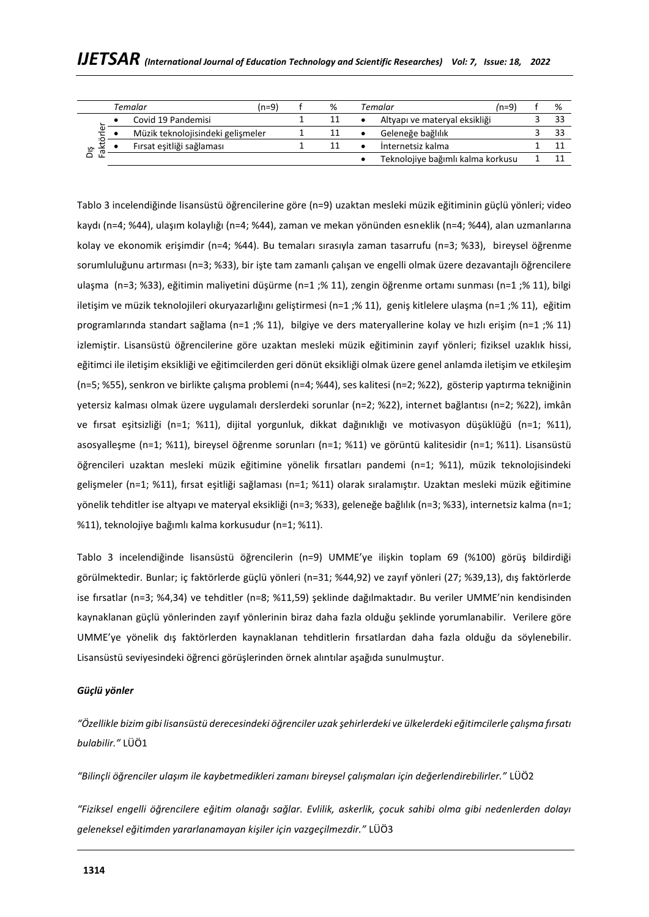| | Temalar | (n=9) | f | % | Temalar | (n=9) | f | % |
|---|---|---|---|---|---|---|---|---|
| Dış Faktörler | • Covid 19 Pandemisi | | 1 | 11 | • Altyapı ve materyal eksikliği | | 3 | 33 |
| | • Müzik teknolojisindeki gelişmeler | | 1 | 11 | • Geleneğe bağlılık | | 3 | 33 |
| | • Fırsat eşitliği sağlaması | | 1 | 11 | • İnternetsiz kalma | | 1 | 11 |
| | | | | | • Teknolojiye bağımlı kalma korkusu | | 1 | 11 |

Tablo 3 incelendiğinde lisansüstü öğrencilerine göre (n=9) uzaktan mesleki müzik eğitiminin güçlü yönleri; video kaydı (n=4; %44), ulaşım kolaylığı (n=4; %44), zaman ve mekan yönünden esneklik (n=4; %44), alan uzmanlarına kolay ve ekonomik erişimdir (n=4; %44). Bu temaları sırasıyla zaman tasarrufu (n=3; %33), bireysel öğrenme sorumluluğunu artırması (n=3; %33), bir işte tam zamanlı çalışan ve engelli olmak üzere dezavantajlı öğrencilere ulaşma (n=3; %33), eğitimin maliyetini düşürme (n=1 ;% 11), zengin öğrenme ortamı sunması (n=1 ;% 11), bilgi iletişim ve müzik teknolojileri okuryazarlığını geliştirmesi (n=1 ;% 11), geniş kitlelere ulaşma (n=1 ;% 11), eğitim programlarında standart sağlama (n=1 ;% 11), bilgiye ve ders materyallerine kolay ve hızlı erişim (n=1 ;% 11) izlemiştir. Lisansüstü öğrencilerine göre uzaktan mesleki müzik eğitiminin zayıf yönleri; fiziksel uzaklık hissi, eğitimci ile iletişim eksikliği ve eğitimcilerden geri dönüt eksikliği olmak üzere genel anlamda iletişim ve etkileşim (n=5; %55), senkron ve birlikte çalışma problemi (n=4; %44), ses kalitesi (n=2; %22), gösterip yaptırma tekniğinin yetersiz kalması olmak üzere uygulamalı derslerdeki sorunlar (n=2; %22), internet bağlantısı (n=2; %22), imkân ve fırsat eşitsizliği (n=1; %11), dijital yorgunluk, dikkat dağınıklığı ve motivasyon düşüklüğü (n=1; %11), asosyalleşme (n=1; %11), bireysel öğrenme sorunları (n=1; %11) ve görüntü kalitesidir (n=1; %11). Lisansüstü öğrencileri uzaktan mesleki müzik eğitimine yönelik fırsatları pandemi (n=1; %11), müzik teknolojisindeki gelişmeler (n=1; %11), fırsat eşitliği sağlaması (n=1; %11) olarak sıralamıştır. Uzaktan mesleki müzik eğitimine yönelik tehditler ise altyapı ve materyal eksikliği (n=3; %33), geleneğe bağlılık (n=3; %33), internetsiz kalma (n=1; %11), teknolojiye bağımlı kalma korkusudur (n=1; %11).

Tablo 3 incelendiğinde lisansüstü öğrencilerin (n=9) UMME'ye ilişkin toplam 69 (%100) görüş bildirdiği görülmektedir. Bunlar; iç faktörlerde güçlü yönleri (n=31; %44,92) ve zayıf yönleri (27; %39,13), dış faktörlerde ise fırsatlar (n=3; %4,34) ve tehditler (n=8; %11,59) şeklinde dağılmaktadır. Bu veriler UMME'nin kendisinden kaynaklanan güçlü yönlerinden zayıf yönlerinin biraz daha fazla olduğu şeklinde yorumlanabilir. Verilere göre UMME'ye yönelik dış faktörlerden kaynaklanan tehditlerin fırsatlardan daha fazla olduğu da söylenebilir. Lisansüstü seviyesindeki öğrenci görüşlerinden örnek alıntılar aşağıda sunulmuştur.

***Güçlü yönler***

*"Özellikle bizim gibi lisansüstü derecesindeki öğrenciler uzak şehirlerdeki ve ülkelerdeki eğitimcilerle çalışma fırsatı bulabilir."* LÜÖ1

*"Bilinçli öğrenciler ulaşım ile kaybetmedikleri zamanı bireysel çalışmaları için değerlendirebilirler."* LÜÖ2

*"Fiziksel engelli öğrencilere eğitim olanağı sağlar. Evlilik, askerlik, çocuk sahibi olma gibi nedenlerden dolayı geleneksel eğitimden yararlanamayan kişiler için vazgeçilmezdir."* LÜÖ3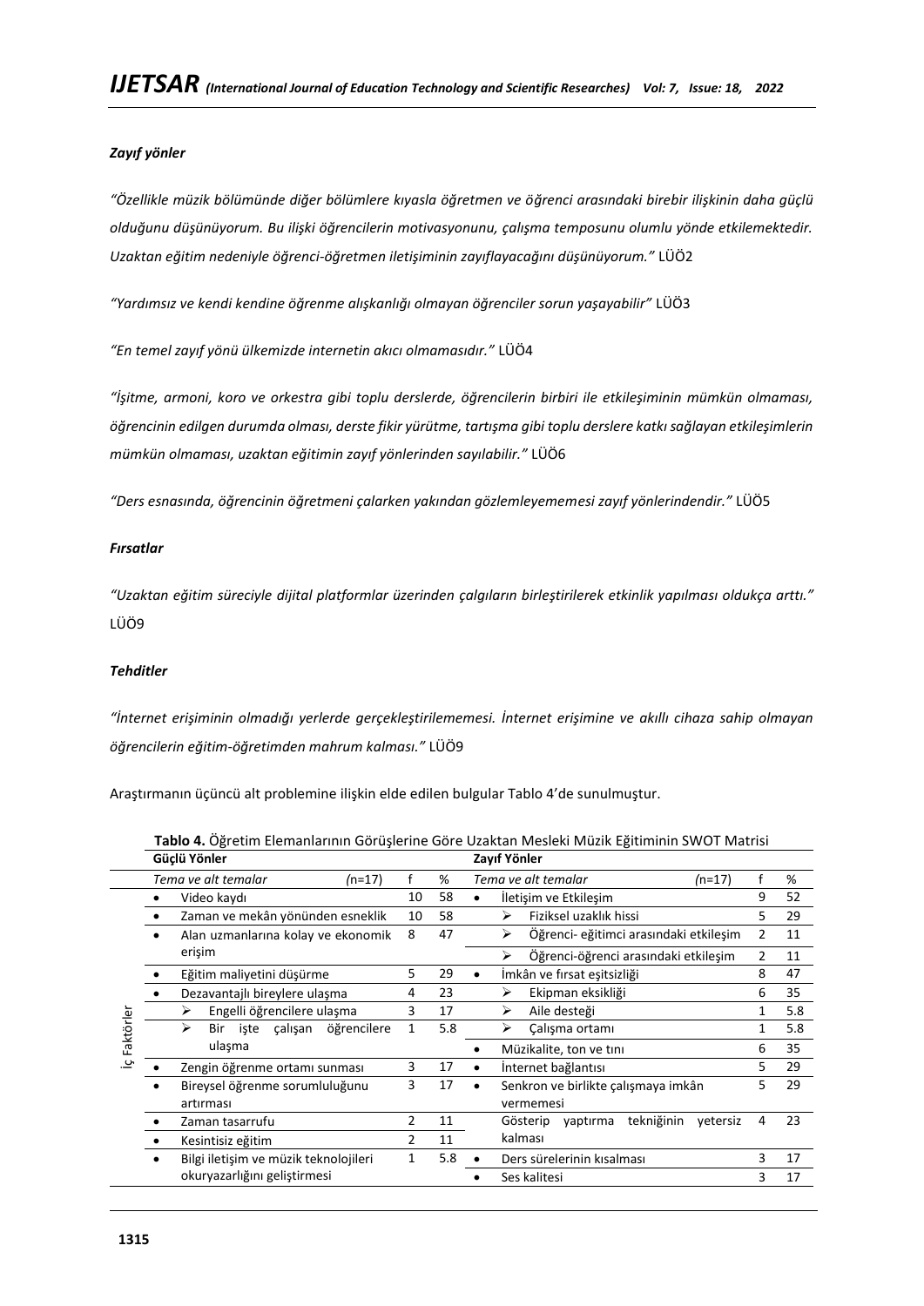***Zayıf yönler***

*"Özellikle müzik bölümünde diğer bölümlere kıyasla öğretmen ve öğrenci arasındaki birebir ilişkinin daha güçlü olduğunu düşünüyorum. Bu ilişki öğrencilerin motivasyonunu, çalışma temposunu olumlu yönde etkilemektedir. Uzaktan eğitim nedeniyle öğrenci-öğretmen iletişiminin zayıflayacağını düşünüyorum."* LÜÖ2

*"Yardımsız ve kendi kendine öğrenme alışkanlığı olmayan öğrenciler sorun yaşayabilir"* LÜÖ3

*"En temel zayıf yönü ülkemizde internetin akıcı olmamasıdır."* LÜÖ4

*"İşitme, armoni, koro ve orkestra gibi toplu derslerde, öğrencilerin birbiri ile etkileşiminin mümkün olmaması, öğrencinin edilgen durumda olması, derste fikir yürütme, tartışma gibi toplu derslere katkı sağlayan etkileşimlerin mümkün olmaması, uzaktan eğitimin zayıf yönlerinden sayılabilir."* LÜÖ6

*"Ders esnasında, öğrencinin öğretmeni çalarken yakından gözlemleyememesi zayıf yönlerindendir."* LÜÖ5

***Fırsatlar***

*"Uzaktan eğitim süreciyle dijital platformlar üzerinden çalgıların birleştirilerek etkinlik yapılması oldukça arttı."* LÜÖ9

***Tehditler***

*"İnternet erişiminin olmadığı yerlerde gerçekleştirilememesi. İnternet erişimine ve akıllı cihaza sahip olmayan öğrencilerin eğitim-öğretimden mahrum kalması."* LÜÖ9

Araştırmanın üçüncü alt problemine ilişkin elde edilen bulgular Tablo 4'de sunulmuştur.

**Tablo 4.** Öğretim Elemanlarının Görüşlerine Göre Uzaktan Mesleki Müzik Eğitiminin SWOT Matrisi

| | **Güçlü Yönler** | | | **Zayıf Yönler** | | |
|---|---|---|---|---|---|---|
| | *Tema ve alt temalar (n=17)* | f | % | *Tema ve alt temalar (n=17)* | f | % |
| İç Faktörler | • Video kaydı | 10 | 58 | • İletişim ve Etkileşim | 9 | 52 |
| | • Zaman ve mekân yönünden esneklik | 10 | 58 | ➢ Fiziksel uzaklık hissi | 5 | 29 |
| | • Alan uzmanlarına kolay ve ekonomik erişim | 8 | 47 | ➢ Öğrenci- eğitimci arasındaki etkileşim | 2 | 11 |
| | | | | ➢ Öğrenci-öğrenci arasındaki etkileşim | 2 | 11 |
| | • Eğitim maliyetini düşürme | 5 | 29 | • İmkân ve fırsat eşitsizliği | 8 | 47 |
| | • Dezavantajlı bireylere ulaşma | 4 | 23 | ➢ Ekipman eksikliği | 6 | 35 |
| | ➢ Engelli öğrencilere ulaşma | 3 | 17 | ➢ Aile desteği | 1 | 5.8 |
| | ➢ Bir işte çalışan öğrencilere ulaşma | 1 | 5.8 | ➢ Çalışma ortamı | 1 | 5.8 |
| | | | | • Müzikalite, ton ve tını | 6 | 35 |
| | • Zengin öğrenme ortamı sunması | 3 | 17 | • İnternet bağlantısı | 5 | 29 |
| | • Bireysel öğrenme sorumluluğunu artırması | 3 | 17 | • Senkron ve birlikte çalışmaya imkân vermemesi | 5 | 29 |
| | • Zaman tasarrufu | 2 | 11 | Gösterip yaptırma tekniğinin yetersiz kalması | 4 | 23 |
| | • Kesintisiz eğitim | 2 | 11 | | | |
| | • Bilgi iletişim ve müzik teknolojileri okuryazarlığını geliştirmesi | 1 | 5.8 | • Ders sürelerinin kısalması | 3 | 17 |
| | | | | • Ses kalitesi | 3 | 17 |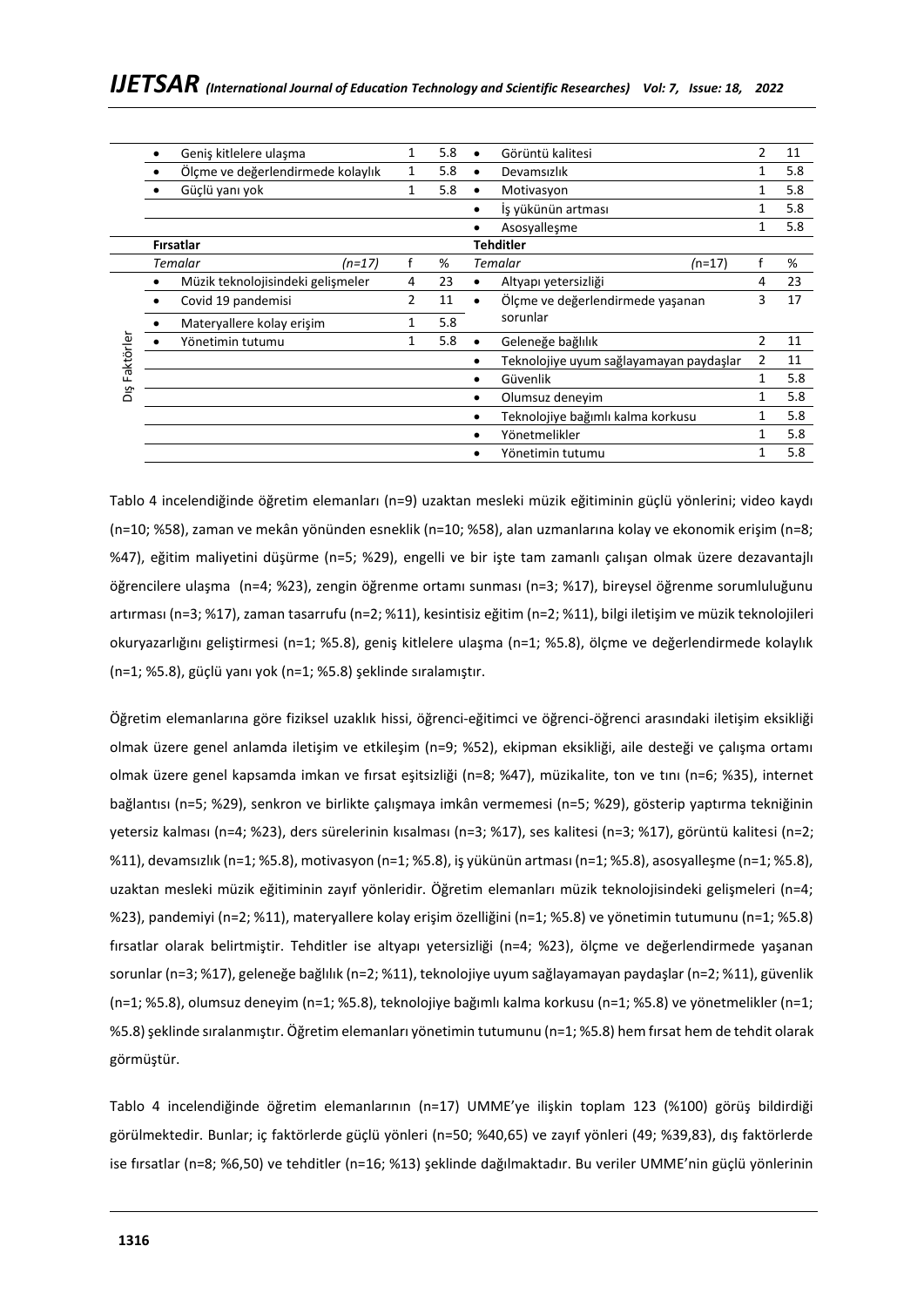| | Temalar | f | % | Temalar | f | % |
|---|---|---|---|---|---|---|
| | • Geniş kitlelere ulaşma | 1 | 5.8 | • Görüntü kalitesi | 2 | 11 |
| | • Ölçme ve değerlendirmede kolaylık | 1 | 5.8 | • Devamsızlık | 1 | 5.8 |
| | • Güçlü yanı yok | 1 | 5.8 | • Motivasyon | 1 | 5.8 |
| | | | | • İş yükünün artması | 1 | 5.8 |
| | | | | • Asosyalleşme | 1 | 5.8 |
| | **Fırsatlar** | | | **Tehditler** | | |
| | *Temalar* (n=17) | f | % | *Temalar* (n=17) | f | % |
| Dış Faktörler | • Müzik teknolojisindeki gelişmeler | 4 | 23 | • Altyapı yetersizliği | 4 | 23 |
| | • Covid 19 pandemisi | 2 | 11 | • Ölçme ve değerlendirmede yaşanan sorunlar | 3 | 17 |
| | • Materyallere kolay erişim | 1 | 5.8 | | | |
| | • Yönetimin tutumu | 1 | 5.8 | • Geleneğe bağlılık | 2 | 11 |
| | | | | • Teknolojiye uyum sağlayamayan paydaşlar | 2 | 11 |
| | | | | • Güvenlik | 1 | 5.8 |
| | | | | • Olumsuz deneyim | 1 | 5.8 |
| | | | | • Teknolojiye bağımlı kalma korkusu | 1 | 5.8 |
| | | | | • Yönetmelikler | 1 | 5.8 |
| | | | | • Yönetimin tutumu | 1 | 5.8 |

Tablo 4 incelendiğinde öğretim elemanları (n=9) uzaktan mesleki müzik eğitiminin güçlü yönlerini; video kaydı (n=10; %58), zaman ve mekân yönünden esneklik (n=10; %58), alan uzmanlarına kolay ve ekonomik erişim (n=8; %47), eğitim maliyetini düşürme (n=5; %29), engelli ve bir işte tam zamanlı çalışan olmak üzere dezavantajlı öğrencilere ulaşma (n=4; %23), zengin öğrenme ortamı sunması (n=3; %17), bireysel öğrenme sorumluluğunu artırması (n=3; %17), zaman tasarrufu (n=2; %11), kesintisiz eğitim (n=2; %11), bilgi iletişim ve müzik teknolojileri okuryazarlığını geliştirmesi (n=1; %5.8), geniş kitlelere ulaşma (n=1; %5.8), ölçme ve değerlendirmede kolaylık (n=1; %5.8), güçlü yanı yok (n=1; %5.8) şeklinde sıralamıştır.

Öğretim elemanlarına göre fiziksel uzaklık hissi, öğrenci-eğitimci ve öğrenci-öğrenci arasındaki iletişim eksikliği olmak üzere genel anlamda iletişim ve etkileşim (n=9; %52), ekipman eksikliği, aile desteği ve çalışma ortamı olmak üzere genel kapsamda imkan ve fırsat eşitsizliği (n=8; %47), müzikalite, ton ve tını (n=6; %35), internet bağlantısı (n=5; %29), senkron ve birlikte çalışmaya imkân vermemesi (n=5; %29), gösterip yaptırma tekniğinin yetersiz kalması (n=4; %23), ders sürelerinin kısalması (n=3; %17), ses kalitesi (n=3; %17), görüntü kalitesi (n=2; %11), devamsızlık (n=1; %5.8), motivasyon (n=1; %5.8), iş yükünün artması (n=1; %5.8), asosyalleşme (n=1; %5.8), uzaktan mesleki müzik eğitiminin zayıf yönleridir. Öğretim elemanları müzik teknolojisindeki gelişmeleri (n=4; %23), pandemiyi (n=2; %11), materyallere kolay erişim özelliğini (n=1; %5.8) ve yönetimin tutumunu (n=1; %5.8) fırsatlar olarak belirtmiştir. Tehditler ise altyapı yetersizliği (n=4; %23), ölçme ve değerlendirmede yaşanan sorunlar (n=3; %17), geleneğe bağlılık (n=2; %11), teknolojiye uyum sağlayamayan paydaşlar (n=2; %11), güvenlik (n=1; %5.8), olumsuz deneyim (n=1; %5.8), teknolojiye bağımlı kalma korkusu (n=1; %5.8) ve yönetmelikler (n=1; %5.8) şeklinde sıralanmıştır. Öğretim elemanları yönetimin tutumunu (n=1; %5.8) hem fırsat hem de tehdit olarak görmüştür.

Tablo 4 incelendiğinde öğretim elemanlarının (n=17) UMME'ye ilişkin toplam 123 (%100) görüş bildirdiği görülmektedir. Bunlar; iç faktörlerde güçlü yönleri (n=50; %40,65) ve zayıf yönleri (49; %39,83), dış faktörlerde ise fırsatlar (n=8; %6,50) ve tehditler (n=16; %13) şeklinde dağılmaktadır. Bu veriler UMME'nin güçlü yönlerinin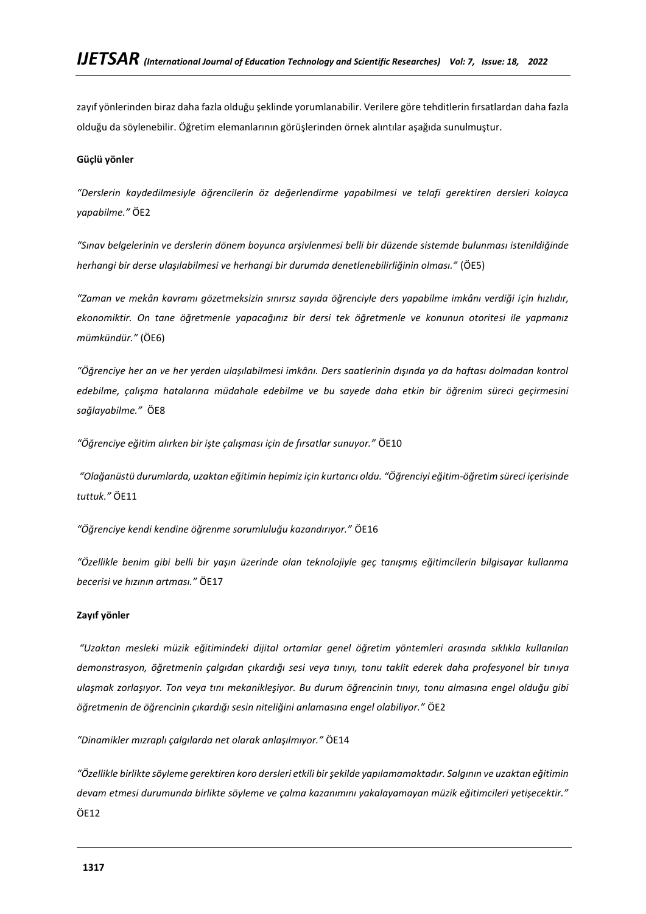zayıf yönlerinden biraz daha fazla olduğu şeklinde yorumlanabilir. Verilere göre tehditlerin fırsatlardan daha fazla olduğu da söylenebilir. Öğretim elemanlarının görüşlerinden örnek alıntılar aşağıda sunulmuştur.

**Güçlü yönler**

*"Derslerin kaydedilmesiyle öğrencilerin öz değerlendirme yapabilmesi ve telafi gerektiren dersleri kolayca yapabilme."* ÖE2

*"Sınav belgelerinin ve derslerin dönem boyunca arşivlenmesi belli bir düzende sistemde bulunması istenildiğinde herhangi bir derse ulaşılabilmesi ve herhangi bir durumda denetlenebilirliğinin olması."* (ÖE5)

*"Zaman ve mekân kavramı gözetmeksizin sınırsız sayıda öğrenciyle ders yapabilme imkânı verdiği için hızlıdır, ekonomiktir. On tane öğretmenle yapacağınız bir dersi tek öğretmenle ve konunun otoritesi ile yapmanız mümkündür."* (ÖE6)

*"Öğrenciye her an ve her yerden ulaşılabilmesi imkânı. Ders saatlerinin dışında ya da haftası dolmadan kontrol edebilme, çalışma hatalarına müdahale edebilme ve bu sayede daha etkin bir öğrenim süreci geçirmesini sağlayabilme."* ÖE8

*"Öğrenciye eğitim alırken bir işte çalışması için de fırsatlar sunuyor."* ÖE10

*"Olağanüstü durumlarda, uzaktan eğitimin hepimiz için kurtarıcı oldu. "Öğrenciyi eğitim-öğretim süreci içerisinde tuttuk."* ÖE11

*"Öğrenciye kendi kendine öğrenme sorumluluğu kazandırıyor."* ÖE16

*"Özellikle benim gibi belli bir yaşın üzerinde olan teknolojiyle geç tanışmış eğitimcilerin bilgisayar kullanma becerisi ve hızının artması."* ÖE17

**Zayıf yönler**

*"Uzaktan mesleki müzik eğitimindeki dijital ortamlar genel öğretim yöntemleri arasında sıklıkla kullanılan demonstrasyon, öğretmenin çalgıdan çıkardığı sesi veya tınıyı, tonu taklit ederek daha profesyonel bir tınıya ulaşmak zorlaşıyor. Ton veya tını mekanikleşiyor. Bu durum öğrencinin tınıyı, tonu almasına engel olduğu gibi öğretmenin de öğrencinin çıkardığı sesin niteliğini anlamasına engel olabiliyor."* ÖE2

*"Dinamikler mızraplı çalgılarda net olarak anlaşılmıyor."* ÖE14

*"Özellikle birlikte söyleme gerektiren koro dersleri etkili bir şekilde yapılamamaktadır. Salgının ve uzaktan eğitimin devam etmesi durumunda birlikte söyleme ve çalma kazanımını yakalayamayan müzik eğitimcileri yetişecektir."* ÖE12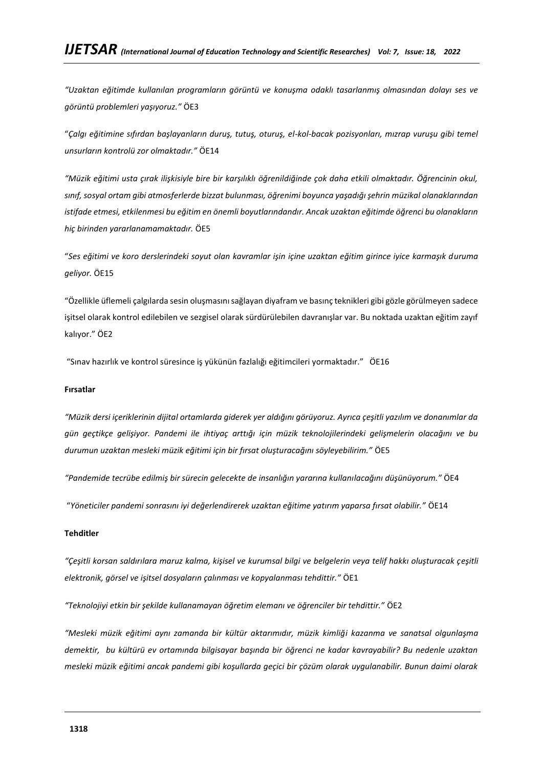*"Uzaktan eğitimde kullanılan programların görüntü ve konuşma odaklı tasarlanmış olmasından dolayı ses ve görüntü problemleri yaşıyoruz."* ÖE3

"*Çalgı eğitimine sıfırdan başlayanların duruş, tutuş, oturuş, el-kol-bacak pozisyonları, mızrap vuruşu gibi temel unsurların kontrolü zor olmaktadır."* ÖE14

*"Müzik eğitimi usta çırak ilişkisiyle bire bir karşılıklı öğrenildiğinde çok daha etkili olmaktadır. Öğrencinin okul, sınıf, sosyal ortam gibi atmosferlerde bizzat bulunması, öğrenimi boyunca yaşadığı şehrin müzikal olanaklarından istifade etmesi, etkilenmesi bu eğitim en önemli boyutlarındandır. Ancak uzaktan eğitimde öğrenci bu olanakların hiç birinden yararlanamamaktadır.* ÖE5

"*Ses eğitimi ve koro derslerindeki soyut olan kavramlar işin içine uzaktan eğitim girince iyice karmaşık duruma geliyor.* ÖE15

"Özellikle üflemeli çalgılarda sesin oluşmasını sağlayan diyafram ve basınç teknikleri gibi gözle görülmeyen sadece işitsel olarak kontrol edilebilen ve sezgisel olarak sürdürülebilen davranışlar var. Bu noktada uzaktan eğitim zayıf kalıyor." ÖE2

"Sınav hazırlık ve kontrol süresince iş yükünün fazlalığı eğitimcileri yormaktadır." ÖE16

**Fırsatlar**

*"Müzik dersi içeriklerinin dijital ortamlarda giderek yer aldığını görüyoruz. Ayrıca çeşitli yazılım ve donanımlar da gün geçtikçe gelişiyor. Pandemi ile ihtiyaç arttığı için müzik teknolojilerindeki gelişmelerin olacağını ve bu durumun uzaktan mesleki müzik eğitimi için bir fırsat oluşturacağını söyleyebilirim."* ÖE5

*"Pandemide tecrübe edilmiş bir sürecin gelecekte de insanlığın yararına kullanılacağını düşünüyorum."* ÖE4

"*Yöneticiler pandemi sonrasını iyi değerlendirerek uzaktan eğitime yatırım yaparsa fırsat olabilir."* ÖE14

**Tehditler**

*"Çeşitli korsan saldırılara maruz kalma, kişisel ve kurumsal bilgi ve belgelerin veya telif hakkı oluşturacak çeşitli elektronik, görsel ve işitsel dosyaların çalınması ve kopyalanması tehdittir."* ÖE1

*"Teknolojiyi etkin bir şekilde kullanamayan öğretim elemanı ve öğrenciler bir tehdittir."* ÖE2

*"Mesleki müzik eğitimi aynı zamanda bir kültür aktarımıdır, müzik kimliği kazanma ve sanatsal olgunlaşma demektir, bu kültürü ev ortamında bilgisayar başında bir öğrenci ne kadar kavrayabilir? Bu nedenle uzaktan mesleki müzik eğitimi ancak pandemi gibi koşullarda geçici bir çözüm olarak uygulanabilir. Bunun daimi olarak*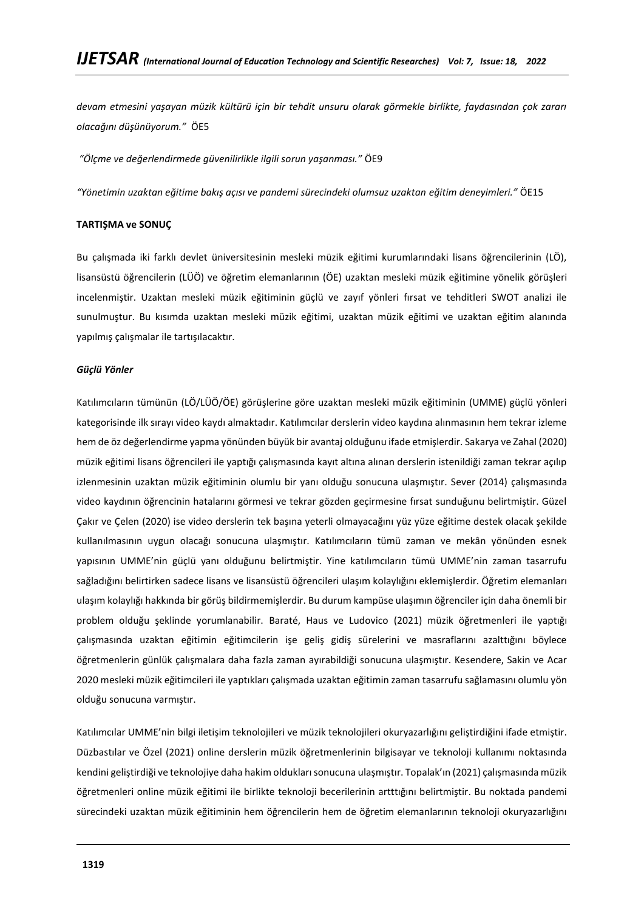*devam etmesini yaşayan müzik kültürü için bir tehdit unsuru olarak görmekle birlikte, faydasından çok zararı olacağını düşünüyorum."* ÖE5

*"Ölçme ve değerlendirmede güvenilirlikle ilgili sorun yaşanması."* ÖE9

*"Yönetimin uzaktan eğitime bakış açısı ve pandemi sürecindeki olumsuz uzaktan eğitim deneyimleri."* ÖE15

**TARTIŞMA ve SONUÇ**

Bu çalışmada iki farklı devlet üniversitesinin mesleki müzik eğitimi kurumlarındaki lisans öğrencilerinin (LÖ), lisansüstü öğrencilerin (LÜÖ) ve öğretim elemanlarının (ÖE) uzaktan mesleki müzik eğitimine yönelik görüşleri incelenmiştir. Uzaktan mesleki müzik eğitiminin güçlü ve zayıf yönleri fırsat ve tehditleri SWOT analizi ile sunulmuştur. Bu kısımda uzaktan mesleki müzik eğitimi, uzaktan müzik eğitimi ve uzaktan eğitim alanında yapılmış çalışmalar ile tartışılacaktır.

***Güçlü Yönler***

Katılımcıların tümünün (LÖ/LÜÖ/ÖE) görüşlerine göre uzaktan mesleki müzik eğitiminin (UMME) güçlü yönleri kategorisinde ilk sırayı video kaydı almaktadır. Katılımcılar derslerin video kaydına alınmasının hem tekrar izleme hem de öz değerlendirme yapma yönünden büyük bir avantaj olduğunu ifade etmişlerdir. Sakarya ve Zahal (2020) müzik eğitimi lisans öğrencileri ile yaptığı çalışmasında kayıt altına alınan derslerin istenildiği zaman tekrar açılıp izlenmesinin uzaktan müzik eğitiminin olumlu bir yanı olduğu sonucuna ulaşmıştır. Sever (2014) çalışmasında video kaydının öğrencinin hatalarını görmesi ve tekrar gözden geçirmesine fırsat sunduğunu belirtmiştir. Güzel Çakır ve Çelen (2020) ise video derslerin tek başına yeterli olmayacağını yüz yüze eğitime destek olacak şekilde kullanılmasının uygun olacağı sonucuna ulaşmıştır. Katılımcıların tümü zaman ve mekân yönünden esnek yapısının UMME'nin güçlü yanı olduğunu belirtmiştir. Yine katılımcıların tümü UMME'nin zaman tasarrufu sağladığını belirtirken sadece lisans ve lisansüstü öğrencileri ulaşım kolaylığını eklemişlerdir. Öğretim elemanları ulaşım kolaylığı hakkında bir görüş bildirmemişlerdir. Bu durum kampüse ulaşımın öğrenciler için daha önemli bir problem olduğu şeklinde yorumlanabilir. Baraté, Haus ve Ludovico (2021) müzik öğretmenleri ile yaptığı çalışmasında uzaktan eğitimin eğitimcilerin işe geliş gidiş sürelerini ve masraflarını azalttığını böylece öğretmenlerin günlük çalışmalara daha fazla zaman ayırabildiği sonucuna ulaşmıştır. Kesendere, Sakin ve Acar 2020 mesleki müzik eğitimcileri ile yaptıkları çalışmada uzaktan eğitimin zaman tasarrufu sağlamasını olumlu yön olduğu sonucuna varmıştır.

Katılımcılar UMME'nin bilgi iletişim teknolojileri ve müzik teknolojileri okuryazarlığını geliştirdiğini ifade etmiştir. Düzbastılar ve Özel (2021) online derslerin müzik öğretmenlerinin bilgisayar ve teknoloji kullanımı noktasında kendini geliştirdiği ve teknolojiye daha hakim oldukları sonucuna ulaşmıştır. Topalak'ın (2021) çalışmasında müzik öğretmenleri online müzik eğitimi ile birlikte teknoloji becerilerinin arttığını belirtmiştir. Bu noktada pandemi sürecindeki uzaktan müzik eğitiminin hem öğrencilerin hem de öğretim elemanlarının teknoloji okuryazarlığını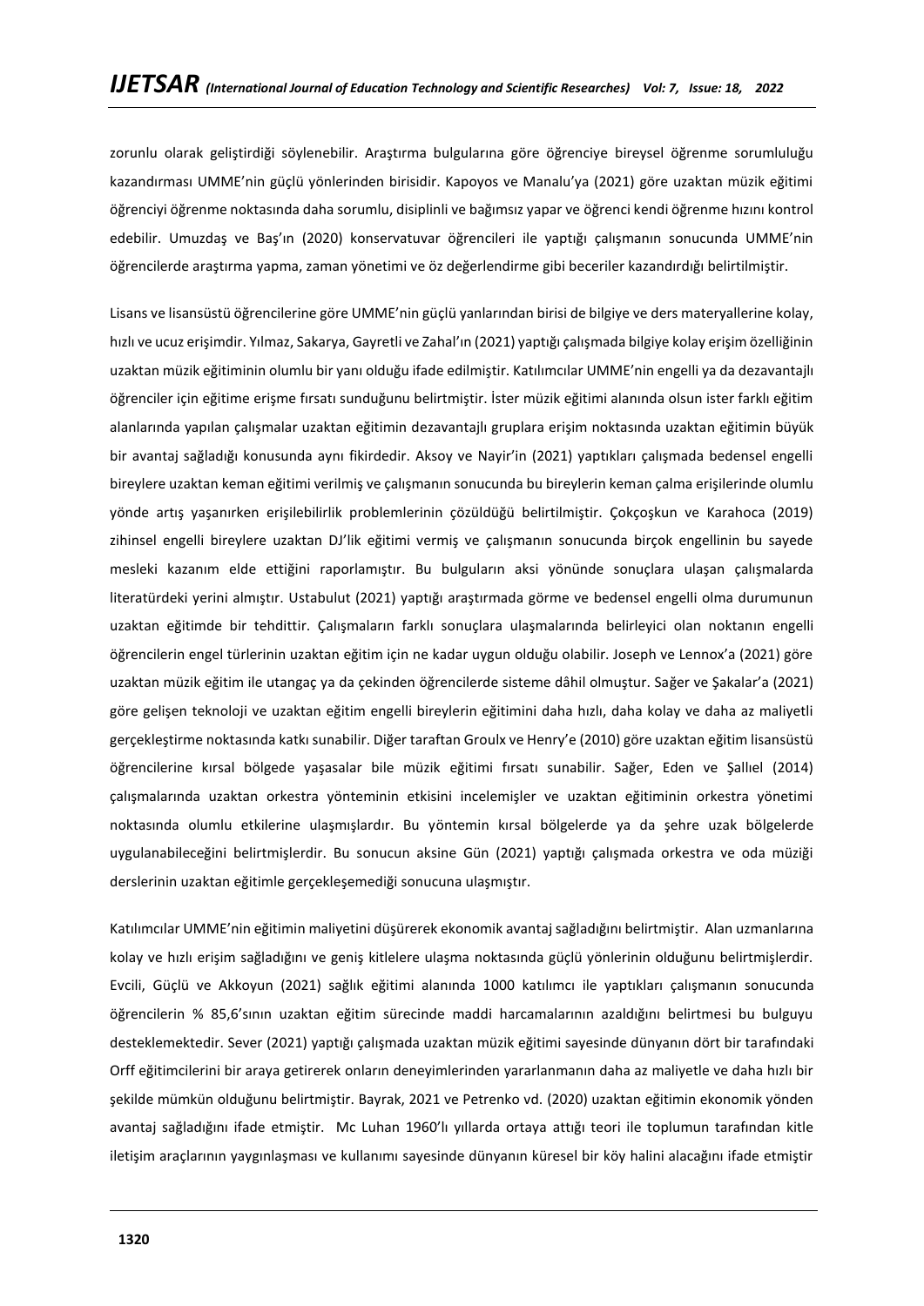zorunlu olarak geliştirdiği söylenebilir. Araştırma bulgularına göre öğrenciye bireysel öğrenme sorumluluğu kazandırması UMME'nin güçlü yönlerinden birisidir. Kapoyos ve Manalu'ya (2021) göre uzaktan müzik eğitimi öğrenciyi öğrenme noktasında daha sorumlu, disiplinli ve bağımsız yapar ve öğrenci kendi öğrenme hızını kontrol edebilir. Umuzdaş ve Baş'ın (2020) konservatuvar öğrencileri ile yaptığı çalışmanın sonucunda UMME'nin öğrencilerde araştırma yapma, zaman yönetimi ve öz değerlendirme gibi beceriler kazandırdığı belirtilmiştir.

Lisans ve lisansüstü öğrencilerine göre UMME'nin güçlü yanlarından birisi de bilgiye ve ders materyallerine kolay, hızlı ve ucuz erişimdir. Yılmaz, Sakarya, Gayretli ve Zahal'ın (2021) yaptığı çalışmada bilgiye kolay erişim özelliğinin uzaktan müzik eğitiminin olumlu bir yanı olduğu ifade edilmiştir. Katılımcılar UMME'nin engelli ya da dezavantajlı öğrenciler için eğitime erişme fırsatı sunduğunu belirtmiştir. İster müzik eğitimi alanında olsun ister farklı eğitim alanlarında yapılan çalışmalar uzaktan eğitimin dezavantajlı gruplara erişim noktasında uzaktan eğitimin büyük bir avantaj sağladığı konusunda aynı fikirdedir. Aksoy ve Nayir'in (2021) yaptıkları çalışmada bedensel engelli bireylere uzaktan keman eğitimi verilmiş ve çalışmanın sonucunda bu bireylerin keman çalma erişilerinde olumlu yönde artış yaşanırken erişilebilirlik problemlerinin çözüldüğü belirtilmiştir. Çokçoşkun ve Karahoca (2019) zihinsel engelli bireylere uzaktan DJ'lik eğitimi vermiş ve çalışmanın sonucunda birçok engellinin bu sayede mesleki kazanım elde ettiğini raporlamıştır. Bu bulguların aksi yönünde sonuçlara ulaşan çalışmalarda literatürdeki yerini almıştır. Ustabulut (2021) yaptığı araştırmada görme ve bedensel engelli olma durumunun uzaktan eğitimde bir tehdittir. Çalışmaların farklı sonuçlara ulaşmalarında belirleyici olan noktanın engelli öğrencilerin engel türlerinin uzaktan eğitim için ne kadar uygun olduğu olabilir. Joseph ve Lennox'a (2021) göre uzaktan müzik eğitim ile utangaç ya da çekinden öğrencilerde sisteme dâhil olmuştur. Sağer ve Şakalar'a (2021) göre gelişen teknoloji ve uzaktan eğitim engelli bireylerin eğitimini daha hızlı, daha kolay ve daha az maliyetli gerçekleştirme noktasında katkı sunabilir. Diğer taraftan Groulx ve Henry'e (2010) göre uzaktan eğitim lisansüstü öğrencilerine kırsal bölgede yaşasalar bile müzik eğitimi fırsatı sunabilir. Sağer, Eden ve Şallıel (2014) çalışmalarında uzaktan orkestra yönteminin etkisini incelemişler ve uzaktan eğitiminin orkestra yönetimi noktasında olumlu etkilerine ulaşmışlardır. Bu yöntemin kırsal bölgelerde ya da şehre uzak bölgelerde uygulanabileceğini belirtmişlerdir. Bu sonucun aksine Gün (2021) yaptığı çalışmada orkestra ve oda müziği derslerinin uzaktan eğitimle gerçekleşemediği sonucuna ulaşmıştır.

Katılımcılar UMME'nin eğitimin maliyetini düşürerek ekonomik avantaj sağladığını belirtmiştir. Alan uzmanlarına kolay ve hızlı erişim sağladığını ve geniş kitlelere ulaşma noktasında güçlü yönlerinin olduğunu belirtmişlerdir. Evcili, Güçlü ve Akkoyun (2021) sağlık eğitimi alanında 1000 katılımcı ile yaptıkları çalışmanın sonucunda öğrencilerin % 85,6'sının uzaktan eğitim sürecinde maddi harcamalarının azaldığını belirtmesi bu bulguyu desteklemektedir. Sever (2021) yaptığı çalışmada uzaktan müzik eğitimi sayesinde dünyanın dört bir tarafındaki Orff eğitimcilerini bir araya getirerek onların deneyimlerinden yararlanmanın daha az maliyetle ve daha hızlı bir şekilde mümkün olduğunu belirtmiştir. Bayrak, 2021 ve Petrenko vd. (2020) uzaktan eğitimin ekonomik yönden avantaj sağladığını ifade etmiştir. Mc Luhan 1960'lı yıllarda ortaya attığı teori ile toplumun tarafından kitle iletişim araçlarının yaygınlaşması ve kullanımı sayesinde dünyanın küresel bir köy halini alacağını ifade etmiştir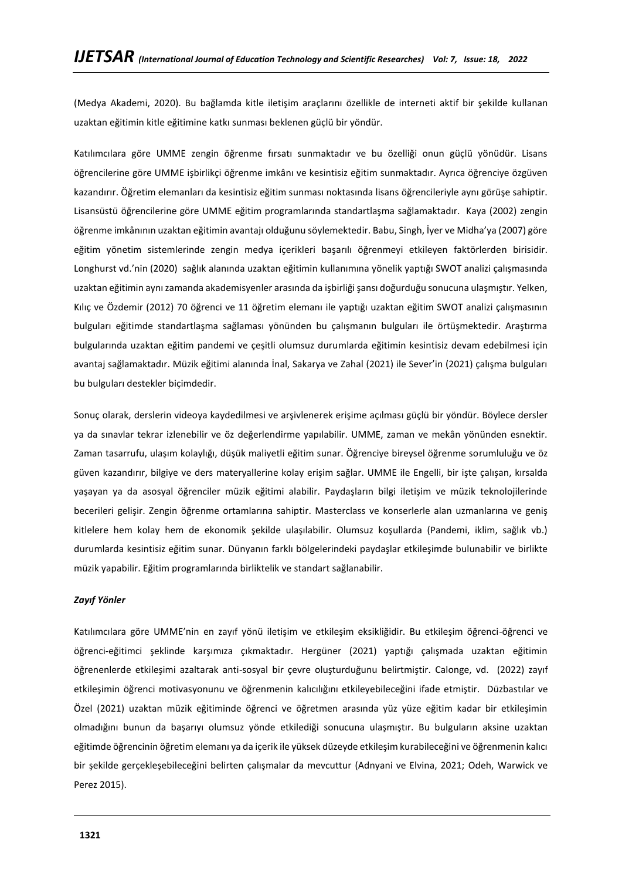(Medya Akademi, 2020). Bu bağlamda kitle iletişim araçlarını özellikle de interneti aktif bir şekilde kullanan uzaktan eğitimin kitle eğitimine katkı sunması beklenen güçlü bir yöndür.

Katılımcılara göre UMME zengin öğrenme fırsatı sunmaktadır ve bu özelliği onun güçlü yönüdür. Lisans öğrencilerine göre UMME işbirlikçi öğrenme imkânı ve kesintisiz eğitim sunmaktadır. Ayrıca öğrenciye özgüven kazandırır. Öğretim elemanları da kesintisiz eğitim sunması noktasında lisans öğrencileriyle aynı görüşe sahiptir. Lisansüstü öğrencilerine göre UMME eğitim programlarında standartlaşma sağlamaktadır. Kaya (2002) zengin öğrenme imkânının uzaktan eğitimin avantajı olduğunu söylemektedir. Babu, Singh, İyer ve Midha'ya (2007) göre eğitim yönetim sistemlerinde zengin medya içerikleri başarılı öğrenmeyi etkileyen faktörlerden birisidir. Longhurst vd.'nin (2020) sağlık alanında uzaktan eğitimin kullanımına yönelik yaptığı SWOT analizi çalışmasında uzaktan eğitimin aynı zamanda akademisyenler arasında da işbirliği şansı doğurduğu sonucuna ulaşmıştır. Yelken, Kılıç ve Özdemir (2012) 70 öğrenci ve 11 öğretim elemanı ile yaptığı uzaktan eğitim SWOT analizi çalışmasının bulguları eğitimde standartlaşma sağlaması yönünden bu çalışmanın bulguları ile örtüşmektedir. Araştırma bulgularında uzaktan eğitim pandemi ve çeşitli olumsuz durumlarda eğitimin kesintisiz devam edebilmesi için avantaj sağlamaktadır. Müzik eğitimi alanında İnal, Sakarya ve Zahal (2021) ile Sever'in (2021) çalışma bulguları bu bulguları destekler biçimdedir.

Sonuç olarak, derslerin videoya kaydedilmesi ve arşivlenerek erişime açılması güçlü bir yöndür. Böylece dersler ya da sınavlar tekrar izlenebilir ve öz değerlendirme yapılabilir. UMME, zaman ve mekân yönünden esnektir. Zaman tasarrufu, ulaşım kolaylığı, düşük maliyetli eğitim sunar. Öğrenciye bireysel öğrenme sorumluluğu ve öz güven kazandırır, bilgiye ve ders materyallerine kolay erişim sağlar. UMME ile Engelli, bir işte çalışan, kırsalda yaşayan ya da asosyal öğrenciler müzik eğitimi alabilir. Paydaşların bilgi iletişim ve müzik teknolojilerinde becerileri gelişir. Zengin öğrenme ortamlarına sahiptir. Masterclass ve konserlerle alan uzmanlarına ve geniş kitlelere hem kolay hem de ekonomik şekilde ulaşılabilir. Olumsuz koşullarda (Pandemi, iklim, sağlık vb.) durumlarda kesintisiz eğitim sunar. Dünyanın farklı bölgelerindeki paydaşlar etkileşimde bulunabilir ve birlikte müzik yapabilir. Eğitim programlarında birliktelik ve standart sağlanabilir.

***Zayıf Yönler***

Katılımcılara göre UMME'nin en zayıf yönü iletişim ve etkileşim eksikliğidir. Bu etkileşim öğrenci-öğrenci ve öğrenci-eğitimci şeklinde karşımıza çıkmaktadır. Hergüner (2021) yaptığı çalışmada uzaktan eğitimin öğrenenlerde etkileşimi azaltarak anti-sosyal bir çevre oluşturduğunu belirtmiştir. Calonge, vd. (2022) zayıf etkileşimin öğrenci motivasyonunu ve öğrenmenin kalıcılığını etkileyebileceğini ifade etmiştir. Düzbastılar ve Özel (2021) uzaktan müzik eğitiminde öğrenci ve öğretmen arasında yüz yüze eğitim kadar bir etkileşimin olmadığını bunun da başarıyı olumsuz yönde etkilediği sonucuna ulaşmıştır. Bu bulguların aksine uzaktan eğitimde öğrencinin öğretim elemanı ya da içerik ile yüksek düzeyde etkileşim kurabileceğini ve öğrenmenin kalıcı bir şekilde gerçekleşebileceğini belirten çalışmalar da mevcuttur (Adnyani ve Elvina, 2021; Odeh, Warwick ve Perez 2015).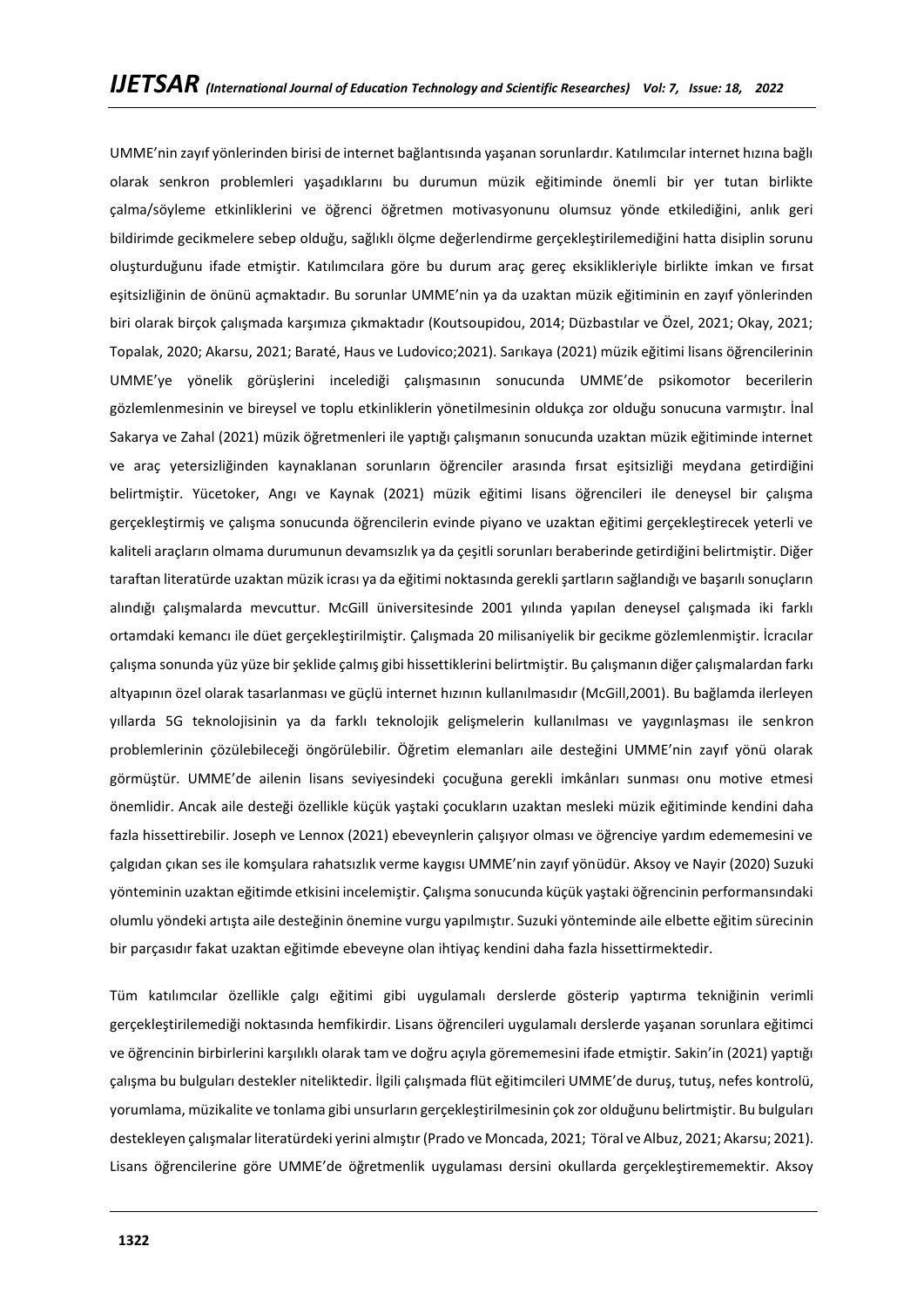UMME'nin zayıf yönlerinden birisi de internet bağlantısında yaşanan sorunlardır. Katılımcılar internet hızına bağlı olarak senkron problemleri yaşadıklarını bu durumun müzik eğitiminde önemli bir yer tutan birlikte çalma/söyleme etkinliklerini ve öğrenci öğretmen motivasyonunu olumsuz yönde etkilediğini, anlık geri bildirimde gecikmelere sebep olduğu, sağlıklı ölçme değerlendirme gerçekleştirilemediğini hatta disiplin sorunu oluşturduğunu ifade etmiştir. Katılımcılara göre bu durum araç gereç eksiklikleriyle birlikte imkan ve fırsat eşitsizliğinin de önünü açmaktadır. Bu sorunlar UMME'nin ya da uzaktan müzik eğitiminin en zayıf yönlerinden biri olarak birçok çalışmada karşımıza çıkmaktadır (Koutsoupidou, 2014; Düzbastılar ve Özel, 2021; Okay, 2021; Topalak, 2020; Akarsu, 2021; Baraté, Haus ve Ludovico;2021). Sarıkaya (2021) müzik eğitimi lisans öğrencilerinin UMME'ye yönelik görüşlerini incelediği çalışmasının sonucunda UMME'de psikomotor becerilerin gözlemlenmesinin ve bireysel ve toplu etkinliklerin yönetilmesinin oldukça zor olduğu sonucuna varmıştır. İnal Sakarya ve Zahal (2021) müzik öğretmenleri ile yaptığı çalışmanın sonucunda uzaktan müzik eğitiminde internet ve araç yetersizliğinden kaynaklanan sorunların öğrenciler arasında fırsat eşitsizliği meydana getirdiğini belirtmiştir. Yücetoker, Angı ve Kaynak (2021) müzik eğitimi lisans öğrencileri ile deneysel bir çalışma gerçekleştirmiş ve çalışma sonucunda öğrencilerin evinde piyano ve uzaktan eğitimi gerçekleştirecek yeterli ve kaliteli araçların olmama durumunun devamsızlık ya da çeşitli sorunları beraberinde getirdiğini belirtmiştir. Diğer taraftan literatürde uzaktan müzik icrası ya da eğitimi noktasında gerekli şartların sağlandığı ve başarılı sonuçların alındığı çalışmalarda mevcuttur. McGill üniversitesinde 2001 yılında yapılan deneysel çalışmada iki farklı ortamdaki kemancı ile düet gerçekleştirilmiştir. Çalışmada 20 milisaniyelik bir gecikme gözlemlenmiştir. İcracılar çalışma sonunda yüz yüze bir şeklide çalmış gibi hissettiklerini belirtmiştir. Bu çalışmanın diğer çalışmalardan farkı altyapının özel olarak tasarlanması ve güçlü internet hızının kullanılmasıdır (McGill,2001). Bu bağlamda ilerleyen yıllarda 5G teknolojisinin ya da farklı teknolojik gelişmelerin kullanılması ve yaygınlaşması ile senkron problemlerinin çözülebileceği öngörülebilir. Öğretim elemanları aile desteğini UMME'nin zayıf yönü olarak görmüştür. UMME'de ailenin lisans seviyesindeki çocuğuna gerekli imkânları sunması onu motive etmesi önemlidir. Ancak aile desteği özellikle küçük yaştaki çocukların uzaktan mesleki müzik eğitiminde kendini daha fazla hissettirebilir. Joseph ve Lennox (2021) ebeveynlerin çalışıyor olması ve öğrenciye yardım edememesini ve çalgıdan çıkan ses ile komşulara rahatsızlık verme kaygısı UMME'nin zayıf yönüdür. Aksoy ve Nayir (2020) Suzuki yönteminin uzaktan eğitimde etkisini incelemiştir. Çalışma sonucunda küçük yaştaki öğrencinin performansındaki olumlu yöndeki artışta aile desteğinin önemine vurgu yapılmıştır. Suzuki yönteminde aile elbette eğitim sürecinin bir parçasıdır fakat uzaktan eğitimde ebeveyne olan ihtiyaç kendini daha fazla hissettirmektedir.

Tüm katılımcılar özellikle çalgı eğitimi gibi uygulamalı derslerde gösterip yaptırma tekniğinin verimli gerçekleştirilemediği noktasında hemfikirdir. Lisans öğrencileri uygulamalı derslerde yaşanan sorunlara eğitimci ve öğrencinin birbirlerini karşılıklı olarak tam ve doğru açıyla görememesini ifade etmiştir. Sakin'in (2021) yaptığı çalışma bu bulguları destekler niteliktedir. İlgili çalışmada flüt eğitimcileri UMME'de duruş, tutuş, nefes kontrolü, yorumlama, müzikalite ve tonlama gibi unsurların gerçekleştirilmesinin çok zor olduğunu belirtmiştir. Bu bulguları destekleyen çalışmalar literatürdeki yerini almıştır (Prado ve Moncada, 2021; Töral ve Albuz, 2021; Akarsu; 2021). Lisans öğrencilerine göre UMME'de öğretmenlik uygulaması dersini okullarda gerçekleştirememektir. Aksoy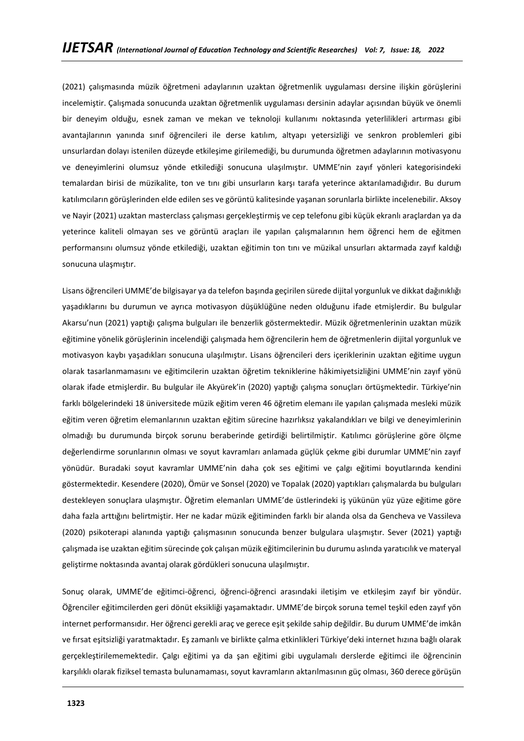(2021) çalışmasında müzik öğretmeni adaylarının uzaktan öğretmenlik uygulaması dersine ilişkin görüşlerini incelemiştir. Çalışmada sonucunda uzaktan öğretmenlik uygulaması dersinin adaylar açısından büyük ve önemli bir deneyim olduğu, esnek zaman ve mekan ve teknoloji kullanımı noktasında yeterlilikleri artırması gibi avantajlarının yanında sınıf öğrencileri ile derse katılım, altyapı yetersizliği ve senkron problemleri gibi unsurlardan dolayı istenilen düzeyde etkileşime girilemediği, bu durumunda öğretmen adaylarının motivasyonu ve deneyimlerini olumsuz yönde etkilediği sonucuna ulaşılmıştır. UMME'nin zayıf yönleri kategorisindeki temalardan birisi de müzikalite, ton ve tını gibi unsurların karşı tarafa yeterince aktarılamadığıdır. Bu durum katılımcıların görüşlerinden elde edilen ses ve görüntü kalitesinde yaşanan sorunlarla birlikte incelenebilir. Aksoy ve Nayir (2021) uzaktan masterclass çalışması gerçekleştirmiş ve cep telefonu gibi küçük ekranlı araçlardan ya da yeterince kaliteli olmayan ses ve görüntü araçları ile yapılan çalışmalarının hem öğrenci hem de eğitmen performansını olumsuz yönde etkilediği, uzaktan eğitimin ton tını ve müzikal unsurları aktarmada zayıf kaldığı sonucuna ulaşmıştır.

Lisans öğrencileri UMME'de bilgisayar ya da telefon başında geçirilen sürede dijital yorgunluk ve dikkat dağınıklığı yaşadıklarını bu durumun ve ayrıca motivasyon düşüklüğüne neden olduğunu ifade etmişlerdir. Bu bulgular Akarsu'nun (2021) yaptığı çalışma bulguları ile benzerlik göstermektedir. Müzik öğretmenlerinin uzaktan müzik eğitimine yönelik görüşlerinin incelendiği çalışmada hem öğrencilerin hem de öğretmenlerin dijital yorgunluk ve motivasyon kaybı yaşadıkları sonucuna ulaşılmıştır. Lisans öğrencileri ders içeriklerinin uzaktan eğitime uygun olarak tasarlanmamasını ve eğitimcilerin uzaktan öğretim tekniklerine hâkimiyetsizliğini UMME'nin zayıf yönü olarak ifade etmişlerdir. Bu bulgular ile Akyürek'in (2020) yaptığı çalışma sonuçları örtüşmektedir. Türkiye'nin farklı bölgelerindeki 18 üniversitede müzik eğitim veren 46 öğretim elemanı ile yapılan çalışmada mesleki müzik eğitim veren öğretim elemanlarının uzaktan eğitim sürecine hazırlıksız yakalandıkları ve bilgi ve deneyimlerinin olmadığı bu durumunda birçok sorunu beraberinde getirdiği belirtilmiştir. Katılımcı görüşlerine göre ölçme değerlendirme sorunlarının olması ve soyut kavramları anlamada güçlük çekme gibi durumlar UMME'nin zayıf yönüdür. Buradaki soyut kavramlar UMME'nin daha çok ses eğitimi ve çalgı eğitimi boyutlarında kendini göstermektedir. Kesendere (2020), Ömür ve Sonsel (2020) ve Topalak (2020) yaptıkları çalışmalarda bu bulguları destekleyen sonuçlara ulaşmıştır. Öğretim elemanları UMME'de üstlerindeki iş yükünün yüz yüze eğitime göre daha fazla arttığını belirtmiştir. Her ne kadar müzik eğitiminden farklı bir alanda olsa da Gencheva ve Vassileva (2020) psikoterapi alanında yaptığı çalışmasının sonucunda benzer bulgulara ulaşmıştır. Sever (2021) yaptığı çalışmada ise uzaktan eğitim sürecinde çok çalışan müzik eğitimcilerinin bu durumu aslında yaratıcılık ve materyal geliştirme noktasında avantaj olarak gördükleri sonucuna ulaşılmıştır.

Sonuç olarak, UMME'de eğitimci-öğrenci, öğrenci-öğrenci arasındaki iletişim ve etkileşim zayıf bir yöndür. Öğrenciler eğitimcilerden geri dönüt eksikliği yaşamaktadır. UMME'de birçok soruna temel teşkil eden zayıf yön internet performansıdır. Her öğrenci gerekli araç ve gerece eşit şekilde sahip değildir. Bu durum UMME'de imkân ve fırsat eşitsizliği yaratmaktadır. Eş zamanlı ve birlikte çalma etkinlikleri Türkiye'deki internet hızına bağlı olarak gerçekleştirilememektedir. Çalgı eğitimi ya da şan eğitimi gibi uygulamalı derslerde eğitimci ile öğrencinin karşılıklı olarak fiziksel temasta bulunamaması, soyut kavramların aktarılmasının güç olması, 360 derece görüşün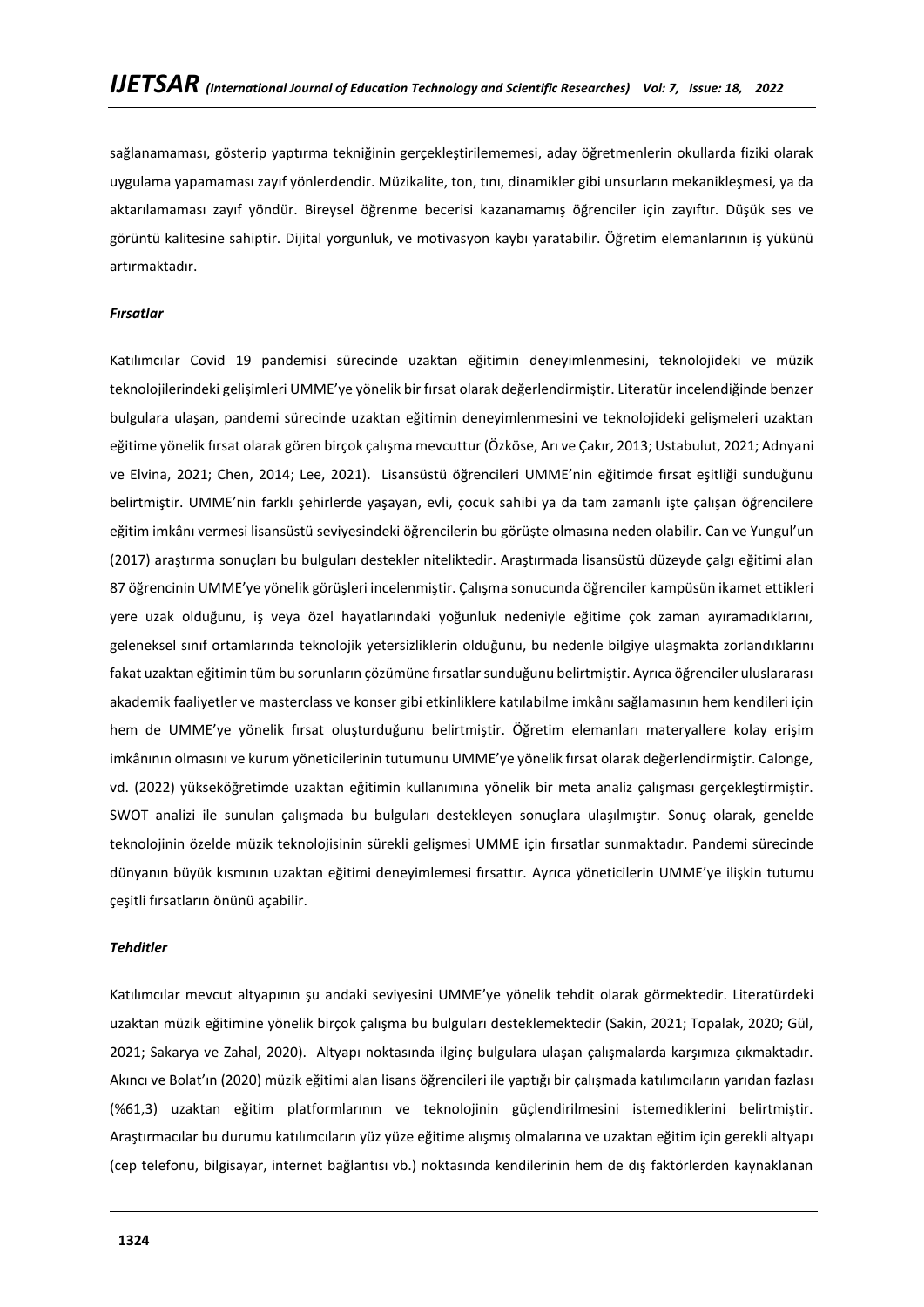sağlanamaması, gösterip yaptırma tekniğinin gerçekleştirilememesi, aday öğretmenlerin okullarda fiziki olarak uygulama yapamaması zayıf yönlerdendir. Müzikalite, ton, tını, dinamikler gibi unsurların mekanikleşmesi, ya da aktarılamaması zayıf yöndür. Bireysel öğrenme becerisi kazanamamış öğrenciler için zayıftır. Düşük ses ve görüntü kalitesine sahiptir. Dijital yorgunluk, ve motivasyon kaybı yaratabilir. Öğretim elemanlarının iş yükünü artırmaktadır.

***Fırsatlar***

Katılımcılar Covid 19 pandemisi sürecinde uzaktan eğitimin deneyimlenmesini, teknolojideki ve müzik teknolojilerindeki gelişimleri UMME'ye yönelik bir fırsat olarak değerlendirmiştir. Literatür incelendiğinde benzer bulgulara ulaşan, pandemi sürecinde uzaktan eğitimin deneyimlenmesini ve teknolojideki gelişmeleri uzaktan eğitime yönelik fırsat olarak gören birçok çalışma mevcuttur (Özköse, Arı ve Çakır, 2013; Ustabulut, 2021; Adnyani ve Elvina, 2021; Chen, 2014; Lee, 2021). Lisansüstü öğrencileri UMME'nin eğitimde fırsat eşitliği sunduğunu belirtmiştir. UMME'nin farklı şehirlerde yaşayan, evli, çocuk sahibi ya da tam zamanlı işte çalışan öğrencilere eğitim imkânı vermesi lisansüstü seviyesindeki öğrencilerin bu görüşte olmasına neden olabilir. Can ve Yungul'un (2017) araştırma sonuçları bu bulguları destekler niteliktedir. Araştırmada lisansüstü düzeyde çalgı eğitimi alan 87 öğrencinin UMME'ye yönelik görüşleri incelenmiştir. Çalışma sonucunda öğrenciler kampüsün ikamet ettikleri yere uzak olduğunu, iş veya özel hayatlarındaki yoğunluk nedeniyle eğitime çok zaman ayıramadıklarını, geleneksel sınıf ortamlarında teknolojik yetersizliklerin olduğunu, bu nedenle bilgiye ulaşmakta zorlandıklarını fakat uzaktan eğitimin tüm bu sorunların çözümüne fırsatlar sunduğunu belirtmiştir. Ayrıca öğrenciler uluslararası akademik faaliyetler ve masterclass ve konser gibi etkinliklere katılabilme imkânı sağlamasının hem kendileri için hem de UMME'ye yönelik fırsat oluşturduğunu belirtmiştir. Öğretim elemanları materyallere kolay erişim imkânının olmasını ve kurum yöneticilerinin tutumunu UMME'ye yönelik fırsat olarak değerlendirmiştir. Calonge, vd. (2022) yükseköğretimde uzaktan eğitimin kullanımına yönelik bir meta analiz çalışması gerçekleştirmiştir. SWOT analizi ile sunulan çalışmada bu bulguları destekleyen sonuçlara ulaşılmıştır. Sonuç olarak, genelde teknolojinin özelde müzik teknolojisinin sürekli gelişmesi UMME için fırsatlar sunmaktadır. Pandemi sürecinde dünyanın büyük kısmının uzaktan eğitimi deneyimlemesi fırsattır. Ayrıca yöneticilerin UMME'ye ilişkin tutumu çeşitli fırsatların önünü açabilir.

***Tehditler***

Katılımcılar mevcut altyapının şu andaki seviyesini UMME'ye yönelik tehdit olarak görmektedir. Literatürdeki uzaktan müzik eğitimine yönelik birçok çalışma bu bulguları desteklemektedir (Sakin, 2021; Topalak, 2020; Gül, 2021; Sakarya ve Zahal, 2020). Altyapı noktasında ilginç bulgulara ulaşan çalışmalarda karşımıza çıkmaktadır. Akıncı ve Bolat'ın (2020) müzik eğitimi alan lisans öğrencileri ile yaptığı bir çalışmada katılımcıların yarıdan fazlası (%61,3) uzaktan eğitim platformlarının ve teknolojinin güçlendirilmesini istemediklerini belirtmiştir. Araştırmacılar bu durumu katılımcıların yüz yüze eğitime alışmış olmalarına ve uzaktan eğitim için gerekli altyapı (cep telefonu, bilgisayar, internet bağlantısı vb.) noktasında kendilerinin hem de dış faktörlerden kaynaklanan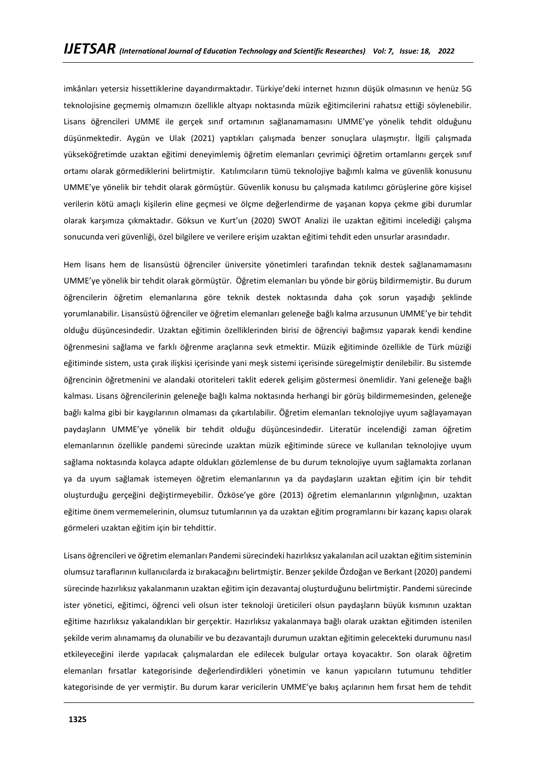imkânları yetersiz hissettiklerine dayandırmaktadır. Türkiye'deki internet hızının düşük olmasının ve henüz 5G teknolojisine geçmemiş olmamızın özellikle altyapı noktasında müzik eğitimcilerini rahatsız ettiği söylenebilir. Lisans öğrencileri UMME ile gerçek sınıf ortamının sağlanamamasını UMME'ye yönelik tehdit olduğunu düşünmektedir. Aygün ve Ulak (2021) yaptıkları çalışmada benzer sonuçlara ulaşmıştır. İlgili çalışmada yükseköğretimde uzaktan eğitimi deneyimlemiş öğretim elemanları çevrimiçi öğretim ortamlarını gerçek sınıf ortamı olarak görmediklerini belirtmiştir. Katılımcıların tümü teknolojiye bağımlı kalma ve güvenlik konusunu UMME'ye yönelik bir tehdit olarak görmüştür. Güvenlik konusu bu çalışmada katılımcı görüşlerine göre kişisel verilerin kötü amaçlı kişilerin eline geçmesi ve ölçme değerlendirme de yaşanan kopya çekme gibi durumlar olarak karşımıza çıkmaktadır. Göksun ve Kurt'un (2020) SWOT Analizi ile uzaktan eğitimi incelediği çalışma sonucunda veri güvenliği, özel bilgilere ve verilere erişim uzaktan eğitimi tehdit eden unsurlar arasındadır.

Hem lisans hem de lisansüstü öğrenciler üniversite yönetimleri tarafından teknik destek sağlanamamasını UMME'ye yönelik bir tehdit olarak görmüştür. Öğretim elemanları bu yönde bir görüş bildirmemiştir. Bu durum öğrencilerin öğretim elemanlarına göre teknik destek noktasında daha çok sorun yaşadığı şeklinde yorumlanabilir. Lisansüstü öğrenciler ve öğretim elemanları geleneğe bağlı kalma arzusunun UMME'ye bir tehdit olduğu düşüncesindedir. Uzaktan eğitimin özelliklerinden birisi de öğrenciyi bağımsız yaparak kendi kendine öğrenmesini sağlama ve farklı öğrenme araçlarına sevk etmektir. Müzik eğitiminde özellikle de Türk müziği eğitiminde sistem, usta çırak ilişkisi içerisinde yani meşk sistemi içerisinde süregelmiştir denilebilir. Bu sistemde öğrencinin öğretmenini ve alandaki otoriteleri taklit ederek gelişim göstermesi önemlidir. Yani geleneğe bağlı kalması. Lisans öğrencilerinin geleneğe bağlı kalma noktasında herhangi bir görüş bildirmemesinden, geleneğe bağlı kalma gibi bir kaygılarının olmaması da çıkartılabilir. Öğretim elemanları teknolojiye uyum sağlayamayan paydaşların UMME'ye yönelik bir tehdit olduğu düşüncesindedir. Literatür incelendiği zaman öğretim elemanlarının özellikle pandemi sürecinde uzaktan müzik eğitiminde sürece ve kullanılan teknolojiye uyum sağlama noktasında kolayca adapte oldukları gözlemlense de bu durum teknolojiye uyum sağlamakta zorlanan ya da uyum sağlamak istemeyen öğretim elemanlarının ya da paydaşların uzaktan eğitim için bir tehdit oluşturduğu gerçeğini değiştirmeyebilir. Özköse'ye göre (2013) öğretim elemanlarının yılgınlığının, uzaktan eğitime önem vermemelerinin, olumsuz tutumlarının ya da uzaktan eğitim programlarını bir kazanç kapısı olarak görmeleri uzaktan eğitim için bir tehdittir.

Lisans öğrencileri ve öğretim elemanları Pandemi sürecindeki hazırlıksız yakalanılan acil uzaktan eğitim sisteminin olumsuz taraflarının kullanıcılarda iz bırakacağını belirtmiştir. Benzer şekilde Özdoğan ve Berkant (2020) pandemi sürecinde hazırlıksız yakalanmanın uzaktan eğitim için dezavantaj oluşturduğunu belirtmiştir. Pandemi sürecinde ister yönetici, eğitimci, öğrenci veli olsun ister teknoloji üreticileri olsun paydaşların büyük kısmının uzaktan eğitime hazırlıksız yakalandıkları bir gerçektir. Hazırlıksız yakalanmaya bağlı olarak uzaktan eğitimden istenilen şekilde verim alınamamış da olunabilir ve bu dezavantajlı durumun uzaktan eğitimin gelecekteki durumunu nasıl etkileyeceğini ilerde yapılacak çalışmalardan ele edilecek bulgular ortaya koyacaktır. Son olarak öğretim elemanları fırsatlar kategorisinde değerlendirdikleri yönetimin ve kanun yapıcıların tutumunu tehditler kategorisinde de yer vermiştir. Bu durum karar vericilerin UMME'ye bakış açılarının hem fırsat hem de tehdit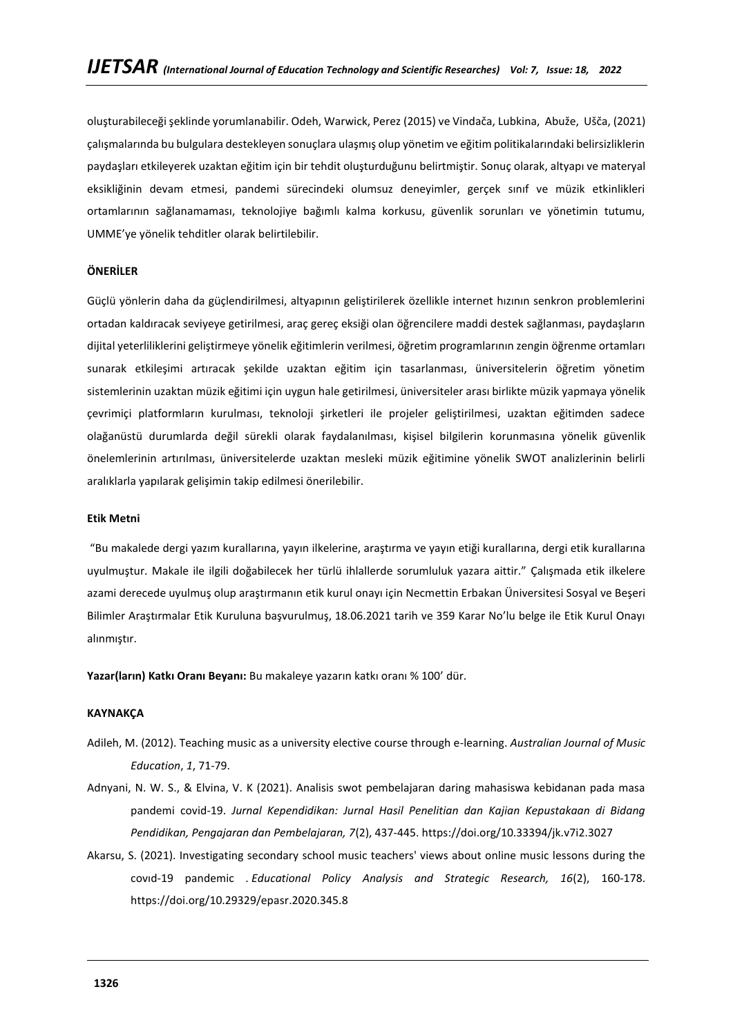oluşturabileceği şeklinde yorumlanabilir. Odeh, Warwick, Perez (2015) ve Vindača, Lubkina, Abuže, Ušča, (2021) çalışmalarında bu bulgulara destekleyen sonuçlara ulaşmış olup yönetim ve eğitim politikalarındaki belirsizliklerin paydaşları etkileyerek uzaktan eğitim için bir tehdit oluşturduğunu belirtmiştir. Sonuç olarak, altyapı ve materyal eksikliğinin devam etmesi, pandemi sürecindeki olumsuz deneyimler, gerçek sınıf ve müzik etkinlikleri ortamlarının sağlanamaması, teknolojiye bağımlı kalma korkusu, güvenlik sorunları ve yönetimin tutumu, UMME'ye yönelik tehditler olarak belirtilebilir.

## ÖNERİLER

Güçlü yönlerin daha da güçlendirilmesi, altyapının geliştirilerek özellikle internet hızının senkron problemlerini ortadan kaldıracak seviyeye getirilmesi, araç gereç eksiği olan öğrencilere maddi destek sağlanması, paydaşların dijital yeterliliklerini geliştirmeye yönelik eğitimlerin verilmesi, öğretim programlarının zengin öğrenme ortamları sunarak etkileşimi artıracak şekilde uzaktan eğitim için tasarlanması, üniversitelerin öğretim yönetim sistemlerinin uzaktan müzik eğitimi için uygun hale getirilmesi, üniversiteler arası birlikte müzik yapmaya yönelik çevrimiçi platformların kurulması, teknoloji şirketleri ile projeler geliştirilmesi, uzaktan eğitimden sadece olağanüstü durumlarda değil sürekli olarak faydalanılması, kişisel bilgilerin korunmasına yönelik güvenlik önelemlerinin artırılması, üniversitelerde uzaktan mesleki müzik eğitimine yönelik SWOT analizlerinin belirli aralıklarla yapılarak gelişimin takip edilmesi önerilebilir.

### Etik Metni

"Bu makalede dergi yazım kurallarına, yayın ilkelerine, araştırma ve yayın etiği kurallarına, dergi etik kurallarına uyulmuştur. Makale ile ilgili doğabilecek her türlü ihlallerde sorumluluk yazara aittir." Çalışmada etik ilkelere azami derecede uyulmuş olup araştırmanın etik kurul onayı için Necmettin Erbakan Üniversitesi Sosyal ve Beşeri Bilimler Araştırmalar Etik Kuruluna başvurulmuş, 18.06.2021 tarih ve 359 Karar No'lu belge ile Etik Kurul Onayı alınmıştır.

**Yazar(ların) Katkı Oranı Beyanı:** Bu makaleye yazarın katkı oranı % 100' dür.

## KAYNAKÇA

Adileh, M. (2012). Teaching music as a university elective course through e-learning. *Australian Journal of Music Education*, *1*, 71-79.

Adnyani, N. W. S., & Elvina, V. K (2021). Analisis swot pembelajaran daring mahasiswa kebidanan pada masa pandemi covid-19. *Jurnal Kependidikan: Jurnal Hasil Penelitian dan Kajian Kepustakaan di Bidang Pendidikan, Pengajaran dan Pembelajaran, 7*(2), 437-445. https://doi.org/10.33394/jk.v7i2.3027

Akarsu, S. (2021). Investigating secondary school music teachers' views about online music lessons during the covıd-19 pandemic . *Educational Policy Analysis and Strategic Research, 16*(2), 160-178. https://doi.org/10.29329/epasr.2020.345.8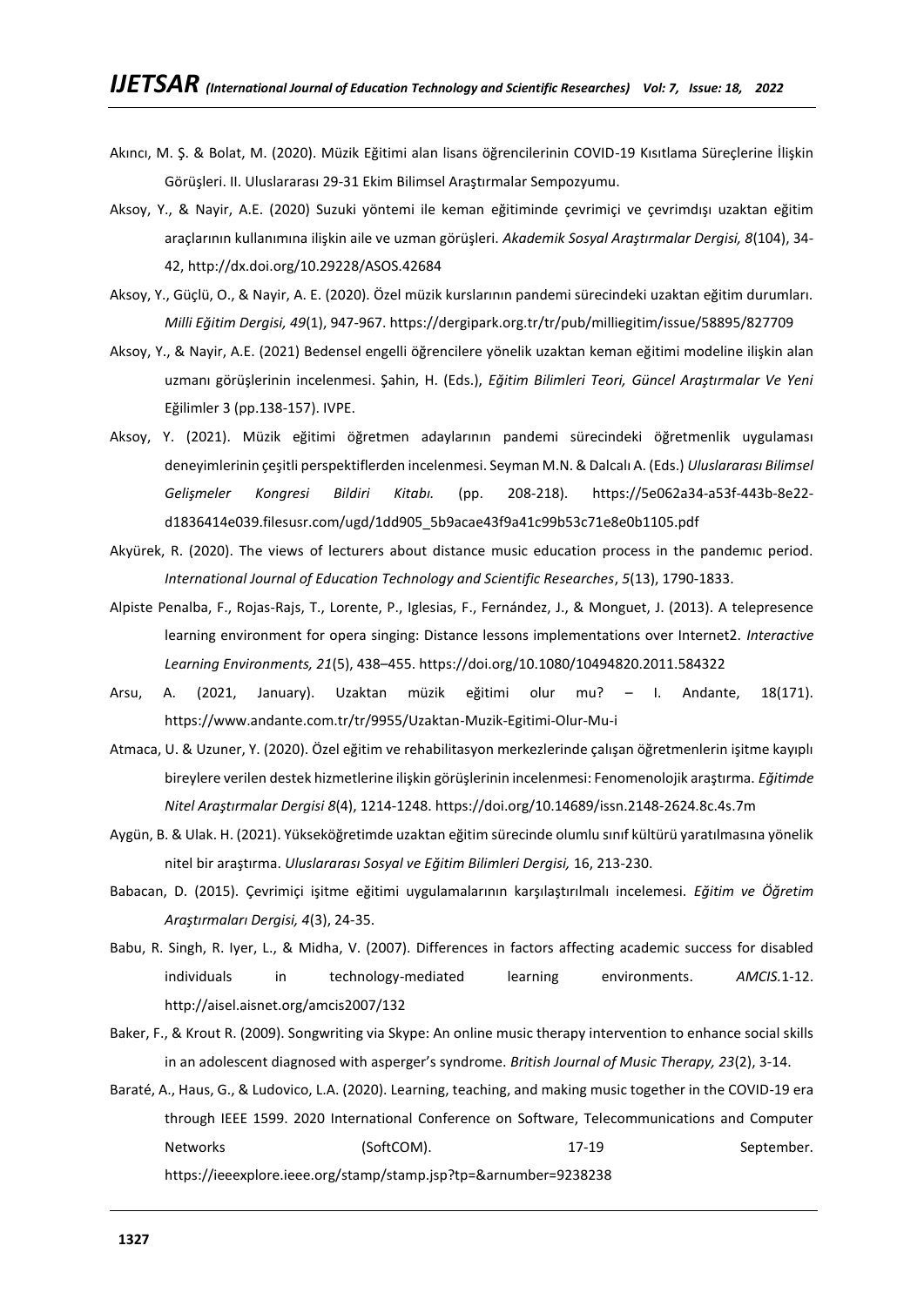Akıncı, M. Ş. & Bolat, M. (2020). Müzik Eğitimi alan lisans öğrencilerinin COVID-19 Kısıtlama Süreçlerine İlişkin Görüşleri. II. Uluslararası 29-31 Ekim Bilimsel Araştırmalar Sempozyumu.

Aksoy, Y., & Nayir, A.E. (2020) Suzuki yöntemi ile keman eğitiminde çevrimiçi ve çevrimdışı uzaktan eğitim araçlarının kullanımına ilişkin aile ve uzman görüşleri. *Akademik Sosyal Araştırmalar Dergisi, 8*(104), 34-42, http://dx.doi.org/10.29228/ASOS.42684

Aksoy, Y., Güçlü, O., & Nayir, A. E. (2020). Özel müzik kurslarının pandemi sürecindeki uzaktan eğitim durumları. *Milli Eğitim Dergisi, 49*(1), 947-967. https://dergipark.org.tr/tr/pub/milliegitim/issue/58895/827709

Aksoy, Y., & Nayir, A.E. (2021) Bedensel engelli öğrencilere yönelik uzaktan keman eğitimi modeline ilişkin alan uzmanı görüşlerinin incelenmesi. Şahin, H. (Eds.), *Eğitim Bilimleri Teori, Güncel Araştırmalar Ve Yeni* Eğilimler 3 (pp.138-157). IVPE.

Aksoy, Y. (2021). Müzik eğitimi öğretmen adaylarının pandemi sürecindeki öğretmenlik uygulaması deneyimlerinin çeşitli perspektiflerden incelenmesi. Seyman M.N. & Dalcalı A. (Eds.) *Uluslararası Bilimsel Gelişmeler Kongresi Bildiri Kitabı.* (pp. 208-218). https://5e062a34-a53f-443b-8e22-d1836414e039.filesusr.com/ugd/1dd905_5b9acae43f9a41c99b53c71e8e0b1105.pdf

Akyürek, R. (2020). The views of lecturers about distance music education process in the pandemıc period. *International Journal of Education Technology and Scientific Researches*, *5*(13), 1790-1833.

Alpiste Penalba, F., Rojas-Rajs, T., Lorente, P., Iglesias, F., Fernández, J., & Monguet, J. (2013). A telepresence learning environment for opera singing: Distance lessons implementations over Internet2. *Interactive Learning Environments, 21*(5), 438–455. https://doi.org/10.1080/10494820.2011.584322

Arsu, A. (2021, January). Uzaktan müzik eğitimi olur mu? – I. Andante, 18(171). https://www.andante.com.tr/tr/9955/Uzaktan-Muzik-Egitimi-Olur-Mu-i

Atmaca, U. & Uzuner, Y. (2020). Özel eğitim ve rehabilitasyon merkezlerinde çalışan öğretmenlerin işitme kayıplı bireylere verilen destek hizmetlerine ilişkin görüşlerinin incelenmesi: Fenomenolojik araştırma. *Eğitimde Nitel Araştırmalar Dergisi 8*(4), 1214-1248. https://doi.org/10.14689/issn.2148-2624.8c.4s.7m

Aygün, B. & Ulak. H. (2021). Yükseköğretimde uzaktan eğitim sürecinde olumlu sınıf kültürü yaratılmasına yönelik nitel bir araştırma. *Uluslararası Sosyal ve Eğitim Bilimleri Dergisi,* 16, 213-230.

Babacan, D. (2015). Çevrimiçi işitme eğitimi uygulamalarının karşılaştırılmalı incelemesi. *Eğitim ve Öğretim Araştırmaları Dergisi, 4*(3), 24-35.

Babu, R. Singh, R. Iyer, L., & Midha, V. (2007). Differences in factors affecting academic success for disabled individuals in technology-mediated learning environments. *AMCIS.*1-12. http://aisel.aisnet.org/amcis2007/132

Baker, F., & Krout R. (2009). Songwriting via Skype: An online music therapy intervention to enhance social skills in an adolescent diagnosed with asperger's syndrome. *British Journal of Music Therapy, 23*(2), 3-14.

Baraté, A., Haus, G., & Ludovico, L.A. (2020). Learning, teaching, and making music together in the COVID-19 era through IEEE 1599. 2020 International Conference on Software, Telecommunications and Computer Networks (SoftCOM). 17-19 September. https://ieeexplore.ieee.org/stamp/stamp.jsp?tp=&arnumber=9238238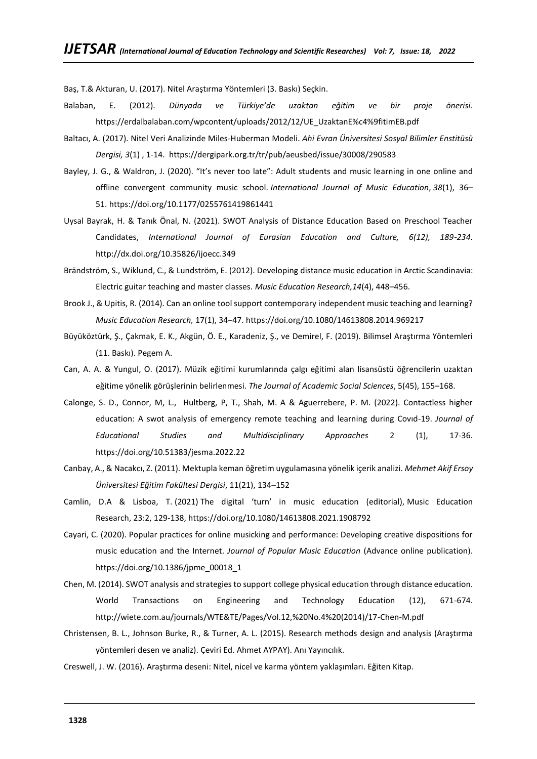Baş, T.& Akturan, U. (2017). Nitel Araştırma Yöntemleri (3. Baskı) Seçkin.

Balaban, E. (2012). *Dünyada ve Türkiye'de uzaktan eğitim ve bir proje önerisi.* https://erdalbalaban.com/wpcontent/uploads/2012/12/UE_UzaktanE%c4%9fitimEB.pdf

Baltacı, A. (2017). Nitel Veri Analizinde Miles-Huberman Modeli. *Ahi Evran Üniversitesi Sosyal Bilimler Enstitüsü Dergisi, 3*(1) , 1-14. https://dergipark.org.tr/tr/pub/aeusbed/issue/30008/290583

Bayley, J. G., & Waldron, J. (2020). "It's never too late": Adult students and music learning in one online and offline convergent community music school. *International Journal of Music Education*, *38*(1), 36–51. https://doi.org/10.1177/0255761419861441

Uysal Bayrak, H. & Tanık Önal, N. (2021). SWOT Analysis of Distance Education Based on Preschool Teacher Candidates, *International Journal of Eurasian Education and Culture, 6(12), 189-234.* http://dx.doi.org/10.35826/ijoecc.349

Brändström, S., Wiklund, C., & Lundström, E. (2012). Developing distance music education in Arctic Scandinavia: Electric guitar teaching and master classes. *Music Education Research,14*(4), 448–456.

Brook J., & Upitis, R. (2014). Can an online tool support contemporary independent music teaching and learning? *Music Education Research,* 17(1), 34–47. https://doi.org/10.1080/14613808.2014.969217

Büyüköztürk, Ş., Çakmak, E. K., Akgün, Ö. E., Karadeniz, Ş., ve Demirel, F. (2019). Bilimsel Araştırma Yöntemleri (11. Baskı). Pegem A.

Can, A. A. & Yungul, O. (2017). Müzik eğitimi kurumlarında çalgı eğitimi alan lisansüstü öğrencilerin uzaktan eğitime yönelik görüşlerinin belirlenmesi. *The Journal of Academic Social Sciences*, 5(45), 155–168.

Calonge, S. D., Connor, M, L., Hultberg, P, T., Shah, M. A & Aguerrebere, P. M. (2022). Contactless higher education: A swot analysis of emergency remote teaching and learning during Covıd-19. *Journal of Educational Studies and Multidisciplinary Approaches* 2 (1), 17-36. https://doi.org/10.51383/jesma.2022.22

Canbay, A., & Nacakcı, Z. (2011). Mektupla keman öğretim uygulamasına yönelik içerik analizi. *Mehmet Akif Ersoy Üniversitesi Eğitim Fakültesi Dergisi*, 11(21), 134–152

Camlin, D.A & Lisboa, T. (2021) The digital 'turn' in music education (editorial), Music Education Research, 23:2, 129-138, https://doi.org/10.1080/14613808.2021.1908792

Cayari, C. (2020). Popular practices for online musicking and performance: Developing creative dispositions for music education and the Internet. *Journal of Popular Music Education* (Advance online publication). https://doi.org/10.1386/jpme_00018_1

Chen, M. (2014). SWOT analysis and strategies to support college physical education through distance education. World Transactions on Engineering and Technology Education (12), 671-674. http://wiete.com.au/journals/WTE&TE/Pages/Vol.12,%20No.4%20(2014)/17-Chen-M.pdf

Christensen, B. L., Johnson Burke, R., & Turner, A. L. (2015). Research methods design and analysis (Araştırma yöntemleri desen ve analiz). Çeviri Ed. Ahmet AYPAY). Anı Yayıncılık.

Creswell, J. W. (2016). Araştırma deseni: Nitel, nicel ve karma yöntem yaklaşımları. Eğiten Kitap.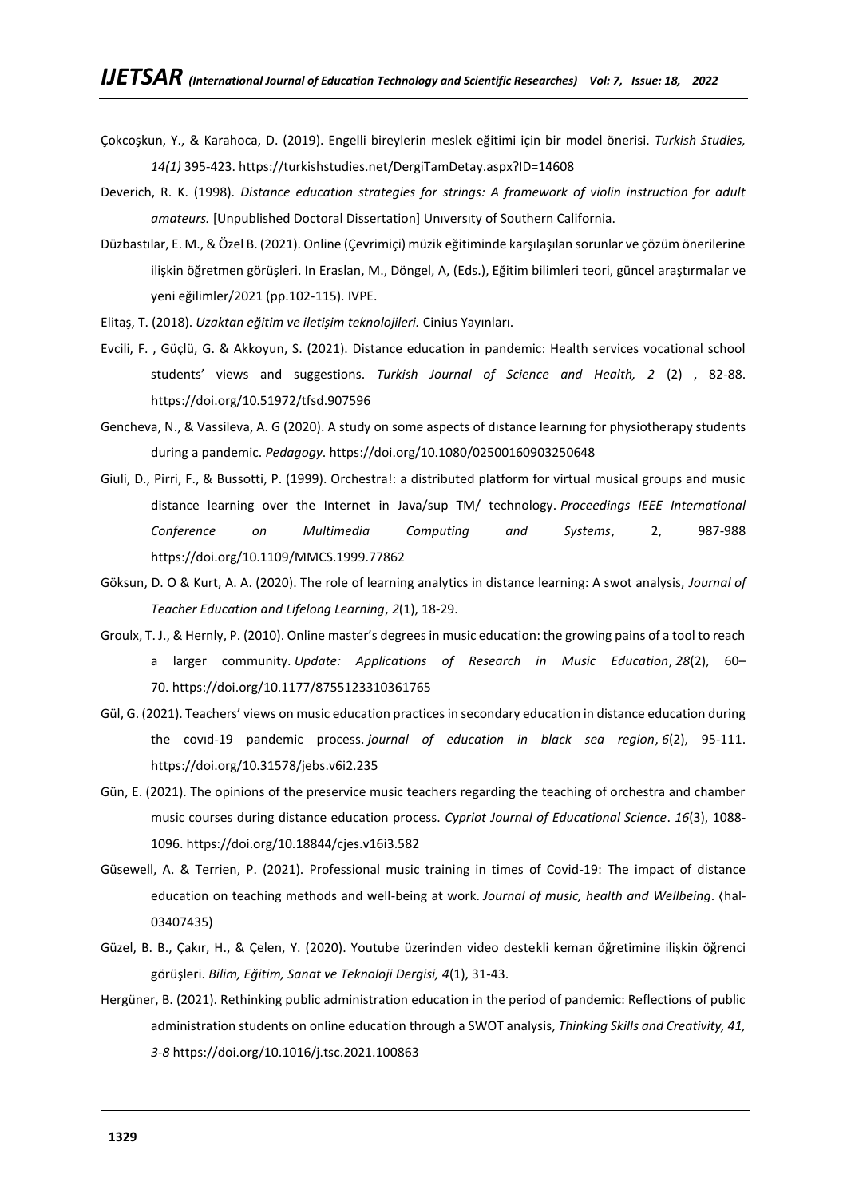Çokcoşkun, Y., & Karahoca, D. (2019). Engelli bireylerin meslek eğitimi için bir model önerisi. *Turkish Studies, 14(1)* 395-423. https://turkishstudies.net/DergiTamDetay.aspx?ID=14608

Deverich, R. K. (1998). *Distance education strategies for strings: A framework of violin instruction for adult amateurs.* [Unpublished Doctoral Dissertation] Unıversıty of Southern California.

Düzbastılar, E. M., & Özel B. (2021). Online (Çevrimiçi) müzik eğitiminde karşılaşılan sorunlar ve çözüm önerilerine ilişkin öğretmen görüşleri. In Eraslan, M., Döngel, A, (Eds.), Eğitim bilimleri teori, güncel araştırmalar ve yeni eğilimler/2021 (pp.102-115). IVPE.

Elitaş, T. (2018). *Uzaktan eğitim ve iletişim teknolojileri.* Cinius Yayınları.

Evcili, F. , Güçlü, G. & Akkoyun, S. (2021). Distance education in pandemic: Health services vocational school students' views and suggestions. *Turkish Journal of Science and Health, 2* (2) , 82-88. https://doi.org/10.51972/tfsd.907596

Gencheva, N., & Vassileva, A. G (2020). A study on some aspects of dıstance learnıng for physiotherapy students during a pandemic. *Pedagogy*. https://doi.org/10.1080/02500160903250648

Giuli, D., Pirri, F., & Bussotti, P. (1999). Orchestra!: a distributed platform for virtual musical groups and music distance learning over the Internet in Java/sup TM/ technology. *Proceedings IEEE International Conference on Multimedia Computing and Systems*, 2, 987-988 https://doi.org/10.1109/MMCS.1999.77862

Göksun, D. O & Kurt, A. A. (2020). The role of learning analytics in distance learning: A swot analysis, *Journal of Teacher Education and Lifelong Learning*, *2*(1), 18-29.

Groulx, T. J., & Hernly, P. (2010). Online master's degrees in music education: the growing pains of a tool to reach a larger community. *Update: Applications of Research in Music Education*, *28*(2), 60–70. https://doi.org/10.1177/8755123310361765

Gül, G. (2021). Teachers' views on music education practices in secondary education in distance education during the covıd-19 pandemic process. *journal of education in black sea region*, *6*(2), 95-111. https://doi.org/10.31578/jebs.v6i2.235

Gün, E. (2021). The opinions of the preservice music teachers regarding the teaching of orchestra and chamber music courses during distance education process. *Cypriot Journal of Educational Science*. *16*(3), 1088-1096. https://doi.org/10.18844/cjes.v16i3.582

Güsewell, A. & Terrien, P. (2021). Professional music training in times of Covid-19: The impact of distance education on teaching methods and well-being at work. *Journal of music, health and Wellbeing*. (hal-03407435)

Güzel, B. B., Çakır, H., & Çelen, Y. (2020). Youtube üzerinden video destekli keman öğretimine ilişkin öğrenci görüşleri. *Bilim, Eğitim, Sanat ve Teknoloji Dergisi, 4*(1), 31-43.

Hergüner, B. (2021). Rethinking public administration education in the period of pandemic: Reflections of public administration students on online education through a SWOT analysis, *Thinking Skills and Creativity, 41, 3-8* https://doi.org/10.1016/j.tsc.2021.100863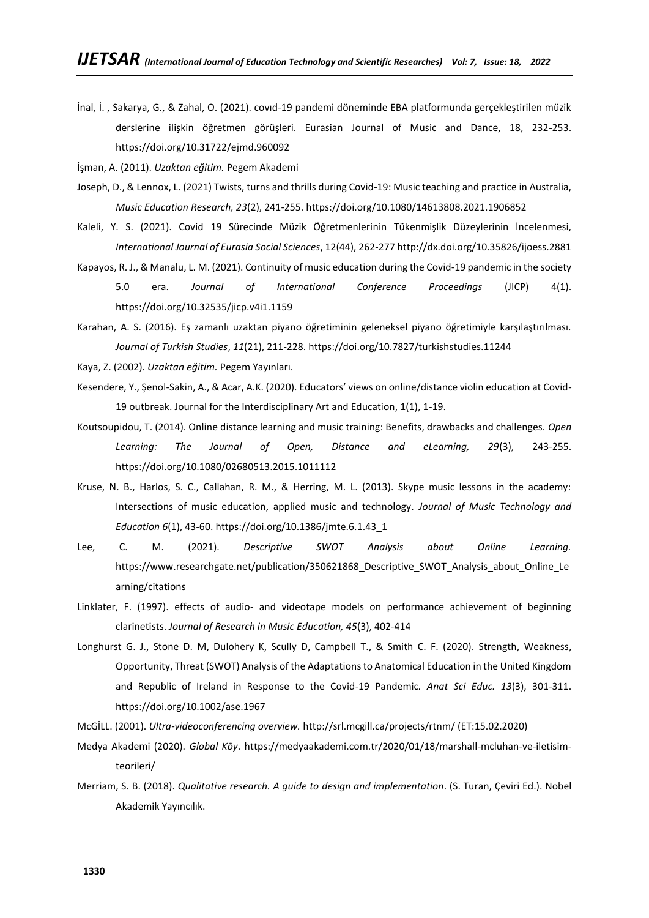İnal, İ. , Sakarya, G., & Zahal, O. (2021). covıd-19 pandemi döneminde EBA platformunda gerçekleştirilen müzik derslerine ilişkin öğretmen görüşleri. Eurasian Journal of Music and Dance, 18, 232-253. https://doi.org/10.31722/ejmd.960092

İşman, A. (2011). *Uzaktan eğitim.* Pegem Akademi

Joseph, D., & Lennox, L. (2021) Twists, turns and thrills during Covid-19: Music teaching and practice in Australia, *Music Education Research, 23*(2), 241-255. https://doi.org/10.1080/14613808.2021.1906852

Kaleli, Y. S. (2021). Covid 19 Sürecinde Müzik Öğretmenlerinin Tükenmişlik Düzeylerinin İncelenmesi, *International Journal of Eurasia Social Sciences*, 12(44), 262-277 http://dx.doi.org/10.35826/ijoess.2881

Kapayos, R. J., & Manalu, L. M. (2021). Continuity of music education during the Covid-19 pandemic in the society 5.0 era. *Journal of International Conference Proceedings* (JICP) 4(1). https://doi.org/10.32535/jicp.v4i1.1159

Karahan, A. S. (2016). Eş zamanlı uzaktan piyano öğretiminin geleneksel piyano öğretimiyle karşılaştırılması. *Journal of Turkish Studies*, *11*(21), 211-228. https://doi.org/10.7827/turkishstudies.11244

Kaya, Z. (2002). *Uzaktan eğitim.* Pegem Yayınları.

Kesendere, Y., Şenol-Sakin, A., & Acar, A.K. (2020). Educators' views on online/distance violin education at Covid-19 outbreak. Journal for the Interdisciplinary Art and Education, 1(1), 1-19.

Koutsoupidou, T. (2014). Online distance learning and music training: Benefits, drawbacks and challenges. *Open Learning: The Journal of Open, Distance and eLearning, 29*(3), 243-255. https://doi.org/10.1080/02680513.2015.1011112

Kruse, N. B., Harlos, S. C., Callahan, R. M., & Herring, M. L. (2013). Skype music lessons in the academy: Intersections of music education, applied music and technology. *Journal of Music Technology and Education 6*(1), 43-60. https://doi.org/10.1386/jmte.6.1.43_1

Lee, C. M. (2021). *Descriptive SWOT Analysis about Online Learning.* https://www.researchgate.net/publication/350621868_Descriptive_SWOT_Analysis_about_Online_Learning/citations

Linklater, F. (1997). effects of audio- and videotape models on performance achievement of beginning clarinetists. *Journal of Research in Music Education, 45*(3), 402-414

Longhurst G. J., Stone D. M, Dulohery K, Scully D, Campbell T., & Smith C. F. (2020). Strength, Weakness, Opportunity, Threat (SWOT) Analysis of the Adaptations to Anatomical Education in the United Kingdom and Republic of Ireland in Response to the Covid-19 Pandemic. *Anat Sci Educ. 13*(3), 301-311. https://doi.org/10.1002/ase.1967

McGİLL. (2001). *Ultra-videoconferencing overview.* http://srl.mcgill.ca/projects/rtnm/ (ET:15.02.2020)

Medya Akademi (2020). *Global Köy*. https://medyaakademi.com.tr/2020/01/18/marshall-mcluhan-ve-iletisim-teorileri/

Merriam, S. B. (2018). *Qualitative research. A guide to design and implementation*. (S. Turan, Çeviri Ed.). Nobel Akademik Yayıncılık.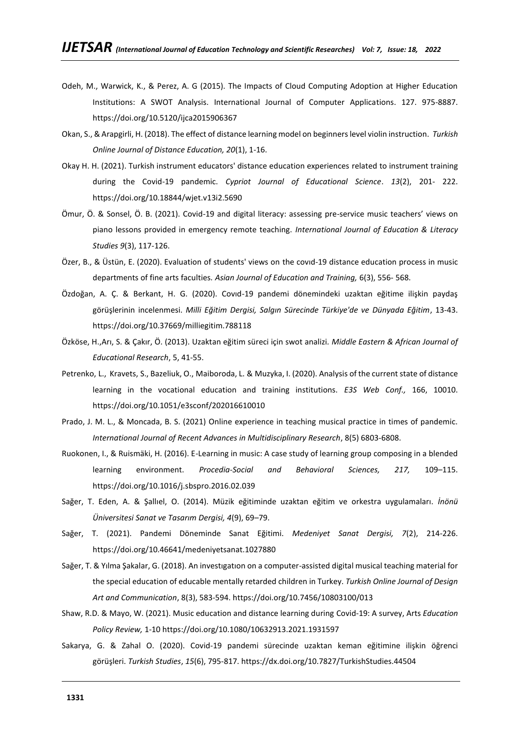Odeh, M., Warwick, K., & Perez, A. G (2015). The Impacts of Cloud Computing Adoption at Higher Education Institutions: A SWOT Analysis. International Journal of Computer Applications. 127. 975-8887. https://doi.org/10.5120/ijca2015906367

Okan, S., & Arapgirli, H. (2018). The effect of distance learning model on beginners level violin instruction. *Turkish Online Journal of Distance Education, 20*(1), 1-16.

Okay H. H. (2021). Turkish instrument educators' distance education experiences related to instrument training during the Covid-19 pandemic. *Cypriot Journal of Educational Science*. *13*(2), 201- 222. https://doi.org/10.18844/wjet.v13i2.5690

Ömur, Ö. & Sonsel, Ö. B. (2021). Covid-19 and digital literacy: assessing pre-service music teachers' views on piano lessons provided in emergency remote teaching. *International Journal of Education & Literacy Studies 9*(3), 117-126.

Özer, B., & Üstün, E. (2020). Evaluation of students' views on the covıd-19 distance education process in music departments of fine arts faculties. *Asian Journal of Education and Training,* 6(3), 556- 568.

Özdoğan, A. Ç. & Berkant, H. G. (2020). Covıd-19 pandemi dönemindeki uzaktan eğitime ilişkin paydaş görüşlerinin incelenmesi. *Milli Eğitim Dergisi, Salgın Sürecinde Türkiye'de ve Dünyada Eğitim*, 13-43. https://doi.org/10.37669/milliegitim.788118

Özköse, H.,Arı, S. & Çakır, Ö. (2013). Uzaktan eğitim süreci için swot analizi. *Middle Eastern & African Journal of Educational Research*, 5, 41-55.

Petrenko, L., Kravets, S., Bazeliuk, O., Maiboroda, L. & Muzyka, I. (2020). Analysis of the current state of distance learning in the vocational education and training institutions. *E3S Web Conf.,* 166, 10010. https://doi.org/10.1051/e3sconf/202016610010

Prado, J. M. L., & Moncada, B. S. (2021) Online experience in teaching musical practice in times of pandemic. *International Journal of Recent Advances in Multidisciplinary Research*, 8(5) 6803-6808.

Ruokonen, I., & Ruismäki, H. (2016). E-Learning in music: A case study of learning group composing in a blended learning environment. *Procedia-Social and Behavioral Sciences, 217,* 109–115. https://doi.org/10.1016/j.sbspro.2016.02.039

Sağer, T. Eden, A. & Şallıel, O. (2014). Müzik eğitiminde uzaktan eğitim ve orkestra uygulamaları. *İnönü Üniversitesi Sanat ve Tasarım Dergisi, 4*(9), 69–79.

Sağer, T. (2021). Pandemi Döneminde Sanat Eğitimi. *Medeniyet Sanat Dergisi, 7*(2), 214-226. https://doi.org/10.46641/medeniyetsanat.1027880

Sağer, T. & Yılma Şakalar, G. (2018). An investıgatıon on a computer-assisted digital musical teaching material for the special education of educable mentally retarded children in Turkey. *Turkish Online Journal of Design Art and Communication*, 8(3), 583-594. https://doi.org/10.7456/10803100/013

Shaw, R.D. & Mayo, W. (2021). Music education and distance learning during Covid-19: A survey, Arts *Education Policy Review,* 1-10 https://doi.org/10.1080/10632913.2021.1931597

Sakarya, G. & Zahal O. (2020). Covid-19 pandemi sürecinde uzaktan keman eğitimine ilişkin öğrenci görüşleri. *Turkish Studies*, *15*(6), 795-817. https://dx.doi.org/10.7827/TurkishStudies.44504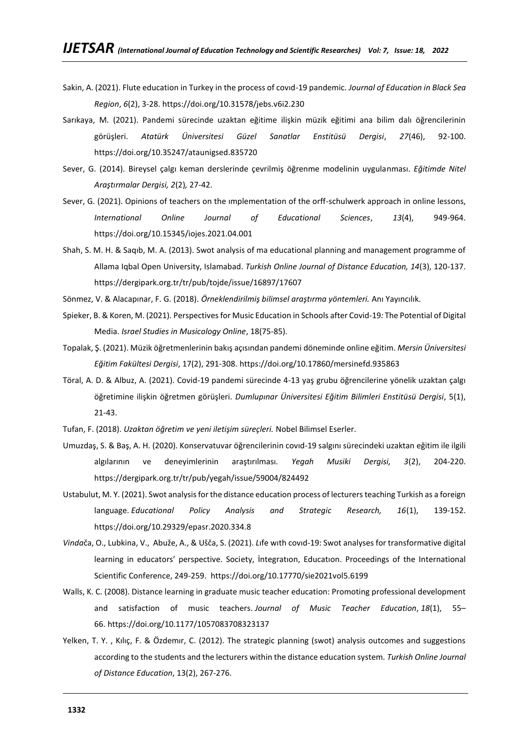Sakin, A. (2021). Flute education in Turkey in the process of covıd-19 pandemic. *Journal of Education in Black Sea Region*, *6*(2), 3-28. https://doi.org/10.31578/jebs.v6i2.230

Sarıkaya, M. (2021). Pandemi sürecinde uzaktan eğitime ilişkin müzik eğitimi ana bilim dalı öğrencilerinin görüşleri. *Atatürk Üniversitesi Güzel Sanatlar Enstitüsü Dergisi*, *27*(46), 92-100. https://doi.org/10.35247/ataunigsed.835720

Sever, G. (2014). Bireysel çalgı keman derslerinde çevrilmiş öğrenme modelinin uygulanması. *Eğitimde Nitel Araştırmalar Dergisi, 2*(2)*,* 27-42.

Sever, G. (2021). Opinions of teachers on the ımplementation of the orff-schulwerk approach in online lessons, *International Online Journal of Educational Sciences*, *13*(4), 949-964. https://doi.org/10.15345/iojes.2021.04.001

Shah, S. M. H. & Saqıb, M. A. (2013). Swot analysis of ma educational planning and management programme of Allama Iqbal Open University, Islamabad. *Turkish Online Journal of Distance Education, 14*(3), 120-137. https://dergipark.org.tr/tr/pub/tojde/issue/16897/17607

Sönmez, V. & Alacapınar, F. G. (2018). *Örneklendirilmiş bilimsel araştırma yöntemleri.* Anı Yayıncılık.

Spieker, B. & Koren, M. (2021). Perspectives for Music Education in Schools after Covid-19*:* The Potential of Digital Media. *Israel Studies in Musicology Online*, 18(75-85).

Topalak, Ş. (2021). Müzik öğretmenlerinin bakış açısından pandemi döneminde online eğitim. *Mersin Üniversitesi Eğitim Fakültesi Dergisi*, 17(2), 291-308. https://doi.org/10.17860/mersinefd.935863

Töral, A. D. & Albuz, A. (2021). Covid-19 pandemi sürecinde 4-13 yaş grubu öğrencilerine yönelik uzaktan çalgı öğretimine ilişkin öğretmen görüşleri. *Dumlupınar Üniversitesi Eğitim Bilimleri Enstitüsü Dergisi*, 5(1), 21-43.

Tufan, F. (2018). *Uzaktan öğretim ve yeni iletişim süreçleri.* Nobel Bilimsel Eserler.

Umuzdaş, S. & Baş, A. H. (2020). Konservatuvar öğrencilerinin covıd-19 salgını sürecindeki uzaktan eğitim ile ilgili algılarının ve deneyimlerinin araştırılması. *Yegah Musiki Dergisi, 3*(2), 204-220. https://dergipark.org.tr/tr/pub/yegah/issue/59004/824492

Ustabulut, M. Y. (2021). Swot analysis for the distance education process of lecturers teaching Turkish as a foreign language. *Educational Policy Analysis and Strategic Research, 16*(1), 139-152. https://doi.org/10.29329/epasr.2020.334.8

*Vinda*ča, O., Lubkina, V., Abuže, A., & Ušča, S. (2021). *L*ıfe wıth covıd-19: Swot analyses for transformative digital learning in educators' perspective. Society, İntegratıon, Educatıon. Proceedings of the International Scientific Conference, 249-259. https://doi.org/10.17770/sie2021vol5.6199

Walls, K. C. (2008). Distance learning in graduate music teacher education: Promoting professional development and satisfaction of music teachers. *Journal of Music Teacher Education*, *18*(1), 55–66. https://doi.org/10.1177/1057083708323137

Yelken, T. Y. , Kılıç, F. & Özdemır, C. (2012). The strategic planning (swot) analysis outcomes and suggestions according to the students and the lecturers within the distance education system. *Turkish Online Journal of Distance Education*, 13(2), 267-276.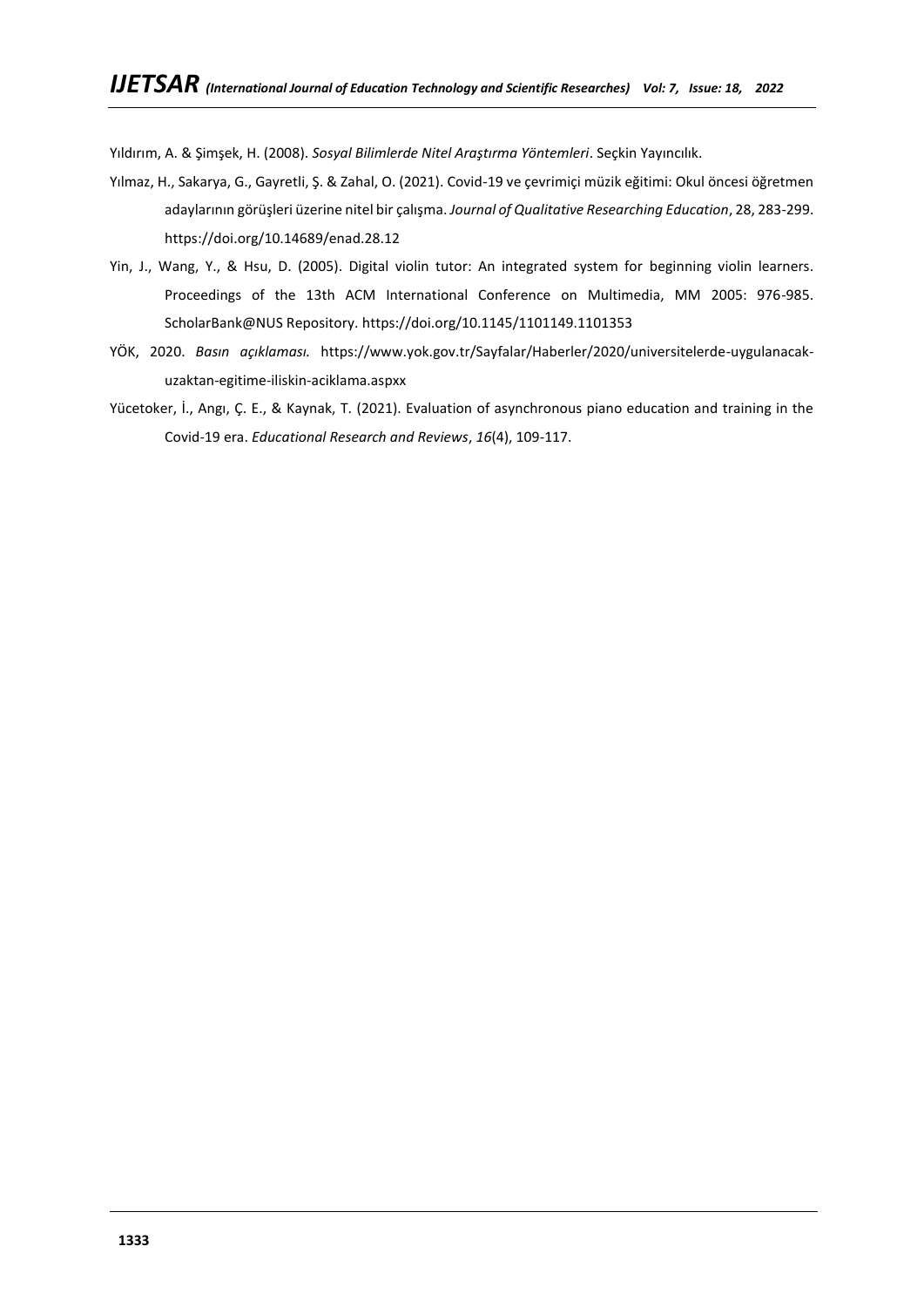Yıldırım, A. & Şimşek, H. (2008). *Sosyal Bilimlerde Nitel Araştırma Yöntemleri*. Seçkin Yayıncılık.

Yılmaz, H., Sakarya, G., Gayretli, Ş. & Zahal, O. (2021). Covid-19 ve çevrimiçi müzik eğitimi: Okul öncesi öğretmen adaylarının görüşleri üzerine nitel bir çalışma. *Journal of Qualitative Researching Education*, 28, 283-299. https://doi.org/10.14689/enad.28.12

Yin, J., Wang, Y., & Hsu, D. (2005). Digital violin tutor: An integrated system for beginning violin learners. Proceedings of the 13th ACM International Conference on Multimedia, MM 2005: 976-985. ScholarBank@NUS Repository. https://doi.org/10.1145/1101149.1101353

YÖK, 2020. *Basın açıklaması.* https://www.yok.gov.tr/Sayfalar/Haberler/2020/universitelerde-uygulanacak-uzaktan-egitime-iliskin-aciklama.aspxx

Yücetoker, İ., Angı, Ç. E., & Kaynak, T. (2021). Evaluation of asynchronous piano education and training in the Covid-19 era. *Educational Research and Reviews*, *16*(4), 109-117.